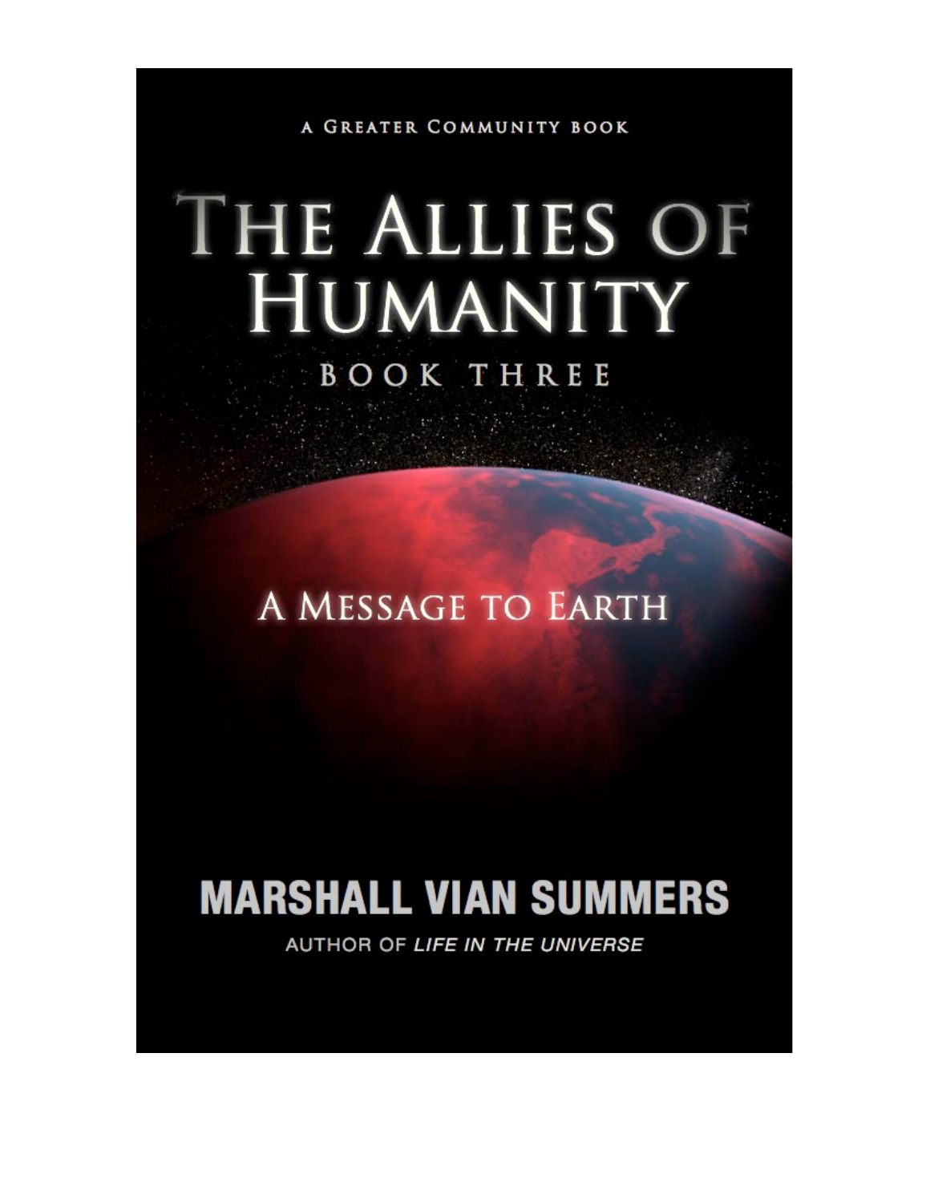A GREATER COMMUNITY BOOK

# THE ALLIES OF HUMANITY

## BOOK THREE

## A MESSAGE TO EARTH

**MARSHALL VIAN SUMMERS**

AUTHOR OF *LIFE IN THE UNIVERSE*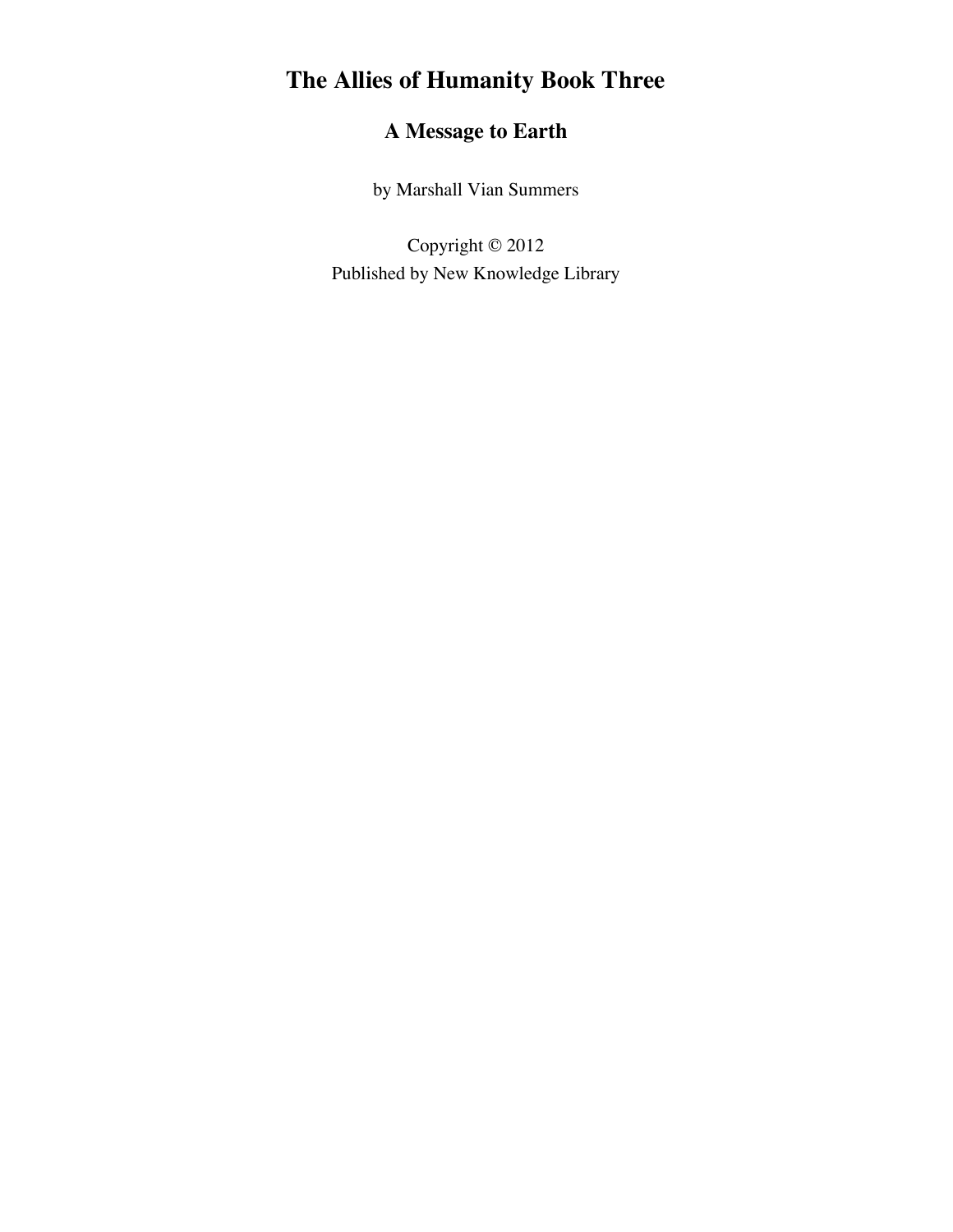# The Allies of Humanity Book Three

## A Message to Earth

by Marshall Vian Summers

Copyright © 2012
Published by New Knowledge Library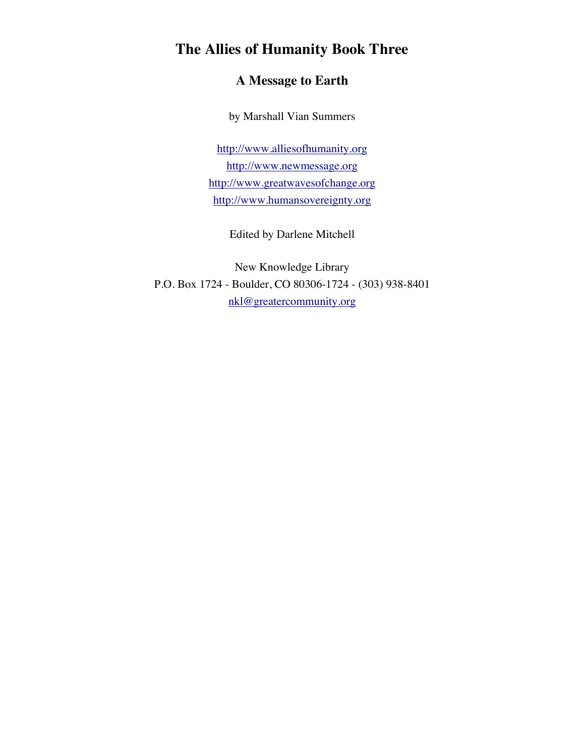# The Allies of Humanity Book Three

## A Message to Earth

by Marshall Vian Summers

http://www.alliesofhumanity.org
http://www.newmessage.org
http://www.greatwavesofchange.org
http://www.humansovereignty.org

Edited by Darlene Mitchell

New Knowledge Library
P.O. Box 1724 - Boulder, CO 80306-1724 - (303) 938-8401
nkl@greatercommunity.org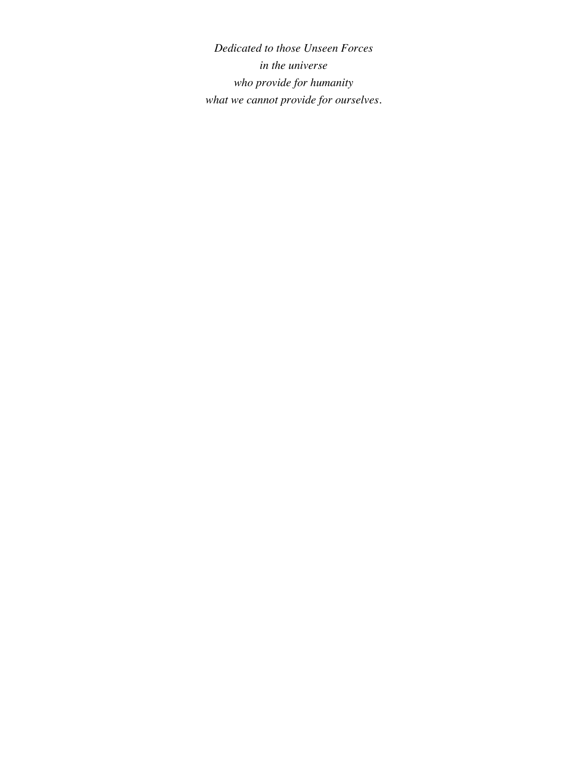*Dedicated to those Unseen Forces*
*in the universe*
*who provide for humanity*
*what we cannot provide for ourselves.*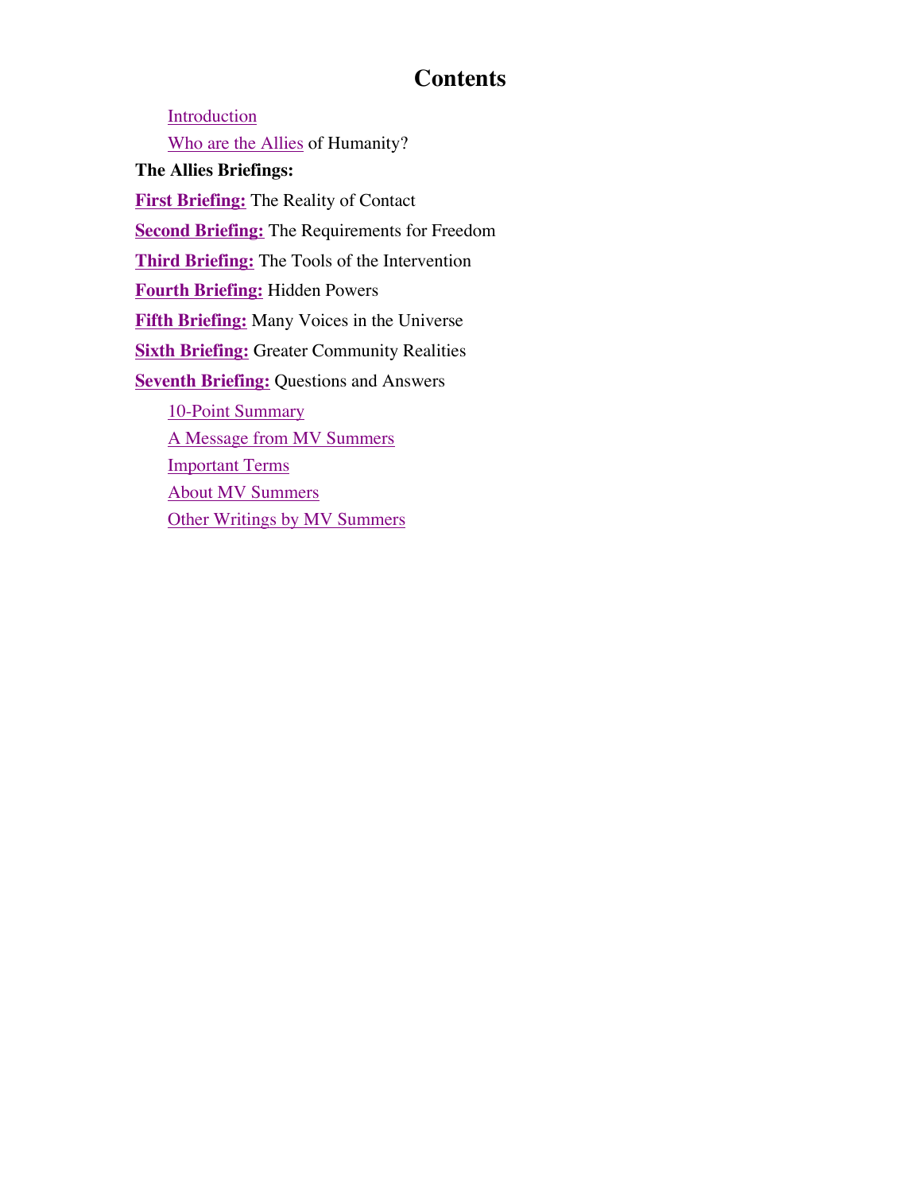# Contents

Introduction

Who are the Allies of Humanity?

**The Allies Briefings:**

**First Briefing:** The Reality of Contact

**Second Briefing:** The Requirements for Freedom

**Third Briefing:** The Tools of the Intervention

**Fourth Briefing:** Hidden Powers

**Fifth Briefing:** Many Voices in the Universe

**Sixth Briefing:** Greater Community Realities

**Seventh Briefing:** Questions and Answers

10-Point Summary

A Message from MV Summers

Important Terms

About MV Summers

Other Writings by MV Summers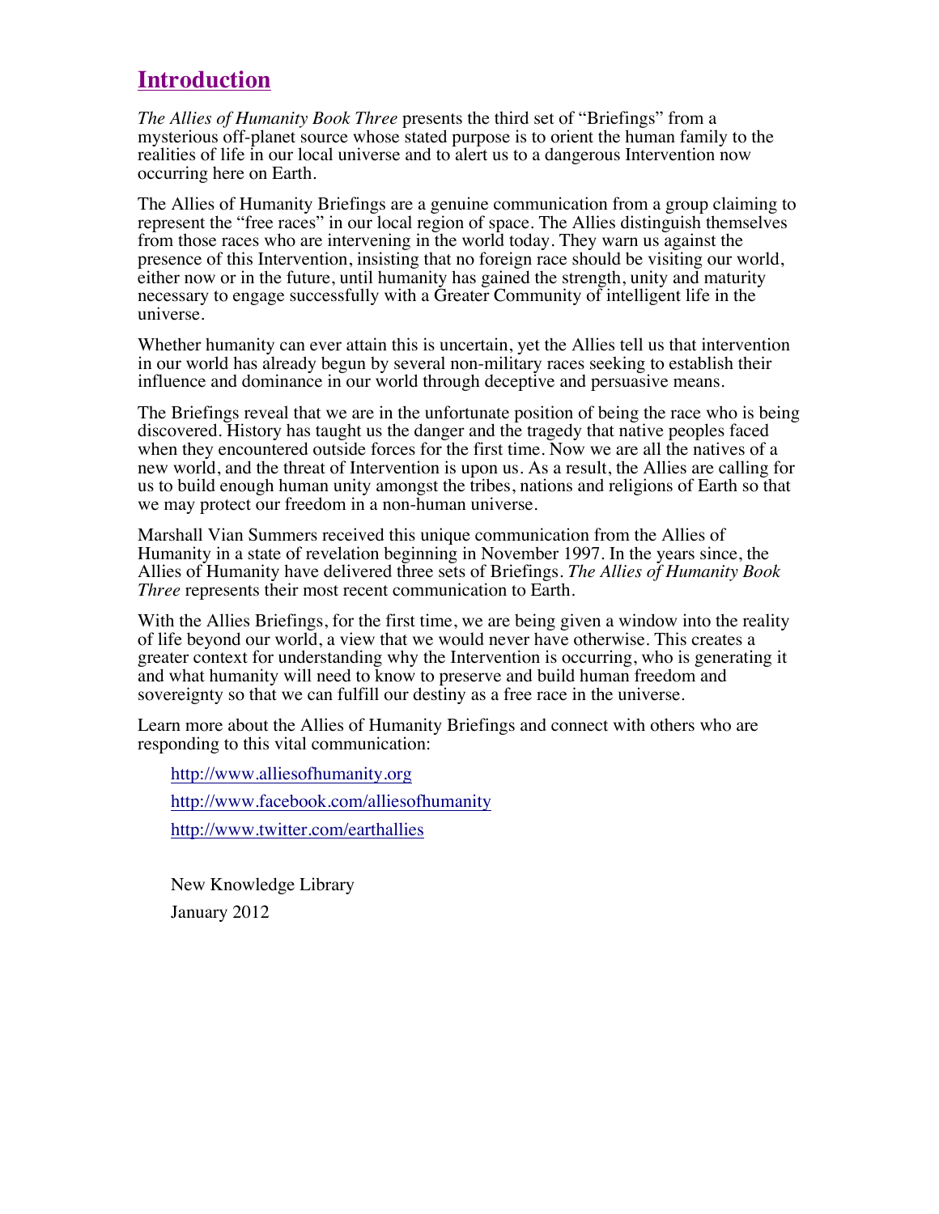## Introduction

*The Allies of Humanity Book Three* presents the third set of "Briefings" from a mysterious off-planet source whose stated purpose is to orient the human family to the realities of life in our local universe and to alert us to a dangerous Intervention now occurring here on Earth.

The Allies of Humanity Briefings are a genuine communication from a group claiming to represent the "free races" in our local region of space. The Allies distinguish themselves from those races who are intervening in the world today. They warn us against the presence of this Intervention, insisting that no foreign race should be visiting our world, either now or in the future, until humanity has gained the strength, unity and maturity necessary to engage successfully with a Greater Community of intelligent life in the universe.

Whether humanity can ever attain this is uncertain, yet the Allies tell us that intervention in our world has already begun by several non-military races seeking to establish their influence and dominance in our world through deceptive and persuasive means.

The Briefings reveal that we are in the unfortunate position of being the race who is being discovered. History has taught us the danger and the tragedy that native peoples faced when they encountered outside forces for the first time. Now we are all the natives of a new world, and the threat of Intervention is upon us. As a result, the Allies are calling for us to build enough human unity amongst the tribes, nations and religions of Earth so that we may protect our freedom in a non-human universe.

Marshall Vian Summers received this unique communication from the Allies of Humanity in a state of revelation beginning in November 1997. In the years since, the Allies of Humanity have delivered three sets of Briefings. *The Allies of Humanity Book Three* represents their most recent communication to Earth.

With the Allies Briefings, for the first time, we are being given a window into the reality of life beyond our world, a view that we would never have otherwise. This creates a greater context for understanding why the Intervention is occurring, who is generating it and what humanity will need to know to preserve and build human freedom and sovereignty so that we can fulfill our destiny as a free race in the universe.

Learn more about the Allies of Humanity Briefings and connect with others who are responding to this vital communication:

http://www.alliesofhumanity.org

http://www.facebook.com/alliesofhumanity

http://www.twitter.com/earthallies

New Knowledge Library

January 2012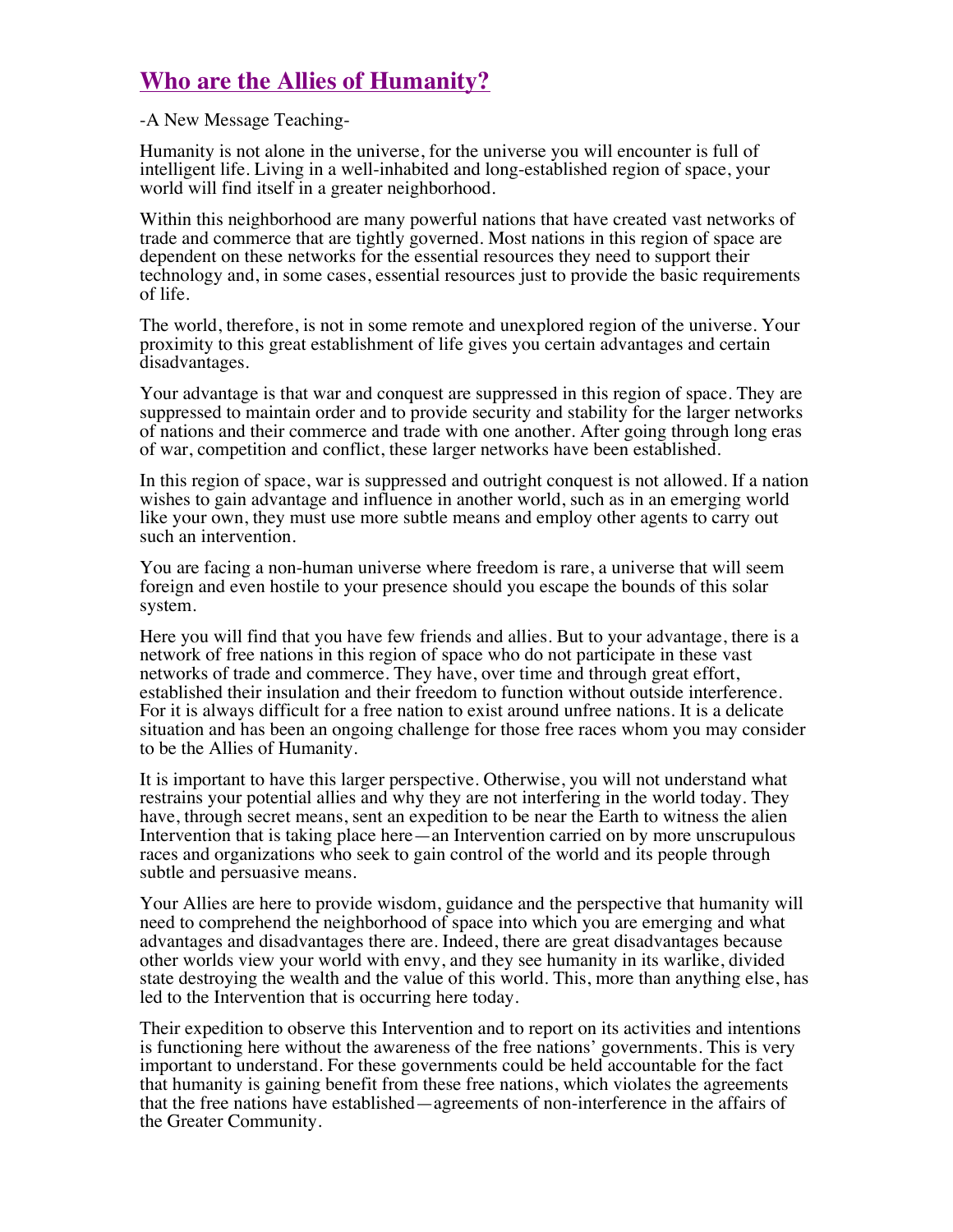## Who are the Allies of Humanity?

-A New Message Teaching-

Humanity is not alone in the universe, for the universe you will encounter is full of intelligent life. Living in a well-inhabited and long-established region of space, your world will find itself in a greater neighborhood.

Within this neighborhood are many powerful nations that have created vast networks of trade and commerce that are tightly governed. Most nations in this region of space are dependent on these networks for the essential resources they need to support their technology and, in some cases, essential resources just to provide the basic requirements of life.

The world, therefore, is not in some remote and unexplored region of the universe. Your proximity to this great establishment of life gives you certain advantages and certain disadvantages.

Your advantage is that war and conquest are suppressed in this region of space. They are suppressed to maintain order and to provide security and stability for the larger networks of nations and their commerce and trade with one another. After going through long eras of war, competition and conflict, these larger networks have been established.

In this region of space, war is suppressed and outright conquest is not allowed. If a nation wishes to gain advantage and influence in another world, such as in an emerging world like your own, they must use more subtle means and employ other agents to carry out such an intervention.

You are facing a non-human universe where freedom is rare, a universe that will seem foreign and even hostile to your presence should you escape the bounds of this solar system.

Here you will find that you have few friends and allies. But to your advantage, there is a network of free nations in this region of space who do not participate in these vast networks of trade and commerce. They have, over time and through great effort, established their insulation and their freedom to function without outside interference. For it is always difficult for a free nation to exist around unfree nations. It is a delicate situation and has been an ongoing challenge for those free races whom you may consider to be the Allies of Humanity.

It is important to have this larger perspective. Otherwise, you will not understand what restrains your potential allies and why they are not interfering in the world today. They have, through secret means, sent an expedition to be near the Earth to witness the alien Intervention that is taking place here—an Intervention carried on by more unscrupulous races and organizations who seek to gain control of the world and its people through subtle and persuasive means.

Your Allies are here to provide wisdom, guidance and the perspective that humanity will need to comprehend the neighborhood of space into which you are emerging and what advantages and disadvantages there are. Indeed, there are great disadvantages because other worlds view your world with envy, and they see humanity in its warlike, divided state destroying the wealth and the value of this world. This, more than anything else, has led to the Intervention that is occurring here today.

Their expedition to observe this Intervention and to report on its activities and intentions is functioning here without the awareness of the free nations' governments. This is very important to understand. For these governments could be held accountable for the fact that humanity is gaining benefit from these free nations, which violates the agreements that the free nations have established—agreements of non-interference in the affairs of the Greater Community.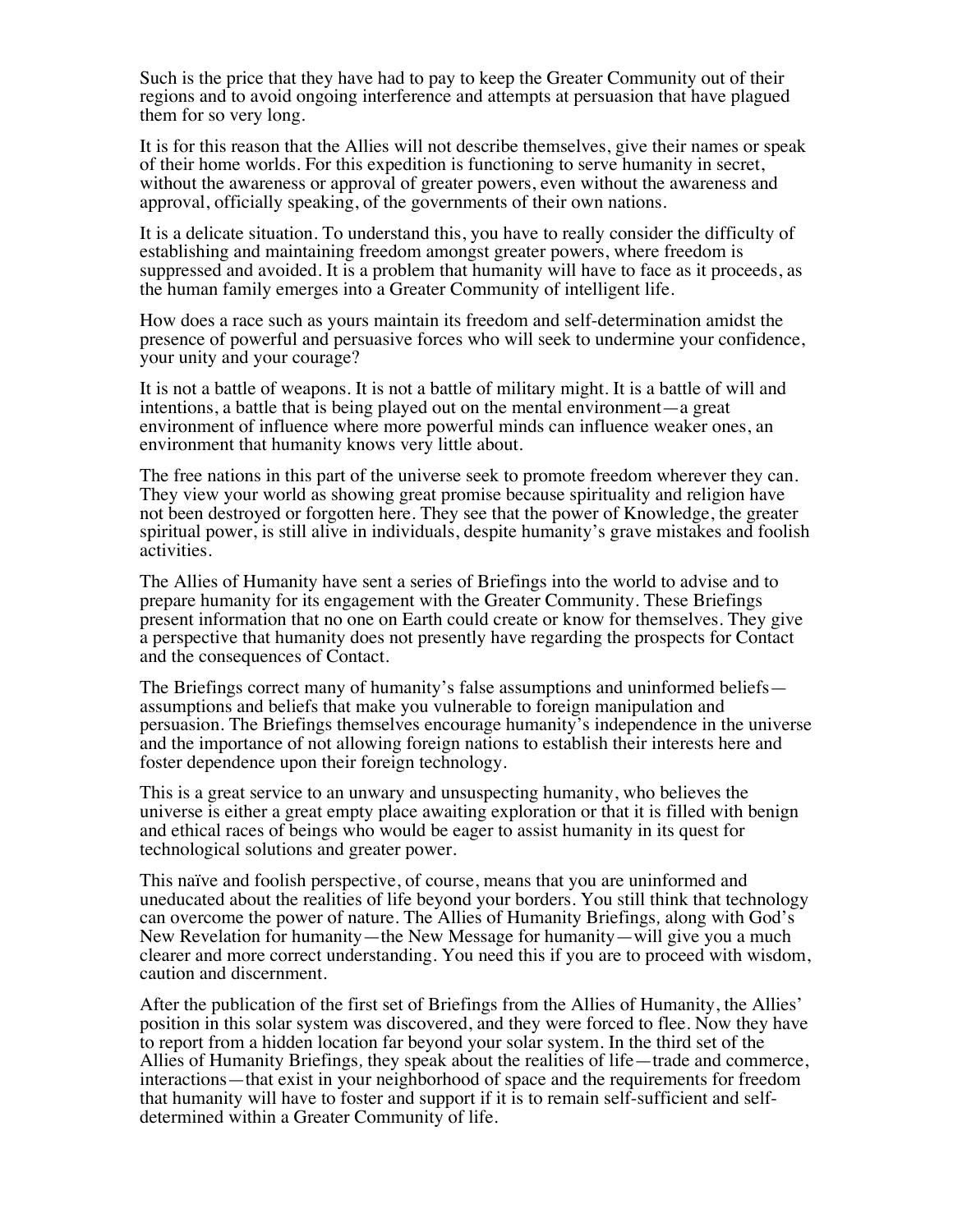Such is the price that they have had to pay to keep the Greater Community out of their regions and to avoid ongoing interference and attempts at persuasion that have plagued them for so very long.

It is for this reason that the Allies will not describe themselves, give their names or speak of their home worlds. For this expedition is functioning to serve humanity in secret, without the awareness or approval of greater powers, even without the awareness and approval, officially speaking, of the governments of their own nations.

It is a delicate situation. To understand this, you have to really consider the difficulty of establishing and maintaining freedom amongst greater powers, where freedom is suppressed and avoided. It is a problem that humanity will have to face as it proceeds, as the human family emerges into a Greater Community of intelligent life.

How does a race such as yours maintain its freedom and self-determination amidst the presence of powerful and persuasive forces who will seek to undermine your confidence, your unity and your courage?

It is not a battle of weapons. It is not a battle of military might. It is a battle of will and intentions, a battle that is being played out on the mental environment—a great environment of influence where more powerful minds can influence weaker ones, an environment that humanity knows very little about.

The free nations in this part of the universe seek to promote freedom wherever they can. They view your world as showing great promise because spirituality and religion have not been destroyed or forgotten here. They see that the power of Knowledge, the greater spiritual power, is still alive in individuals, despite humanity's grave mistakes and foolish activities.

The Allies of Humanity have sent a series of Briefings into the world to advise and to prepare humanity for its engagement with the Greater Community. These Briefings present information that no one on Earth could create or know for themselves. They give a perspective that humanity does not presently have regarding the prospects for Contact and the consequences of Contact.

The Briefings correct many of humanity's false assumptions and uninformed beliefs—assumptions and beliefs that make you vulnerable to foreign manipulation and persuasion. The Briefings themselves encourage humanity's independence in the universe and the importance of not allowing foreign nations to establish their interests here and foster dependence upon their foreign technology.

This is a great service to an unwary and unsuspecting humanity, who believes the universe is either a great empty place awaiting exploration or that it is filled with benign and ethical races of beings who would be eager to assist humanity in its quest for technological solutions and greater power.

This naïve and foolish perspective, of course, means that you are uninformed and uneducated about the realities of life beyond your borders. You still think that technology can overcome the power of nature. The Allies of Humanity Briefings*,* along with God's New Revelation for humanity—the New Message for humanity—will give you a much clearer and more correct understanding. You need this if you are to proceed with wisdom, caution and discernment.

After the publication of the first set of Briefings from the Allies of Humanity, the Allies' position in this solar system was discovered, and they were forced to flee. Now they have to report from a hidden location far beyond your solar system. In the third set of the Allies of Humanity Briefings*,* they speak about the realities of life—trade and commerce, interactions—that exist in your neighborhood of space and the requirements for freedom that humanity will have to foster and support if it is to remain self-sufficient and self-determined within a Greater Community of life.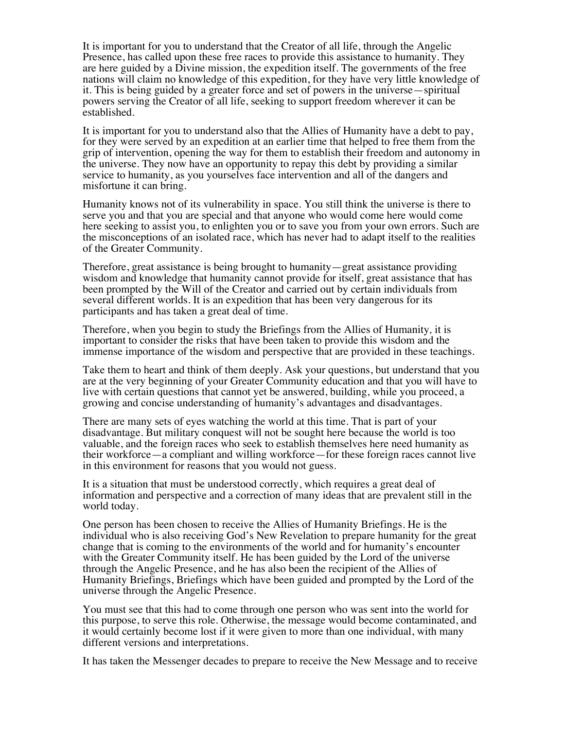It is important for you to understand that the Creator of all life, through the Angelic Presence, has called upon these free races to provide this assistance to humanity. They are here guided by a Divine mission, the expedition itself. The governments of the free nations will claim no knowledge of this expedition, for they have very little knowledge of it. This is being guided by a greater force and set of powers in the universe—spiritual powers serving the Creator of all life, seeking to support freedom wherever it can be established.

It is important for you to understand also that the Allies of Humanity have a debt to pay, for they were served by an expedition at an earlier time that helped to free them from the grip of intervention, opening the way for them to establish their freedom and autonomy in the universe. They now have an opportunity to repay this debt by providing a similar service to humanity, as you yourselves face intervention and all of the dangers and misfortune it can bring.

Humanity knows not of its vulnerability in space. You still think the universe is there to serve you and that you are special and that anyone who would come here would come here seeking to assist you, to enlighten you or to save you from your own errors. Such are the misconceptions of an isolated race, which has never had to adapt itself to the realities of the Greater Community.

Therefore, great assistance is being brought to humanity—great assistance providing wisdom and knowledge that humanity cannot provide for itself, great assistance that has been prompted by the Will of the Creator and carried out by certain individuals from several different worlds. It is an expedition that has been very dangerous for its participants and has taken a great deal of time.

Therefore, when you begin to study the Briefings from the Allies of Humanity, it is important to consider the risks that have been taken to provide this wisdom and the immense importance of the wisdom and perspective that are provided in these teachings.

Take them to heart and think of them deeply. Ask your questions, but understand that you are at the very beginning of your Greater Community education and that you will have to live with certain questions that cannot yet be answered, building, while you proceed, a growing and concise understanding of humanity's advantages and disadvantages.

There are many sets of eyes watching the world at this time. That is part of your disadvantage. But military conquest will not be sought here because the world is too valuable, and the foreign races who seek to establish themselves here need humanity as their workforce—a compliant and willing workforce—for these foreign races cannot live in this environment for reasons that you would not guess.

It is a situation that must be understood correctly, which requires a great deal of information and perspective and a correction of many ideas that are prevalent still in the world today.

One person has been chosen to receive the Allies of Humanity Briefings. He is the individual who is also receiving God's New Revelation to prepare humanity for the great change that is coming to the environments of the world and for humanity's encounter with the Greater Community itself. He has been guided by the Lord of the universe through the Angelic Presence, and he has also been the recipient of the Allies of Humanity Briefings, Briefings which have been guided and prompted by the Lord of the universe through the Angelic Presence.

You must see that this had to come through one person who was sent into the world for this purpose, to serve this role. Otherwise, the message would become contaminated, and it would certainly become lost if it were given to more than one individual, with many different versions and interpretations.

It has taken the Messenger decades to prepare to receive the New Message and to receive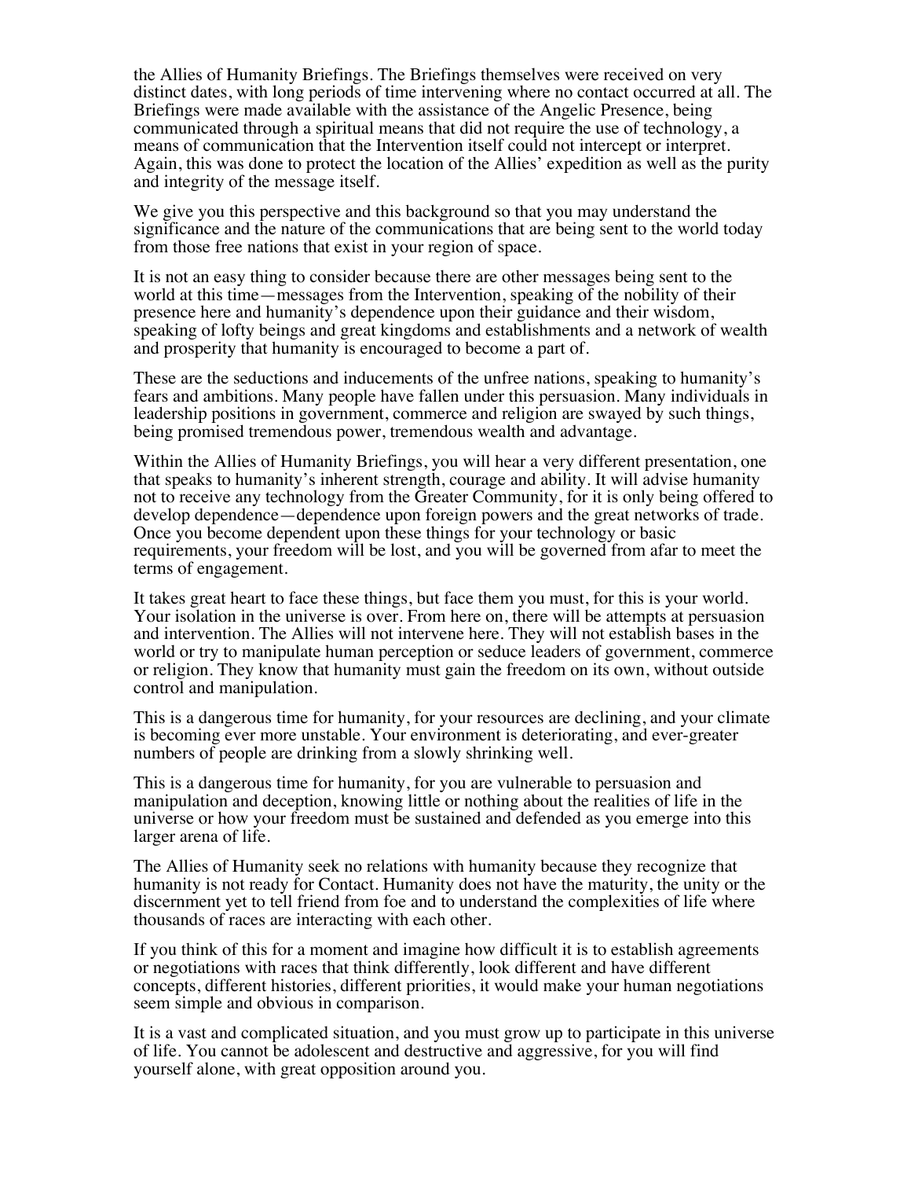the Allies of Humanity Briefings. The Briefings themselves were received on very distinct dates, with long periods of time intervening where no contact occurred at all. The Briefings were made available with the assistance of the Angelic Presence, being communicated through a spiritual means that did not require the use of technology, a means of communication that the Intervention itself could not intercept or interpret. Again, this was done to protect the location of the Allies' expedition as well as the purity and integrity of the message itself.

We give you this perspective and this background so that you may understand the significance and the nature of the communications that are being sent to the world today from those free nations that exist in your region of space.

It is not an easy thing to consider because there are other messages being sent to the world at this time—messages from the Intervention, speaking of the nobility of their presence here and humanity's dependence upon their guidance and their wisdom, speaking of lofty beings and great kingdoms and establishments and a network of wealth and prosperity that humanity is encouraged to become a part of.

These are the seductions and inducements of the unfree nations, speaking to humanity's fears and ambitions. Many people have fallen under this persuasion. Many individuals in leadership positions in government, commerce and religion are swayed by such things, being promised tremendous power, tremendous wealth and advantage.

Within the Allies of Humanity Briefings, you will hear a very different presentation, one that speaks to humanity's inherent strength, courage and ability. It will advise humanity not to receive any technology from the Greater Community, for it is only being offered to develop dependence—dependence upon foreign powers and the great networks of trade. Once you become dependent upon these things for your technology or basic requirements, your freedom will be lost, and you will be governed from afar to meet the terms of engagement.

It takes great heart to face these things, but face them you must, for this is your world. Your isolation in the universe is over. From here on, there will be attempts at persuasion and intervention. The Allies will not intervene here. They will not establish bases in the world or try to manipulate human perception or seduce leaders of government, commerce or religion. They know that humanity must gain the freedom on its own, without outside control and manipulation.

This is a dangerous time for humanity, for your resources are declining, and your climate is becoming ever more unstable. Your environment is deteriorating, and ever-greater numbers of people are drinking from a slowly shrinking well.

This is a dangerous time for humanity, for you are vulnerable to persuasion and manipulation and deception, knowing little or nothing about the realities of life in the universe or how your freedom must be sustained and defended as you emerge into this larger arena of life.

The Allies of Humanity seek no relations with humanity because they recognize that humanity is not ready for Contact. Humanity does not have the maturity, the unity or the discernment yet to tell friend from foe and to understand the complexities of life where thousands of races are interacting with each other.

If you think of this for a moment and imagine how difficult it is to establish agreements or negotiations with races that think differently, look different and have different concepts, different histories, different priorities, it would make your human negotiations seem simple and obvious in comparison.

It is a vast and complicated situation, and you must grow up to participate in this universe of life. You cannot be adolescent and destructive and aggressive, for you will find yourself alone, with great opposition around you.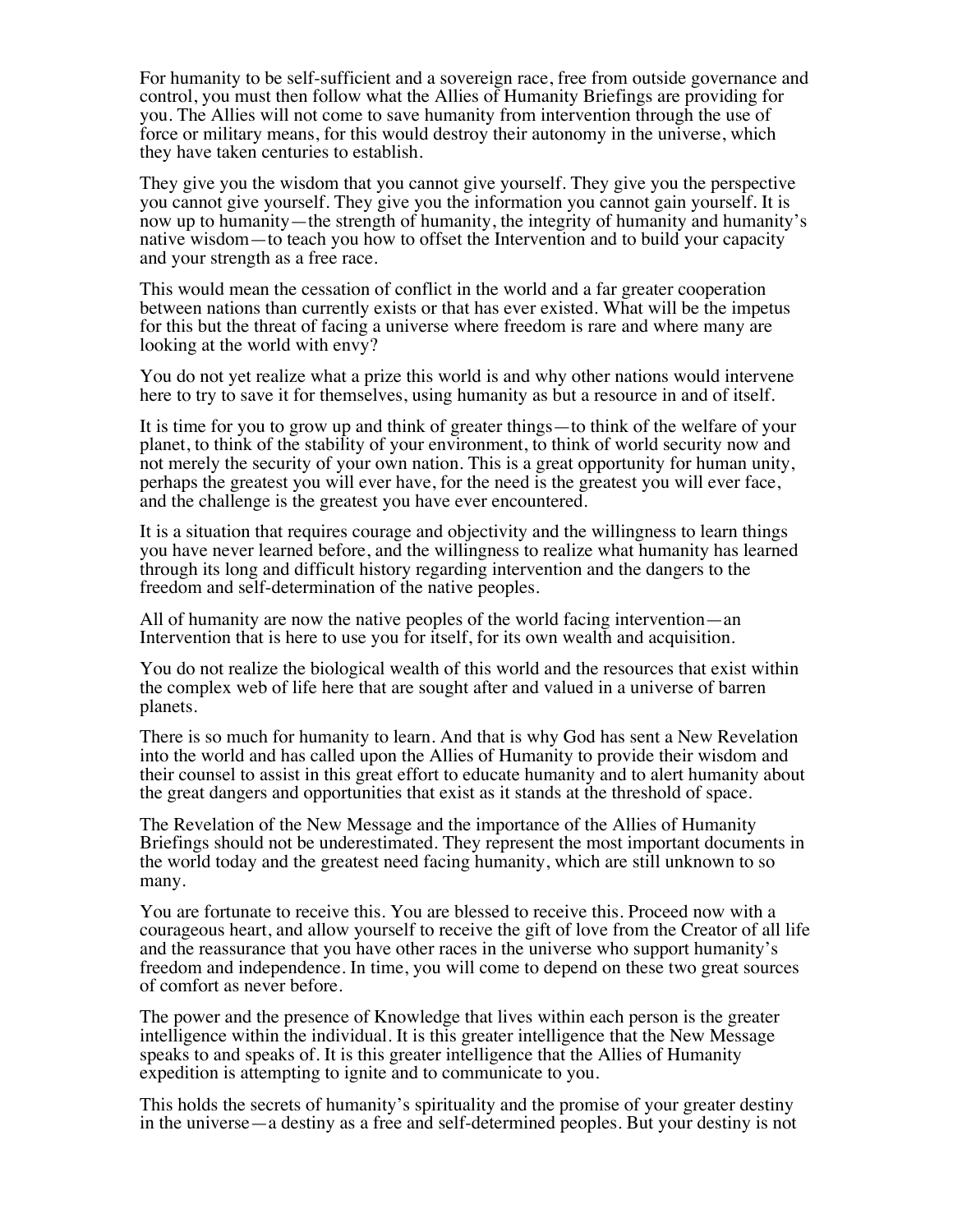For humanity to be self-sufficient and a sovereign race, free from outside governance and control, you must then follow what the Allies of Humanity Briefings are providing for you. The Allies will not come to save humanity from intervention through the use of force or military means, for this would destroy their autonomy in the universe, which they have taken centuries to establish.

They give you the wisdom that you cannot give yourself. They give you the perspective you cannot give yourself. They give you the information you cannot gain yourself. It is now up to humanity—the strength of humanity, the integrity of humanity and humanity's native wisdom—to teach you how to offset the Intervention and to build your capacity and your strength as a free race.

This would mean the cessation of conflict in the world and a far greater cooperation between nations than currently exists or that has ever existed. What will be the impetus for this but the threat of facing a universe where freedom is rare and where many are looking at the world with envy?

You do not yet realize what a prize this world is and why other nations would intervene here to try to save it for themselves, using humanity as but a resource in and of itself.

It is time for you to grow up and think of greater things—to think of the welfare of your planet, to think of the stability of your environment, to think of world security now and not merely the security of your own nation. This is a great opportunity for human unity, perhaps the greatest you will ever have, for the need is the greatest you will ever face, and the challenge is the greatest you have ever encountered.

It is a situation that requires courage and objectivity and the willingness to learn things you have never learned before, and the willingness to realize what humanity has learned through its long and difficult history regarding intervention and the dangers to the freedom and self-determination of the native peoples.

All of humanity are now the native peoples of the world facing intervention—an Intervention that is here to use you for itself, for its own wealth and acquisition.

You do not realize the biological wealth of this world and the resources that exist within the complex web of life here that are sought after and valued in a universe of barren planets.

There is so much for humanity to learn. And that is why God has sent a New Revelation into the world and has called upon the Allies of Humanity to provide their wisdom and their counsel to assist in this great effort to educate humanity and to alert humanity about the great dangers and opportunities that exist as it stands at the threshold of space.

The Revelation of the New Message and the importance of the Allies of Humanity Briefings should not be underestimated. They represent the most important documents in the world today and the greatest need facing humanity, which are still unknown to so many.

You are fortunate to receive this. You are blessed to receive this. Proceed now with a courageous heart, and allow yourself to receive the gift of love from the Creator of all life and the reassurance that you have other races in the universe who support humanity's freedom and independence. In time, you will come to depend on these two great sources of comfort as never before.

The power and the presence of Knowledge that lives within each person is the greater intelligence within the individual. It is this greater intelligence that the New Message speaks to and speaks of. It is this greater intelligence that the Allies of Humanity expedition is attempting to ignite and to communicate to you.

This holds the secrets of humanity's spirituality and the promise of your greater destiny in the universe—a destiny as a free and self-determined peoples. But your destiny is not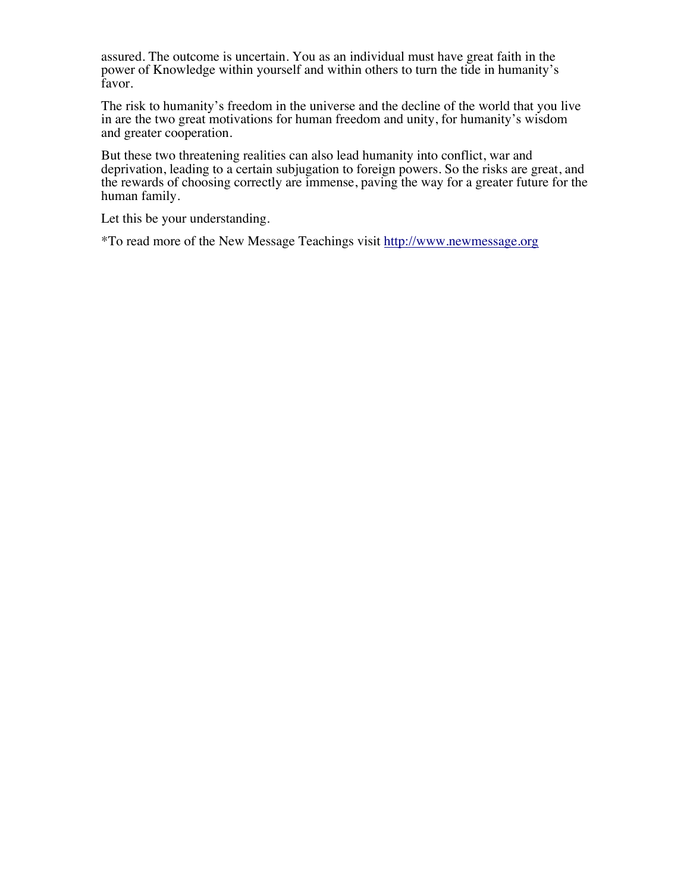assured. The outcome is uncertain. You as an individual must have great faith in the power of Knowledge within yourself and within others to turn the tide in humanity's favor.

The risk to humanity's freedom in the universe and the decline of the world that you live in are the two great motivations for human freedom and unity, for humanity's wisdom and greater cooperation.

But these two threatening realities can also lead humanity into conflict, war and deprivation, leading to a certain subjugation to foreign powers. So the risks are great, and the rewards of choosing correctly are immense, paving the way for a greater future for the human family.

Let this be your understanding.

*To read more of the New Message Teachings visit [http://www.newmessage.org](http://www.newmessage.org)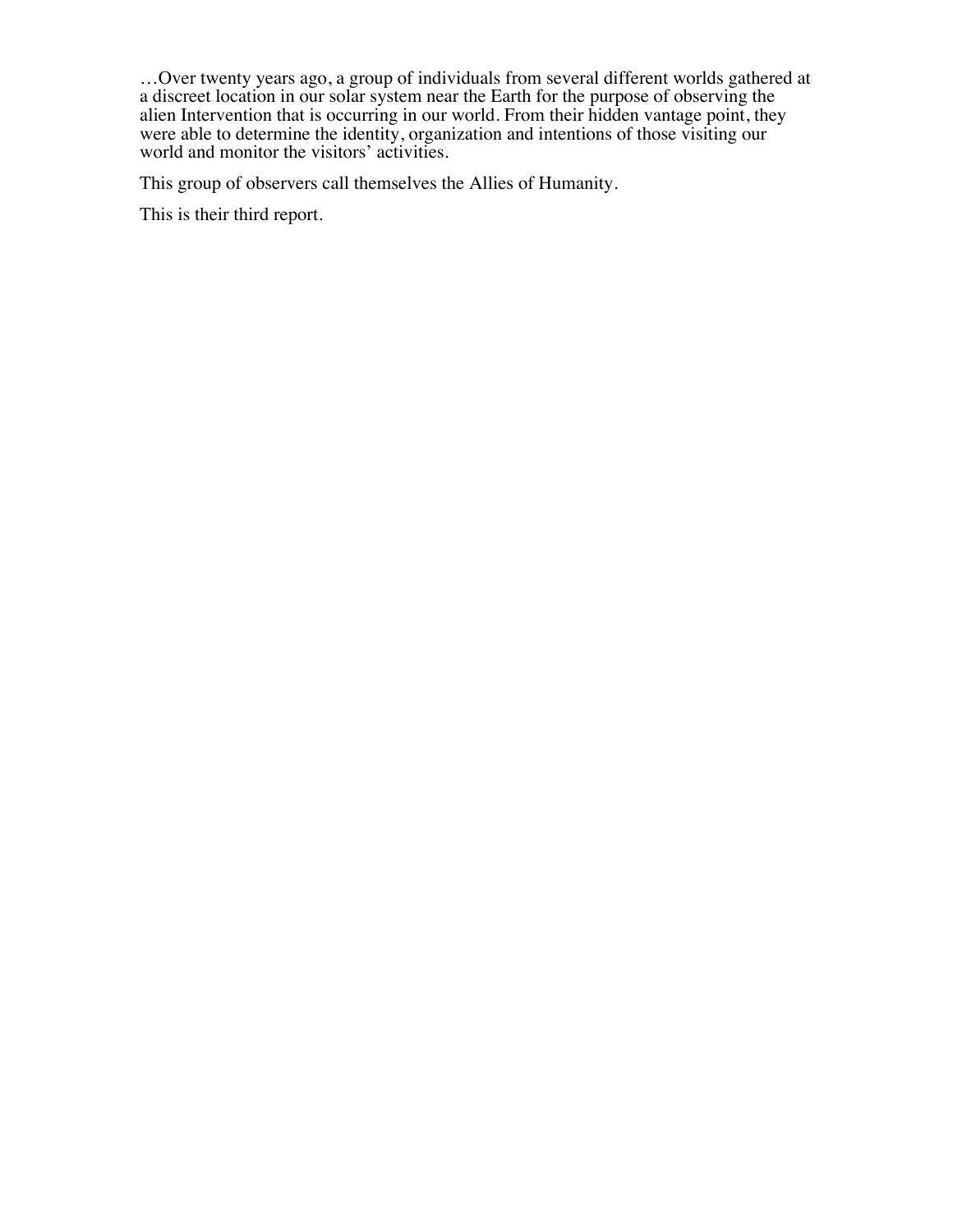…Over twenty years ago, a group of individuals from several different worlds gathered at a discreet location in our solar system near the Earth for the purpose of observing the alien Intervention that is occurring in our world. From their hidden vantage point, they were able to determine the identity, organization and intentions of those visiting our world and monitor the visitors' activities.

This group of observers call themselves the Allies of Humanity.

This is their third report.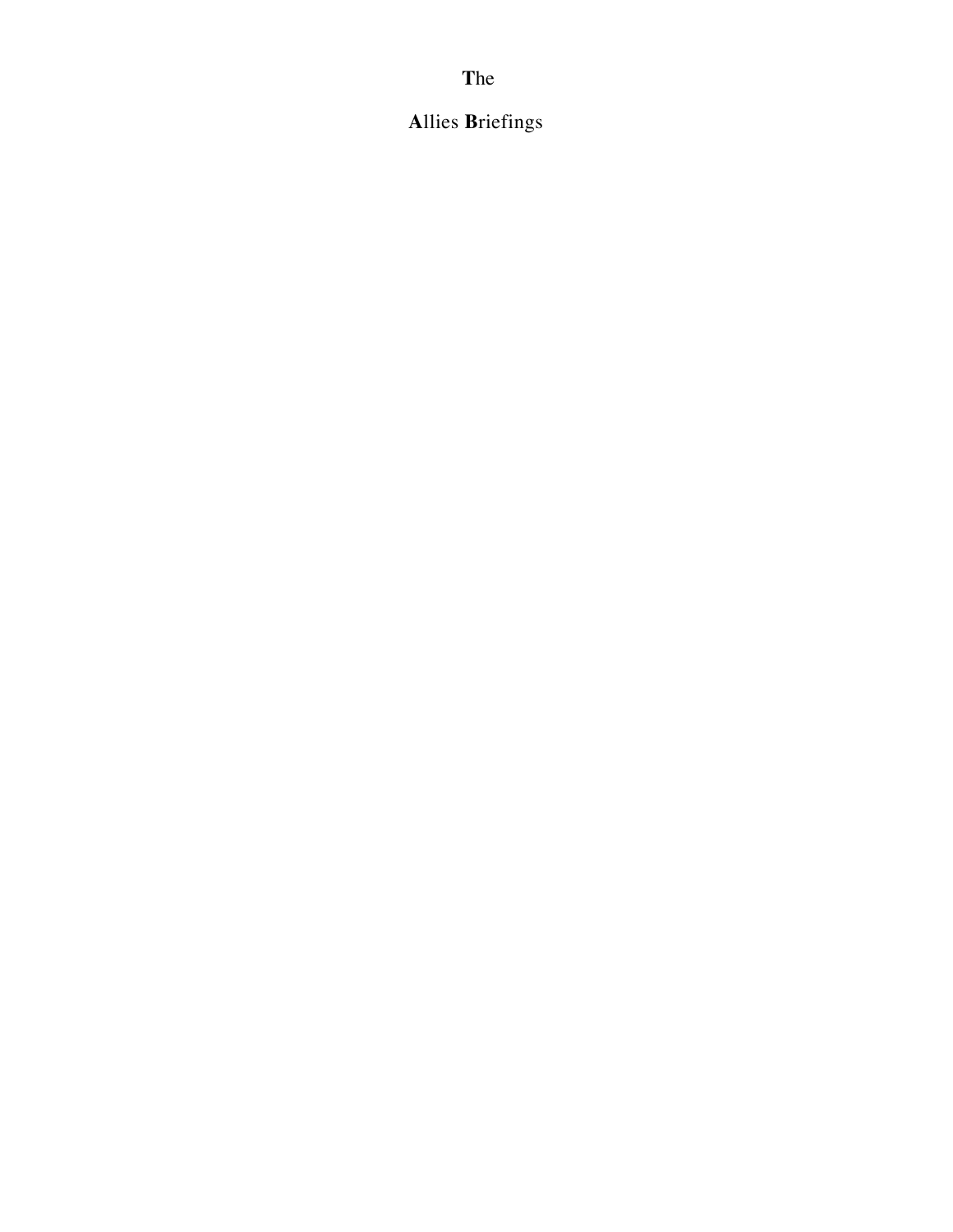# **T**he

# **A**llies **B**riefings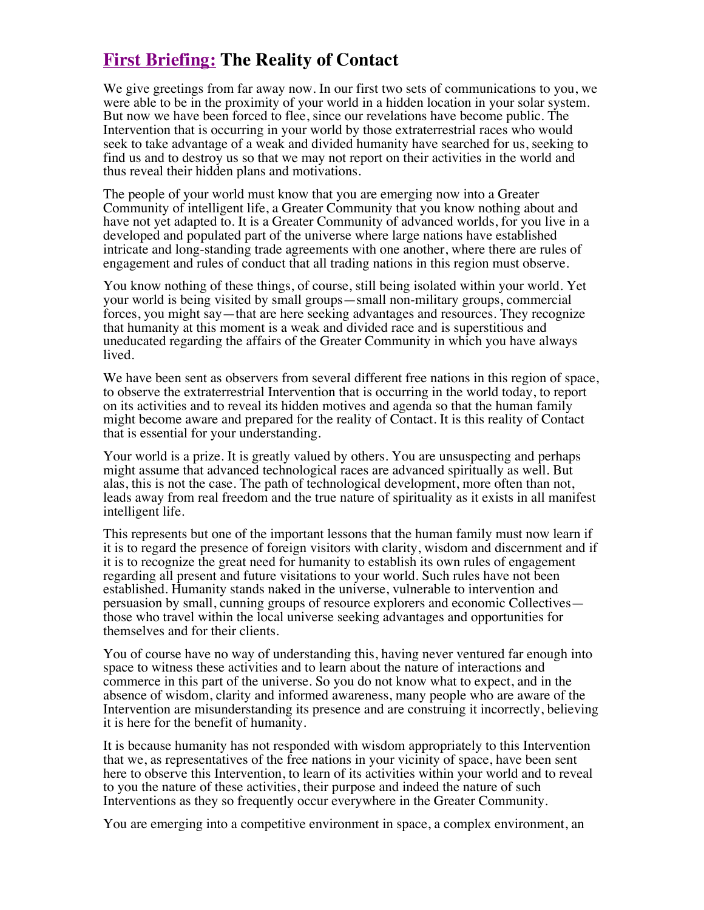## First Briefing: The Reality of Contact

We give greetings from far away now. In our first two sets of communications to you, we were able to be in the proximity of your world in a hidden location in your solar system. But now we have been forced to flee, since our revelations have become public. The Intervention that is occurring in your world by those extraterrestrial races who would seek to take advantage of a weak and divided humanity have searched for us, seeking to find us and to destroy us so that we may not report on their activities in the world and thus reveal their hidden plans and motivations.

The people of your world must know that you are emerging now into a Greater Community of intelligent life, a Greater Community that you know nothing about and have not yet adapted to. It is a Greater Community of advanced worlds, for you live in a developed and populated part of the universe where large nations have established intricate and long-standing trade agreements with one another, where there are rules of engagement and rules of conduct that all trading nations in this region must observe.

You know nothing of these things, of course, still being isolated within your world. Yet your world is being visited by small groups—small non-military groups, commercial forces, you might say—that are here seeking advantages and resources. They recognize that humanity at this moment is a weak and divided race and is superstitious and uneducated regarding the affairs of the Greater Community in which you have always lived.

We have been sent as observers from several different free nations in this region of space, to observe the extraterrestrial Intervention that is occurring in the world today, to report on its activities and to reveal its hidden motives and agenda so that the human family might become aware and prepared for the reality of Contact. It is this reality of Contact that is essential for your understanding.

Your world is a prize. It is greatly valued by others. You are unsuspecting and perhaps might assume that advanced technological races are advanced spiritually as well. But alas, this is not the case. The path of technological development, more often than not, leads away from real freedom and the true nature of spirituality as it exists in all manifest intelligent life.

This represents but one of the important lessons that the human family must now learn if it is to regard the presence of foreign visitors with clarity, wisdom and discernment and if it is to recognize the great need for humanity to establish its own rules of engagement regarding all present and future visitations to your world. Such rules have not been established. Humanity stands naked in the universe, vulnerable to intervention and persuasion by small, cunning groups of resource explorers and economic Collectives—those who travel within the local universe seeking advantages and opportunities for themselves and for their clients.

You of course have no way of understanding this, having never ventured far enough into space to witness these activities and to learn about the nature of interactions and commerce in this part of the universe. So you do not know what to expect, and in the absence of wisdom, clarity and informed awareness, many people who are aware of the Intervention are misunderstanding its presence and are construing it incorrectly, believing it is here for the benefit of humanity.

It is because humanity has not responded with wisdom appropriately to this Intervention that we, as representatives of the free nations in your vicinity of space, have been sent here to observe this Intervention, to learn of its activities within your world and to reveal to you the nature of these activities, their purpose and indeed the nature of such Interventions as they so frequently occur everywhere in the Greater Community.

You are emerging into a competitive environment in space, a complex environment, an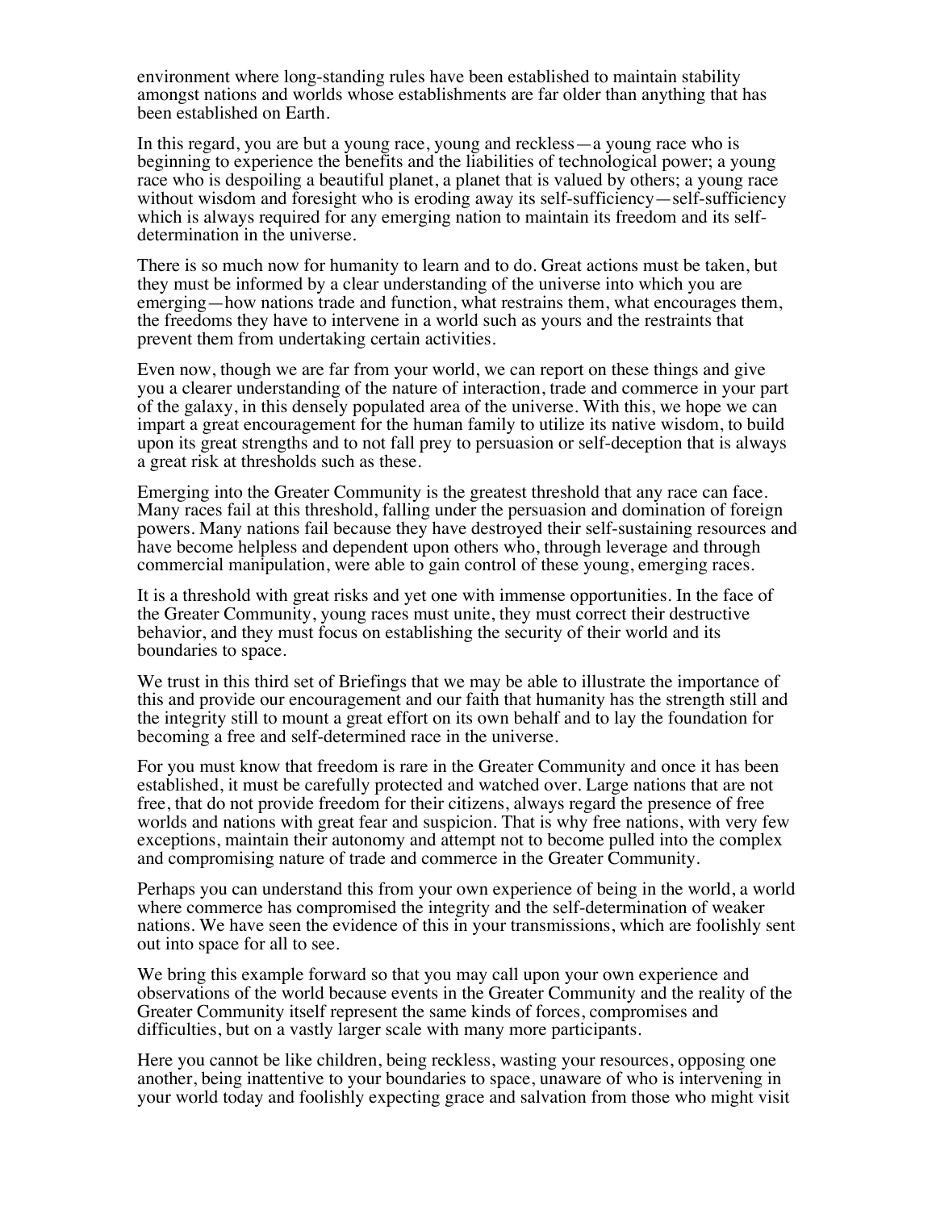environment where long-standing rules have been established to maintain stability amongst nations and worlds whose establishments are far older than anything that has been established on Earth.

In this regard, you are but a young race, young and reckless—a young race who is beginning to experience the benefits and the liabilities of technological power; a young race who is despoiling a beautiful planet, a planet that is valued by others; a young race without wisdom and foresight who is eroding away its self-sufficiency—self-sufficiency which is always required for any emerging nation to maintain its freedom and its self-determination in the universe.

There is so much now for humanity to learn and to do. Great actions must be taken, but they must be informed by a clear understanding of the universe into which you are emerging—how nations trade and function, what restrains them, what encourages them, the freedoms they have to intervene in a world such as yours and the restraints that prevent them from undertaking certain activities.

Even now, though we are far from your world, we can report on these things and give you a clearer understanding of the nature of interaction, trade and commerce in your part of the galaxy, in this densely populated area of the universe. With this, we hope we can impart a great encouragement for the human family to utilize its native wisdom, to build upon its great strengths and to not fall prey to persuasion or self-deception that is always a great risk at thresholds such as these.

Emerging into the Greater Community is the greatest threshold that any race can face. Many races fail at this threshold, falling under the persuasion and domination of foreign powers. Many nations fail because they have destroyed their self-sustaining resources and have become helpless and dependent upon others who, through leverage and through commercial manipulation, were able to gain control of these young, emerging races.

It is a threshold with great risks and yet one with immense opportunities. In the face of the Greater Community, young races must unite, they must correct their destructive behavior, and they must focus on establishing the security of their world and its boundaries to space.

We trust in this third set of Briefings that we may be able to illustrate the importance of this and provide our encouragement and our faith that humanity has the strength still and the integrity still to mount a great effort on its own behalf and to lay the foundation for becoming a free and self-determined race in the universe.

For you must know that freedom is rare in the Greater Community and once it has been established, it must be carefully protected and watched over. Large nations that are not free, that do not provide freedom for their citizens, always regard the presence of free worlds and nations with great fear and suspicion. That is why free nations, with very few exceptions, maintain their autonomy and attempt not to become pulled into the complex and compromising nature of trade and commerce in the Greater Community.

Perhaps you can understand this from your own experience of being in the world, a world where commerce has compromised the integrity and the self-determination of weaker nations. We have seen the evidence of this in your transmissions, which are foolishly sent out into space for all to see.

We bring this example forward so that you may call upon your own experience and observations of the world because events in the Greater Community and the reality of the Greater Community itself represent the same kinds of forces, compromises and difficulties, but on a vastly larger scale with many more participants.

Here you cannot be like children, being reckless, wasting your resources, opposing one another, being inattentive to your boundaries to space, unaware of who is intervening in your world today and foolishly expecting grace and salvation from those who might visit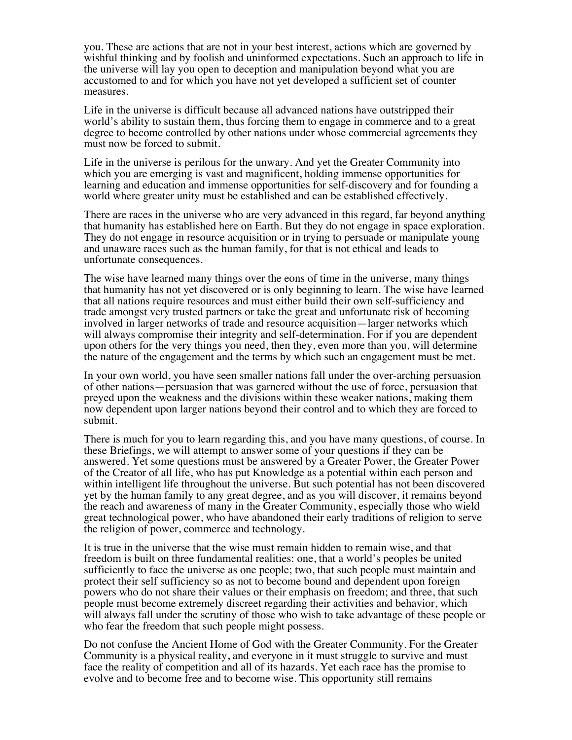you. These are actions that are not in your best interest, actions which are governed by wishful thinking and by foolish and uninformed expectations. Such an approach to life in the universe will lay you open to deception and manipulation beyond what you are accustomed to and for which you have not yet developed a sufficient set of counter measures.

Life in the universe is difficult because all advanced nations have outstripped their world's ability to sustain them, thus forcing them to engage in commerce and to a great degree to become controlled by other nations under whose commercial agreements they must now be forced to submit.

Life in the universe is perilous for the unwary. And yet the Greater Community into which you are emerging is vast and magnificent, holding immense opportunities for learning and education and immense opportunities for self-discovery and for founding a world where greater unity must be established and can be established effectively.

There are races in the universe who are very advanced in this regard, far beyond anything that humanity has established here on Earth. But they do not engage in space exploration. They do not engage in resource acquisition or in trying to persuade or manipulate young and unaware races such as the human family, for that is not ethical and leads to unfortunate consequences.

The wise have learned many things over the eons of time in the universe, many things that humanity has not yet discovered or is only beginning to learn. The wise have learned that all nations require resources and must either build their own self-sufficiency and trade amongst very trusted partners or take the great and unfortunate risk of becoming involved in larger networks of trade and resource acquisition—larger networks which will always compromise their integrity and self-determination. For if you are dependent upon others for the very things you need, then they, even more than you, will determine the nature of the engagement and the terms by which such an engagement must be met.

In your own world, you have seen smaller nations fall under the over-arching persuasion of other nations—persuasion that was garnered without the use of force, persuasion that preyed upon the weakness and the divisions within these weaker nations, making them now dependent upon larger nations beyond their control and to which they are forced to submit.

There is much for you to learn regarding this, and you have many questions, of course. In these Briefings, we will attempt to answer some of your questions if they can be answered. Yet some questions must be answered by a Greater Power, the Greater Power of the Creator of all life, who has put Knowledge as a potential within each person and within intelligent life throughout the universe. But such potential has not been discovered yet by the human family to any great degree, and as you will discover, it remains beyond the reach and awareness of many in the Greater Community, especially those who wield great technological power, who have abandoned their early traditions of religion to serve the religion of power, commerce and technology.

It is true in the universe that the wise must remain hidden to remain wise, and that freedom is built on three fundamental realities: one, that a world's peoples be united sufficiently to face the universe as one people; two, that such people must maintain and protect their self sufficiency so as not to become bound and dependent upon foreign powers who do not share their values or their emphasis on freedom; and three, that such people must become extremely discreet regarding their activities and behavior, which will always fall under the scrutiny of those who wish to take advantage of these people or who fear the freedom that such people might possess.

Do not confuse the Ancient Home of God with the Greater Community. For the Greater Community is a physical reality, and everyone in it must struggle to survive and must face the reality of competition and all of its hazards. Yet each race has the promise to evolve and to become free and to become wise. This opportunity still remains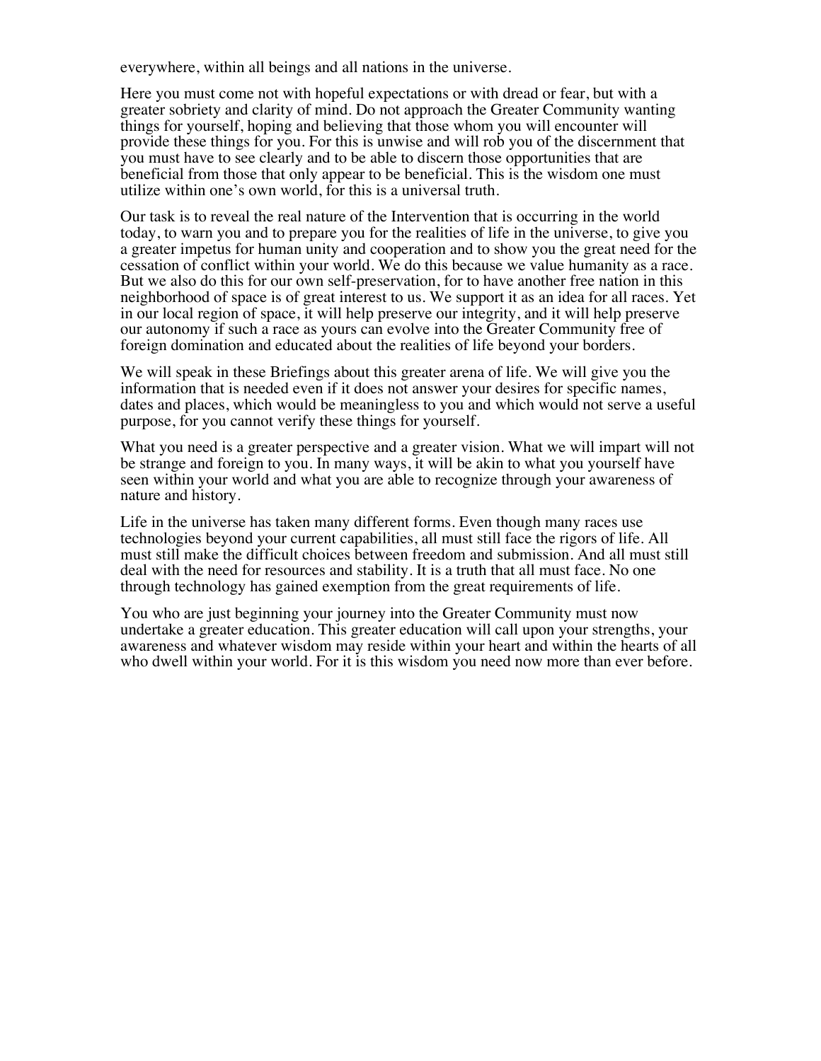everywhere, within all beings and all nations in the universe.

Here you must come not with hopeful expectations or with dread or fear, but with a greater sobriety and clarity of mind. Do not approach the Greater Community wanting things for yourself, hoping and believing that those whom you will encounter will provide these things for you. For this is unwise and will rob you of the discernment that you must have to see clearly and to be able to discern those opportunities that are beneficial from those that only appear to be beneficial. This is the wisdom one must utilize within one's own world, for this is a universal truth.

Our task is to reveal the real nature of the Intervention that is occurring in the world today, to warn you and to prepare you for the realities of life in the universe, to give you a greater impetus for human unity and cooperation and to show you the great need for the cessation of conflict within your world. We do this because we value humanity as a race. But we also do this for our own self-preservation, for to have another free nation in this neighborhood of space is of great interest to us. We support it as an idea for all races. Yet in our local region of space, it will help preserve our integrity, and it will help preserve our autonomy if such a race as yours can evolve into the Greater Community free of foreign domination and educated about the realities of life beyond your borders.

We will speak in these Briefings about this greater arena of life. We will give you the information that is needed even if it does not answer your desires for specific names, dates and places, which would be meaningless to you and which would not serve a useful purpose, for you cannot verify these things for yourself.

What you need is a greater perspective and a greater vision. What we will impart will not be strange and foreign to you. In many ways, it will be akin to what you yourself have seen within your world and what you are able to recognize through your awareness of nature and history.

Life in the universe has taken many different forms. Even though many races use technologies beyond your current capabilities, all must still face the rigors of life. All must still make the difficult choices between freedom and submission. And all must still deal with the need for resources and stability. It is a truth that all must face. No one through technology has gained exemption from the great requirements of life.

You who are just beginning your journey into the Greater Community must now undertake a greater education. This greater education will call upon your strengths, your awareness and whatever wisdom may reside within your heart and within the hearts of all who dwell within your world. For it is this wisdom you need now more than ever before.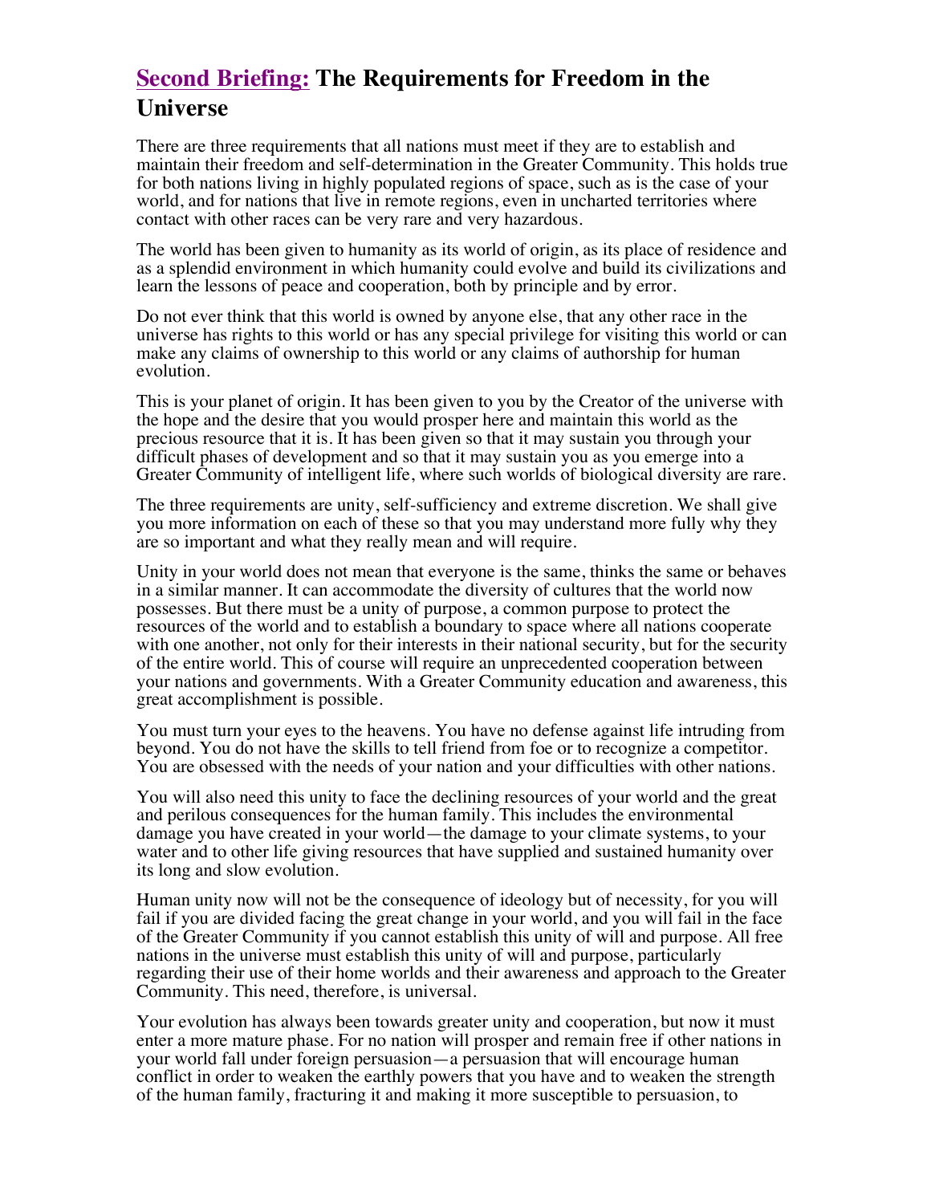## Second Briefing: The Requirements for Freedom in the Universe

There are three requirements that all nations must meet if they are to establish and maintain their freedom and self-determination in the Greater Community. This holds true for both nations living in highly populated regions of space, such as is the case of your world, and for nations that live in remote regions, even in uncharted territories where contact with other races can be very rare and very hazardous.

The world has been given to humanity as its world of origin, as its place of residence and as a splendid environment in which humanity could evolve and build its civilizations and learn the lessons of peace and cooperation, both by principle and by error.

Do not ever think that this world is owned by anyone else, that any other race in the universe has rights to this world or has any special privilege for visiting this world or can make any claims of ownership to this world or any claims of authorship for human evolution.

This is your planet of origin. It has been given to you by the Creator of the universe with the hope and the desire that you would prosper here and maintain this world as the precious resource that it is. It has been given so that it may sustain you through your difficult phases of development and so that it may sustain you as you emerge into a Greater Community of intelligent life, where such worlds of biological diversity are rare.

The three requirements are unity, self-sufficiency and extreme discretion. We shall give you more information on each of these so that you may understand more fully why they are so important and what they really mean and will require.

Unity in your world does not mean that everyone is the same, thinks the same or behaves in a similar manner. It can accommodate the diversity of cultures that the world now possesses. But there must be a unity of purpose, a common purpose to protect the resources of the world and to establish a boundary to space where all nations cooperate with one another, not only for their interests in their national security, but for the security of the entire world. This of course will require an unprecedented cooperation between your nations and governments. With a Greater Community education and awareness, this great accomplishment is possible.

You must turn your eyes to the heavens. You have no defense against life intruding from beyond. You do not have the skills to tell friend from foe or to recognize a competitor. You are obsessed with the needs of your nation and your difficulties with other nations.

You will also need this unity to face the declining resources of your world and the great and perilous consequences for the human family. This includes the environmental damage you have created in your world—the damage to your climate systems, to your water and to other life giving resources that have supplied and sustained humanity over its long and slow evolution.

Human unity now will not be the consequence of ideology but of necessity, for you will fail if you are divided facing the great change in your world, and you will fail in the face of the Greater Community if you cannot establish this unity of will and purpose. All free nations in the universe must establish this unity of will and purpose, particularly regarding their use of their home worlds and their awareness and approach to the Greater Community. This need, therefore, is universal.

Your evolution has always been towards greater unity and cooperation, but now it must enter a more mature phase. For no nation will prosper and remain free if other nations in your world fall under foreign persuasion—a persuasion that will encourage human conflict in order to weaken the earthly powers that you have and to weaken the strength of the human family, fracturing it and making it more susceptible to persuasion, to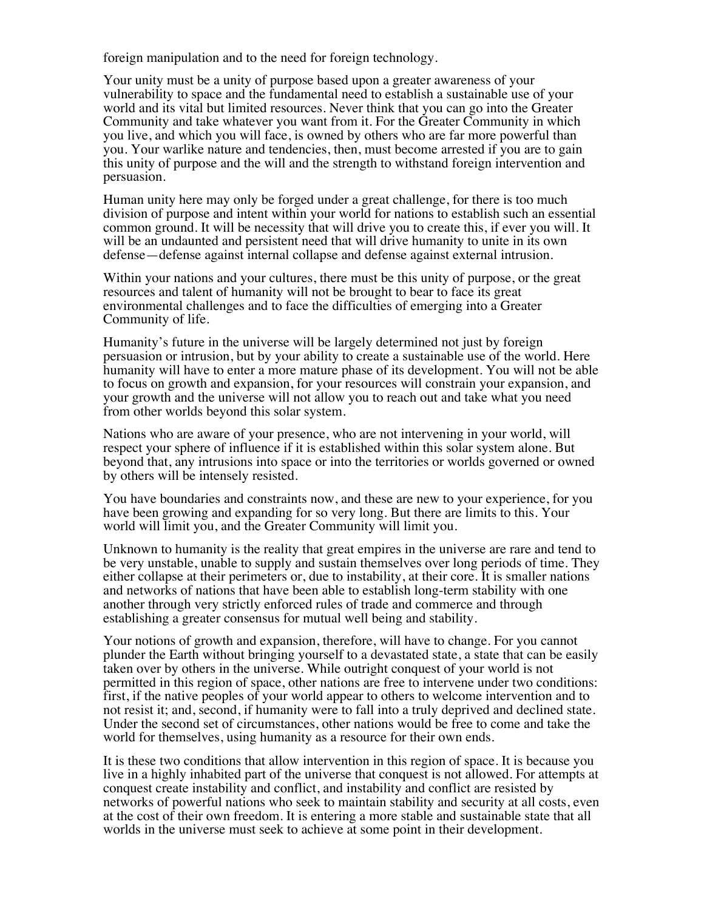foreign manipulation and to the need for foreign technology.

Your unity must be a unity of purpose based upon a greater awareness of your vulnerability to space and the fundamental need to establish a sustainable use of your world and its vital but limited resources. Never think that you can go into the Greater Community and take whatever you want from it. For the Greater Community in which you live, and which you will face, is owned by others who are far more powerful than you. Your warlike nature and tendencies, then, must become arrested if you are to gain this unity of purpose and the will and the strength to withstand foreign intervention and persuasion.

Human unity here may only be forged under a great challenge, for there is too much division of purpose and intent within your world for nations to establish such an essential common ground. It will be necessity that will drive you to create this, if ever you will. It will be an undaunted and persistent need that will drive humanity to unite in its own defense—defense against internal collapse and defense against external intrusion.

Within your nations and your cultures, there must be this unity of purpose, or the great resources and talent of humanity will not be brought to bear to face its great environmental challenges and to face the difficulties of emerging into a Greater Community of life.

Humanity's future in the universe will be largely determined not just by foreign persuasion or intrusion, but by your ability to create a sustainable use of the world. Here humanity will have to enter a more mature phase of its development. You will not be able to focus on growth and expansion, for your resources will constrain your expansion, and your growth and the universe will not allow you to reach out and take what you need from other worlds beyond this solar system.

Nations who are aware of your presence, who are not intervening in your world, will respect your sphere of influence if it is established within this solar system alone. But beyond that, any intrusions into space or into the territories or worlds governed or owned by others will be intensely resisted.

You have boundaries and constraints now, and these are new to your experience, for you have been growing and expanding for so very long. But there are limits to this. Your world will limit you, and the Greater Community will limit you.

Unknown to humanity is the reality that great empires in the universe are rare and tend to be very unstable, unable to supply and sustain themselves over long periods of time. They either collapse at their perimeters or, due to instability, at their core. It is smaller nations and networks of nations that have been able to establish long-term stability with one another through very strictly enforced rules of trade and commerce and through establishing a greater consensus for mutual well being and stability.

Your notions of growth and expansion, therefore, will have to change. For you cannot plunder the Earth without bringing yourself to a devastated state, a state that can be easily taken over by others in the universe. While outright conquest of your world is not permitted in this region of space, other nations are free to intervene under two conditions: first, if the native peoples of your world appear to others to welcome intervention and to not resist it; and, second, if humanity were to fall into a truly deprived and declined state. Under the second set of circumstances, other nations would be free to come and take the world for themselves, using humanity as a resource for their own ends.

It is these two conditions that allow intervention in this region of space. It is because you live in a highly inhabited part of the universe that conquest is not allowed. For attempts at conquest create instability and conflict, and instability and conflict are resisted by networks of powerful nations who seek to maintain stability and security at all costs, even at the cost of their own freedom. It is entering a more stable and sustainable state that all worlds in the universe must seek to achieve at some point in their development.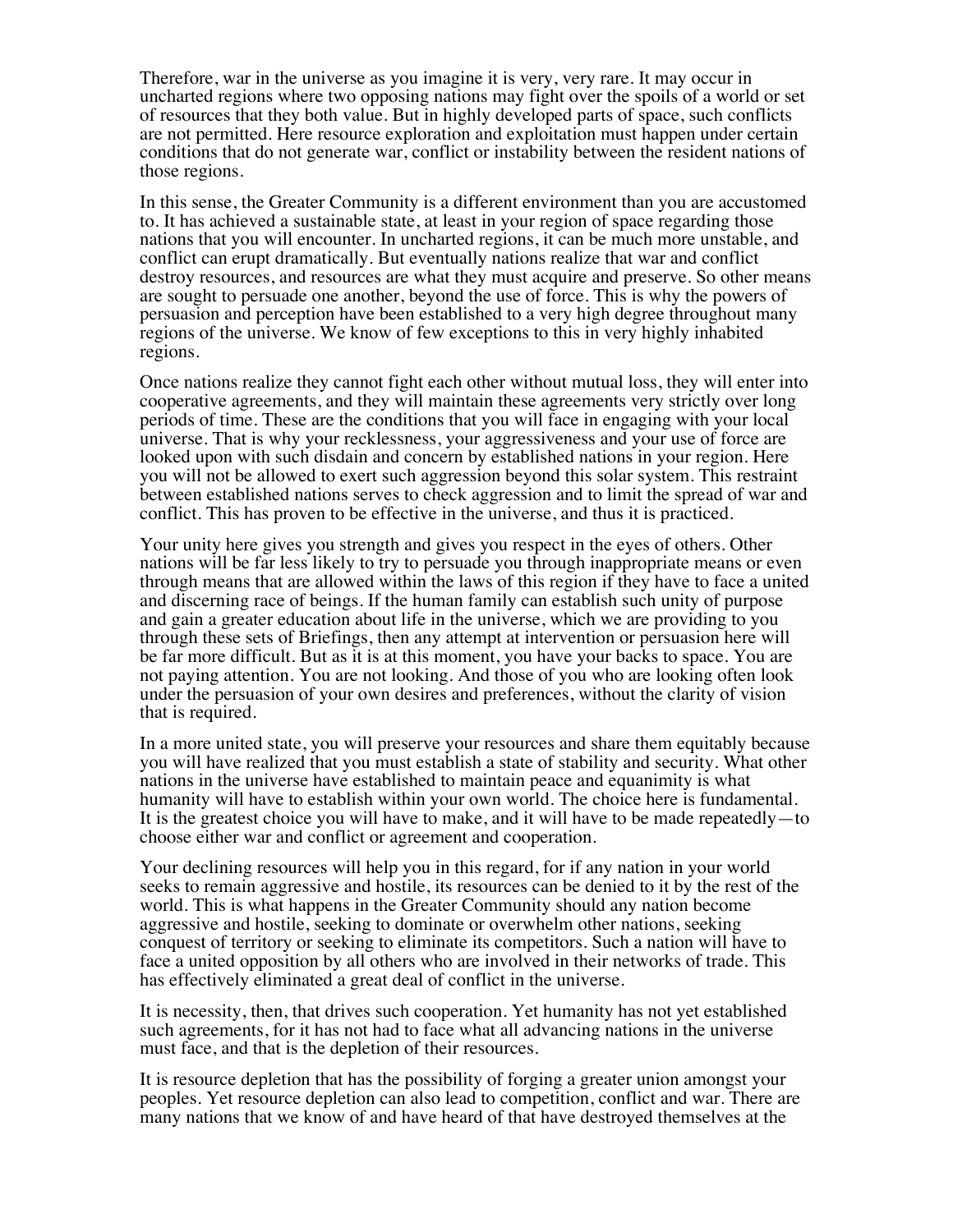Therefore, war in the universe as you imagine it is very, very rare. It may occur in uncharted regions where two opposing nations may fight over the spoils of a world or set of resources that they both value. But in highly developed parts of space, such conflicts are not permitted. Here resource exploration and exploitation must happen under certain conditions that do not generate war, conflict or instability between the resident nations of those regions.

In this sense, the Greater Community is a different environment than you are accustomed to. It has achieved a sustainable state, at least in your region of space regarding those nations that you will encounter. In uncharted regions, it can be much more unstable, and conflict can erupt dramatically. But eventually nations realize that war and conflict destroy resources, and resources are what they must acquire and preserve. So other means are sought to persuade one another, beyond the use of force. This is why the powers of persuasion and perception have been established to a very high degree throughout many regions of the universe. We know of few exceptions to this in very highly inhabited regions.

Once nations realize they cannot fight each other without mutual loss, they will enter into cooperative agreements, and they will maintain these agreements very strictly over long periods of time. These are the conditions that you will face in engaging with your local universe. That is why your recklessness, your aggressiveness and your use of force are looked upon with such disdain and concern by established nations in your region. Here you will not be allowed to exert such aggression beyond this solar system. This restraint between established nations serves to check aggression and to limit the spread of war and conflict. This has proven to be effective in the universe, and thus it is practiced.

Your unity here gives you strength and gives you respect in the eyes of others. Other nations will be far less likely to try to persuade you through inappropriate means or even through means that are allowed within the laws of this region if they have to face a united and discerning race of beings. If the human family can establish such unity of purpose and gain a greater education about life in the universe, which we are providing to you through these sets of Briefings, then any attempt at intervention or persuasion here will be far more difficult. But as it is at this moment, you have your backs to space. You are not paying attention. You are not looking. And those of you who are looking often look under the persuasion of your own desires and preferences, without the clarity of vision that is required.

In a more united state, you will preserve your resources and share them equitably because you will have realized that you must establish a state of stability and security. What other nations in the universe have established to maintain peace and equanimity is what humanity will have to establish within your own world. The choice here is fundamental. It is the greatest choice you will have to make, and it will have to be made repeatedly—to choose either war and conflict or agreement and cooperation.

Your declining resources will help you in this regard, for if any nation in your world seeks to remain aggressive and hostile, its resources can be denied to it by the rest of the world. This is what happens in the Greater Community should any nation become aggressive and hostile, seeking to dominate or overwhelm other nations, seeking conquest of territory or seeking to eliminate its competitors. Such a nation will have to face a united opposition by all others who are involved in their networks of trade. This has effectively eliminated a great deal of conflict in the universe.

It is necessity, then, that drives such cooperation. Yet humanity has not yet established such agreements, for it has not had to face what all advancing nations in the universe must face, and that is the depletion of their resources.

It is resource depletion that has the possibility of forging a greater union amongst your peoples. Yet resource depletion can also lead to competition, conflict and war. There are many nations that we know of and have heard of that have destroyed themselves at the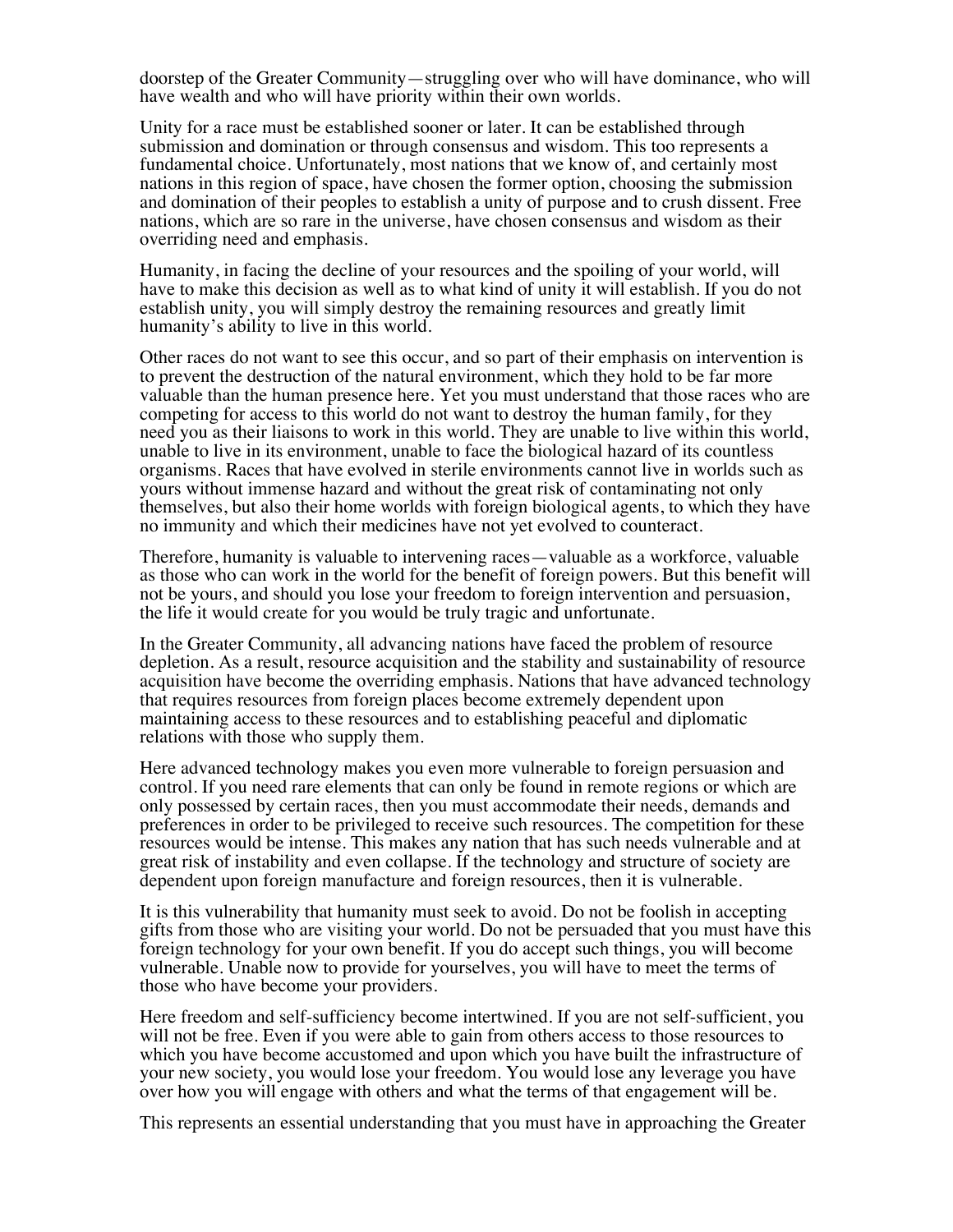doorstep of the Greater Community—struggling over who will have dominance, who will have wealth and who will have priority within their own worlds.

Unity for a race must be established sooner or later. It can be established through submission and domination or through consensus and wisdom. This too represents a fundamental choice. Unfortunately, most nations that we know of, and certainly most nations in this region of space, have chosen the former option, choosing the submission and domination of their peoples to establish a unity of purpose and to crush dissent. Free nations, which are so rare in the universe, have chosen consensus and wisdom as their overriding need and emphasis.

Humanity, in facing the decline of your resources and the spoiling of your world, will have to make this decision as well as to what kind of unity it will establish. If you do not establish unity, you will simply destroy the remaining resources and greatly limit humanity's ability to live in this world.

Other races do not want to see this occur, and so part of their emphasis on intervention is to prevent the destruction of the natural environment, which they hold to be far more valuable than the human presence here. Yet you must understand that those races who are competing for access to this world do not want to destroy the human family, for they need you as their liaisons to work in this world. They are unable to live within this world, unable to live in its environment, unable to face the biological hazard of its countless organisms. Races that have evolved in sterile environments cannot live in worlds such as yours without immense hazard and without the great risk of contaminating not only themselves, but also their home worlds with foreign biological agents, to which they have no immunity and which their medicines have not yet evolved to counteract.

Therefore, humanity is valuable to intervening races—valuable as a workforce, valuable as those who can work in the world for the benefit of foreign powers. But this benefit will not be yours, and should you lose your freedom to foreign intervention and persuasion, the life it would create for you would be truly tragic and unfortunate.

In the Greater Community, all advancing nations have faced the problem of resource depletion. As a result, resource acquisition and the stability and sustainability of resource acquisition have become the overriding emphasis. Nations that have advanced technology that requires resources from foreign places become extremely dependent upon maintaining access to these resources and to establishing peaceful and diplomatic relations with those who supply them.

Here advanced technology makes you even more vulnerable to foreign persuasion and control. If you need rare elements that can only be found in remote regions or which are only possessed by certain races, then you must accommodate their needs, demands and preferences in order to be privileged to receive such resources. The competition for these resources would be intense. This makes any nation that has such needs vulnerable and at great risk of instability and even collapse. If the technology and structure of society are dependent upon foreign manufacture and foreign resources, then it is vulnerable.

It is this vulnerability that humanity must seek to avoid. Do not be foolish in accepting gifts from those who are visiting your world. Do not be persuaded that you must have this foreign technology for your own benefit. If you do accept such things, you will become vulnerable. Unable now to provide for yourselves, you will have to meet the terms of those who have become your providers.

Here freedom and self-sufficiency become intertwined. If you are not self-sufficient, you will not be free. Even if you were able to gain from others access to those resources to which you have become accustomed and upon which you have built the infrastructure of your new society, you would lose your freedom. You would lose any leverage you have over how you will engage with others and what the terms of that engagement will be.

This represents an essential understanding that you must have in approaching the Greater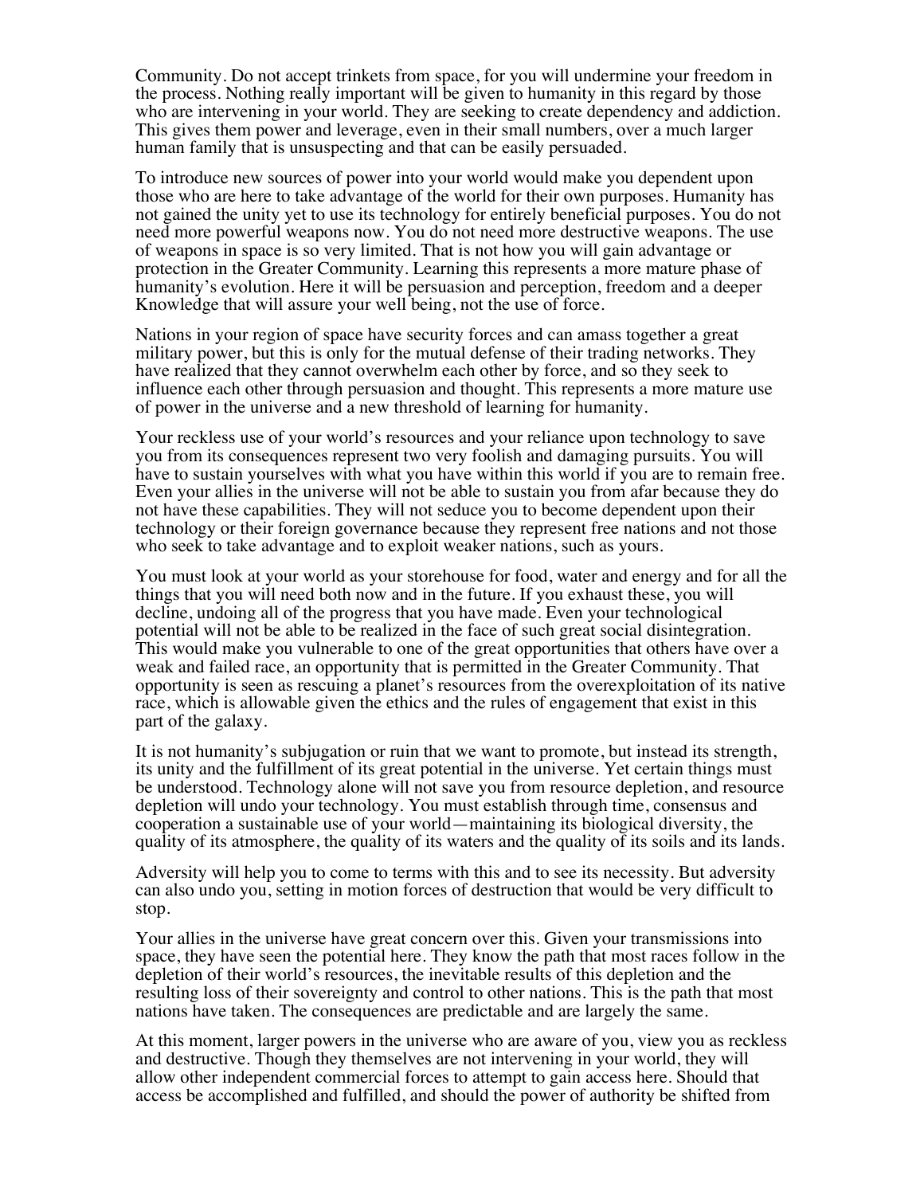Community. Do not accept trinkets from space, for you will undermine your freedom in the process. Nothing really important will be given to humanity in this regard by those who are intervening in your world. They are seeking to create dependency and addiction. This gives them power and leverage, even in their small numbers, over a much larger human family that is unsuspecting and that can be easily persuaded.

To introduce new sources of power into your world would make you dependent upon those who are here to take advantage of the world for their own purposes. Humanity has not gained the unity yet to use its technology for entirely beneficial purposes. You do not need more powerful weapons now. You do not need more destructive weapons. The use of weapons in space is so very limited. That is not how you will gain advantage or protection in the Greater Community. Learning this represents a more mature phase of humanity's evolution. Here it will be persuasion and perception, freedom and a deeper Knowledge that will assure your well being, not the use of force.

Nations in your region of space have security forces and can amass together a great military power, but this is only for the mutual defense of their trading networks. They have realized that they cannot overwhelm each other by force, and so they seek to influence each other through persuasion and thought. This represents a more mature use of power in the universe and a new threshold of learning for humanity.

Your reckless use of your world's resources and your reliance upon technology to save you from its consequences represent two very foolish and damaging pursuits. You will have to sustain yourselves with what you have within this world if you are to remain free. Even your allies in the universe will not be able to sustain you from afar because they do not have these capabilities. They will not seduce you to become dependent upon their technology or their foreign governance because they represent free nations and not those who seek to take advantage and to exploit weaker nations, such as yours.

You must look at your world as your storehouse for food, water and energy and for all the things that you will need both now and in the future. If you exhaust these, you will decline, undoing all of the progress that you have made. Even your technological potential will not be able to be realized in the face of such great social disintegration. This would make you vulnerable to one of the great opportunities that others have over a weak and failed race, an opportunity that is permitted in the Greater Community. That opportunity is seen as rescuing a planet's resources from the overexploitation of its native race, which is allowable given the ethics and the rules of engagement that exist in this part of the galaxy.

It is not humanity's subjugation or ruin that we want to promote, but instead its strength, its unity and the fulfillment of its great potential in the universe. Yet certain things must be understood. Technology alone will not save you from resource depletion, and resource depletion will undo your technology. You must establish through time, consensus and cooperation a sustainable use of your world—maintaining its biological diversity, the quality of its atmosphere, the quality of its waters and the quality of its soils and its lands.

Adversity will help you to come to terms with this and to see its necessity. But adversity can also undo you, setting in motion forces of destruction that would be very difficult to stop.

Your allies in the universe have great concern over this. Given your transmissions into space, they have seen the potential here. They know the path that most races follow in the depletion of their world's resources, the inevitable results of this depletion and the resulting loss of their sovereignty and control to other nations. This is the path that most nations have taken. The consequences are predictable and are largely the same.

At this moment, larger powers in the universe who are aware of you, view you as reckless and destructive. Though they themselves are not intervening in your world, they will allow other independent commercial forces to attempt to gain access here. Should that access be accomplished and fulfilled, and should the power of authority be shifted from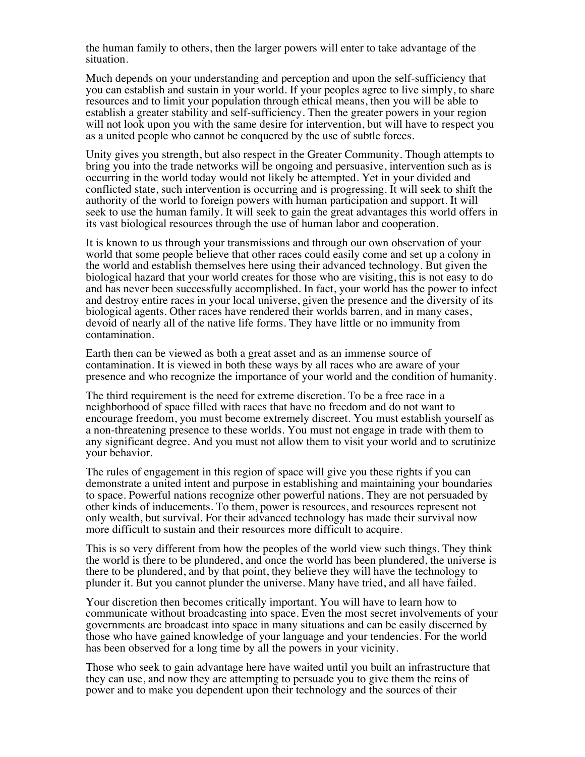the human family to others, then the larger powers will enter to take advantage of the situation.

Much depends on your understanding and perception and upon the self-sufficiency that you can establish and sustain in your world. If your peoples agree to live simply, to share resources and to limit your population through ethical means, then you will be able to establish a greater stability and self-sufficiency. Then the greater powers in your region will not look upon you with the same desire for intervention, but will have to respect you as a united people who cannot be conquered by the use of subtle forces.

Unity gives you strength, but also respect in the Greater Community. Though attempts to bring you into the trade networks will be ongoing and persuasive, intervention such as is occurring in the world today would not likely be attempted. Yet in your divided and conflicted state, such intervention is occurring and is progressing. It will seek to shift the authority of the world to foreign powers with human participation and support. It will seek to use the human family. It will seek to gain the great advantages this world offers in its vast biological resources through the use of human labor and cooperation.

It is known to us through your transmissions and through our own observation of your world that some people believe that other races could easily come and set up a colony in the world and establish themselves here using their advanced technology. But given the biological hazard that your world creates for those who are visiting, this is not easy to do and has never been successfully accomplished. In fact, your world has the power to infect and destroy entire races in your local universe, given the presence and the diversity of its biological agents. Other races have rendered their worlds barren, and in many cases, devoid of nearly all of the native life forms. They have little or no immunity from contamination.

Earth then can be viewed as both a great asset and as an immense source of contamination. It is viewed in both these ways by all races who are aware of your presence and who recognize the importance of your world and the condition of humanity.

The third requirement is the need for extreme discretion. To be a free race in a neighborhood of space filled with races that have no freedom and do not want to encourage freedom, you must become extremely discreet. You must establish yourself as a non-threatening presence to these worlds. You must not engage in trade with them to any significant degree. And you must not allow them to visit your world and to scrutinize your behavior.

The rules of engagement in this region of space will give you these rights if you can demonstrate a united intent and purpose in establishing and maintaining your boundaries to space. Powerful nations recognize other powerful nations. They are not persuaded by other kinds of inducements. To them, power is resources, and resources represent not only wealth, but survival. For their advanced technology has made their survival now more difficult to sustain and their resources more difficult to acquire.

This is so very different from how the peoples of the world view such things. They think the world is there to be plundered, and once the world has been plundered, the universe is there to be plundered, and by that point, they believe they will have the technology to plunder it. But you cannot plunder the universe. Many have tried, and all have failed.

Your discretion then becomes critically important. You will have to learn how to communicate without broadcasting into space. Even the most secret involvements of your governments are broadcast into space in many situations and can be easily discerned by those who have gained knowledge of your language and your tendencies. For the world has been observed for a long time by all the powers in your vicinity.

Those who seek to gain advantage here have waited until you built an infrastructure that they can use, and now they are attempting to persuade you to give them the reins of power and to make you dependent upon their technology and the sources of their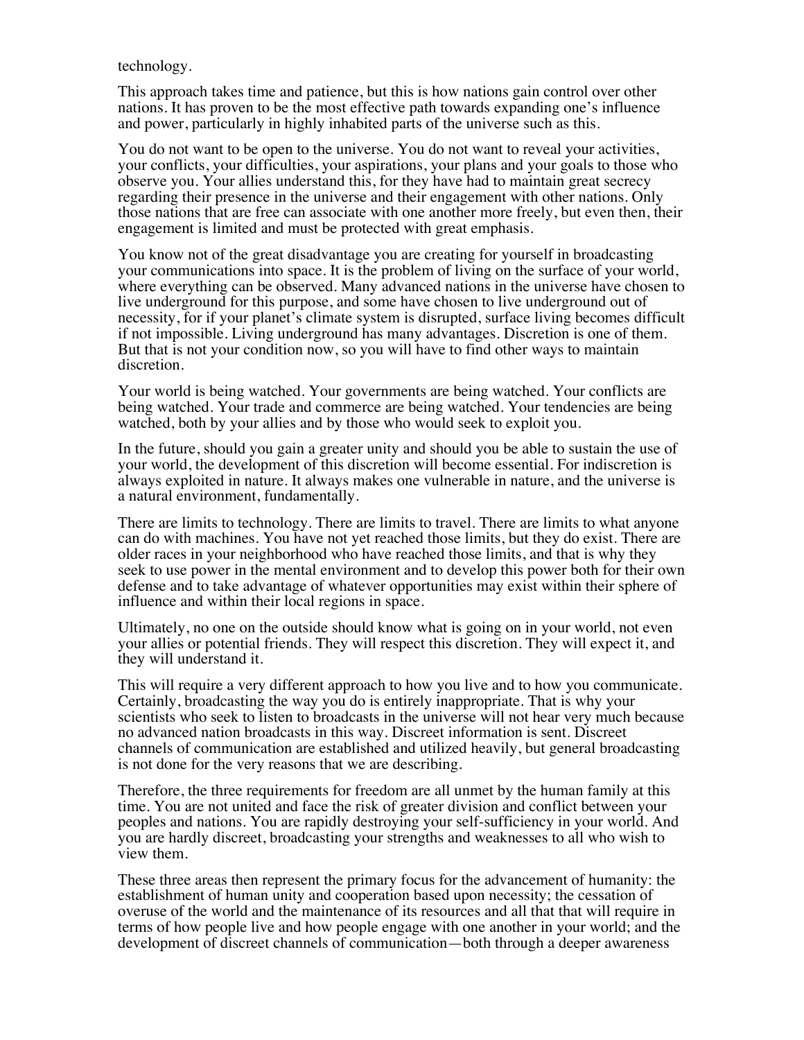technology.

This approach takes time and patience, but this is how nations gain control over other nations. It has proven to be the most effective path towards expanding one's influence and power, particularly in highly inhabited parts of the universe such as this.

You do not want to be open to the universe. You do not want to reveal your activities, your conflicts, your difficulties, your aspirations, your plans and your goals to those who observe you. Your allies understand this, for they have had to maintain great secrecy regarding their presence in the universe and their engagement with other nations. Only those nations that are free can associate with one another more freely, but even then, their engagement is limited and must be protected with great emphasis.

You know not of the great disadvantage you are creating for yourself in broadcasting your communications into space. It is the problem of living on the surface of your world, where everything can be observed. Many advanced nations in the universe have chosen to live underground for this purpose, and some have chosen to live underground out of necessity, for if your planet's climate system is disrupted, surface living becomes difficult if not impossible. Living underground has many advantages. Discretion is one of them. But that is not your condition now, so you will have to find other ways to maintain discretion.

Your world is being watched. Your governments are being watched. Your conflicts are being watched. Your trade and commerce are being watched. Your tendencies are being watched, both by your allies and by those who would seek to exploit you.

In the future, should you gain a greater unity and should you be able to sustain the use of your world, the development of this discretion will become essential. For indiscretion is always exploited in nature. It always makes one vulnerable in nature, and the universe is a natural environment, fundamentally.

There are limits to technology. There are limits to travel. There are limits to what anyone can do with machines. You have not yet reached those limits, but they do exist. There are older races in your neighborhood who have reached those limits, and that is why they seek to use power in the mental environment and to develop this power both for their own defense and to take advantage of whatever opportunities may exist within their sphere of influence and within their local regions in space.

Ultimately, no one on the outside should know what is going on in your world, not even your allies or potential friends. They will respect this discretion. They will expect it, and they will understand it.

This will require a very different approach to how you live and to how you communicate. Certainly, broadcasting the way you do is entirely inappropriate. That is why your scientists who seek to listen to broadcasts in the universe will not hear very much because no advanced nation broadcasts in this way. Discreet information is sent. Discreet channels of communication are established and utilized heavily, but general broadcasting is not done for the very reasons that we are describing.

Therefore, the three requirements for freedom are all unmet by the human family at this time. You are not united and face the risk of greater division and conflict between your peoples and nations. You are rapidly destroying your self-sufficiency in your world. And you are hardly discreet, broadcasting your strengths and weaknesses to all who wish to view them.

These three areas then represent the primary focus for the advancement of humanity: the establishment of human unity and cooperation based upon necessity; the cessation of overuse of the world and the maintenance of its resources and all that that will require in terms of how people live and how people engage with one another in your world; and the development of discreet channels of communication—both through a deeper awareness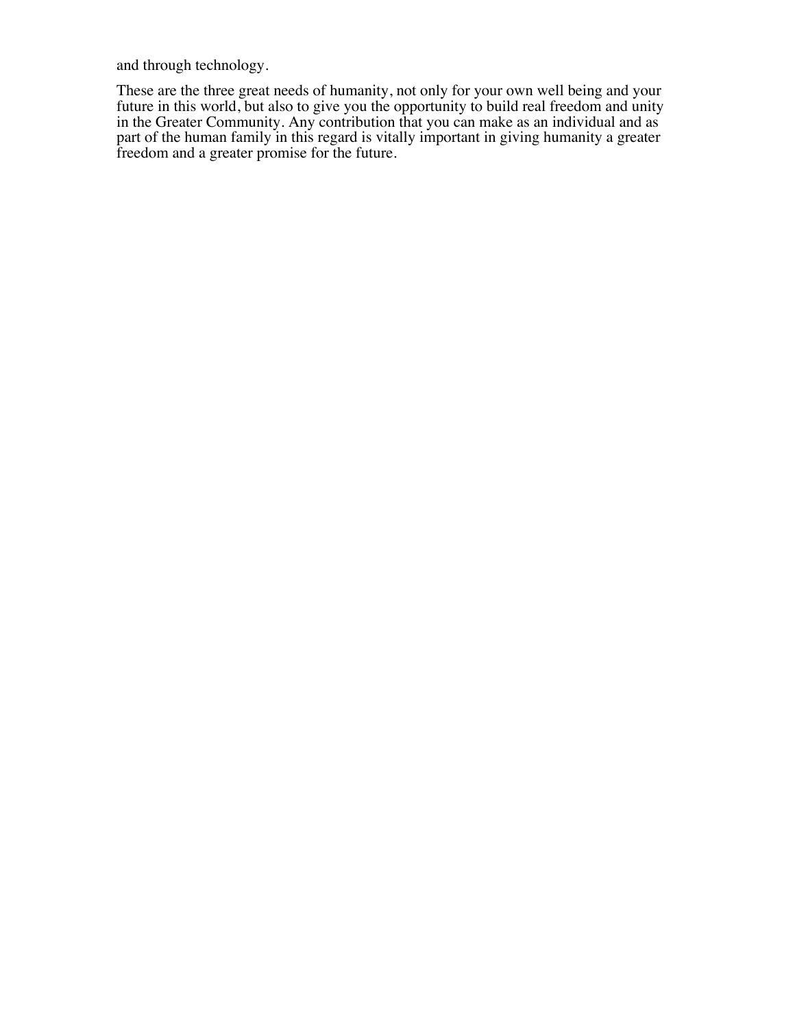and through technology.

These are the three great needs of humanity, not only for your own well being and your future in this world, but also to give you the opportunity to build real freedom and unity in the Greater Community. Any contribution that you can make as an individual and as part of the human family in this regard is vitally important in giving humanity a greater freedom and a greater promise for the future.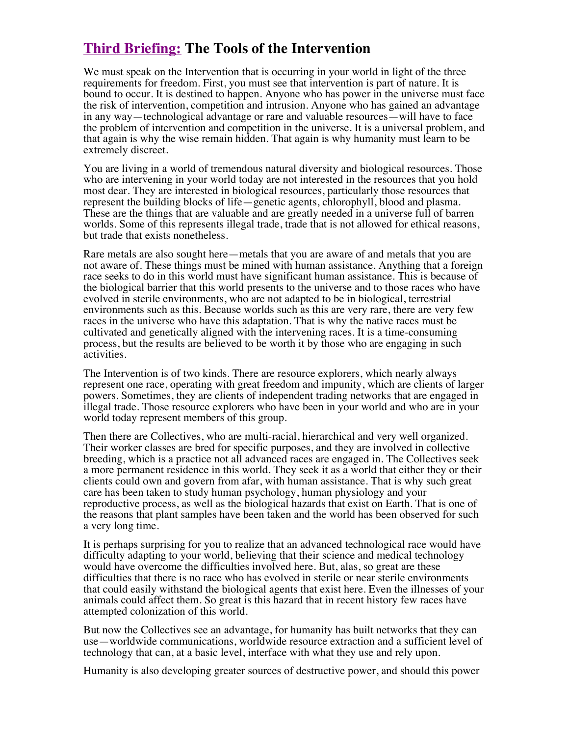## Third Briefing: The Tools of the Intervention

We must speak on the Intervention that is occurring in your world in light of the three requirements for freedom. First, you must see that intervention is part of nature. It is bound to occur. It is destined to happen. Anyone who has power in the universe must face the risk of intervention, competition and intrusion. Anyone who has gained an advantage in any way—technological advantage or rare and valuable resources—will have to face the problem of intervention and competition in the universe. It is a universal problem, and that again is why the wise remain hidden. That again is why humanity must learn to be extremely discreet.

You are living in a world of tremendous natural diversity and biological resources. Those who are intervening in your world today are not interested in the resources that you hold most dear. They are interested in biological resources, particularly those resources that represent the building blocks of life—genetic agents, chlorophyll, blood and plasma. These are the things that are valuable and are greatly needed in a universe full of barren worlds. Some of this represents illegal trade, trade that is not allowed for ethical reasons, but trade that exists nonetheless.

Rare metals are also sought here—metals that you are aware of and metals that you are not aware of. These things must be mined with human assistance. Anything that a foreign race seeks to do in this world must have significant human assistance. This is because of the biological barrier that this world presents to the universe and to those races who have evolved in sterile environments, who are not adapted to be in biological, terrestrial environments such as this. Because worlds such as this are very rare, there are very few races in the universe who have this adaptation. That is why the native races must be cultivated and genetically aligned with the intervening races. It is a time-consuming process, but the results are believed to be worth it by those who are engaging in such activities.

The Intervention is of two kinds. There are resource explorers, which nearly always represent one race, operating with great freedom and impunity, which are clients of larger powers. Sometimes, they are clients of independent trading networks that are engaged in illegal trade. Those resource explorers who have been in your world and who are in your world today represent members of this group.

Then there are Collectives, who are multi-racial, hierarchical and very well organized. Their worker classes are bred for specific purposes, and they are involved in collective breeding, which is a practice not all advanced races are engaged in. The Collectives seek a more permanent residence in this world. They seek it as a world that either they or their clients could own and govern from afar, with human assistance. That is why such great care has been taken to study human psychology, human physiology and your reproductive process, as well as the biological hazards that exist on Earth. That is one of the reasons that plant samples have been taken and the world has been observed for such a very long time.

It is perhaps surprising for you to realize that an advanced technological race would have difficulty adapting to your world, believing that their science and medical technology would have overcome the difficulties involved here. But, alas, so great are these difficulties that there is no race who has evolved in sterile or near sterile environments that could easily withstand the biological agents that exist here. Even the illnesses of your animals could affect them. So great is this hazard that in recent history few races have attempted colonization of this world.

But now the Collectives see an advantage, for humanity has built networks that they can use—worldwide communications, worldwide resource extraction and a sufficient level of technology that can, at a basic level, interface with what they use and rely upon.

Humanity is also developing greater sources of destructive power, and should this power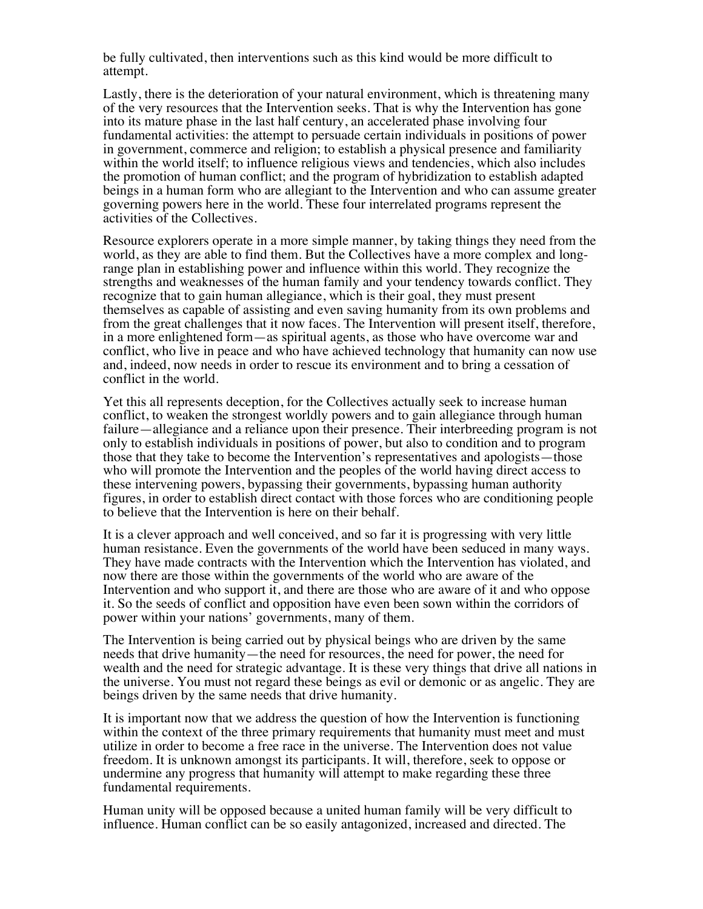be fully cultivated, then interventions such as this kind would be more difficult to attempt.

Lastly, there is the deterioration of your natural environment, which is threatening many of the very resources that the Intervention seeks. That is why the Intervention has gone into its mature phase in the last half century, an accelerated phase involving four fundamental activities: the attempt to persuade certain individuals in positions of power in government, commerce and religion; to establish a physical presence and familiarity within the world itself; to influence religious views and tendencies, which also includes the promotion of human conflict; and the program of hybridization to establish adapted beings in a human form who are allegiant to the Intervention and who can assume greater governing powers here in the world. These four interrelated programs represent the activities of the Collectives.

Resource explorers operate in a more simple manner, by taking things they need from the world, as they are able to find them. But the Collectives have a more complex and long-range plan in establishing power and influence within this world. They recognize the strengths and weaknesses of the human family and your tendency towards conflict. They recognize that to gain human allegiance, which is their goal, they must present themselves as capable of assisting and even saving humanity from its own problems and from the great challenges that it now faces. The Intervention will present itself, therefore, in a more enlightened form—as spiritual agents, as those who have overcome war and conflict, who live in peace and who have achieved technology that humanity can now use and, indeed, now needs in order to rescue its environment and to bring a cessation of conflict in the world.

Yet this all represents deception, for the Collectives actually seek to increase human conflict, to weaken the strongest worldly powers and to gain allegiance through human failure—allegiance and a reliance upon their presence. Their interbreeding program is not only to establish individuals in positions of power, but also to condition and to program those that they take to become the Intervention's representatives and apologists—those who will promote the Intervention and the peoples of the world having direct access to these intervening powers, bypassing their governments, bypassing human authority figures, in order to establish direct contact with those forces who are conditioning people to believe that the Intervention is here on their behalf.

It is a clever approach and well conceived, and so far it is progressing with very little human resistance. Even the governments of the world have been seduced in many ways. They have made contracts with the Intervention which the Intervention has violated, and now there are those within the governments of the world who are aware of the Intervention and who support it, and there are those who are aware of it and who oppose it. So the seeds of conflict and opposition have even been sown within the corridors of power within your nations' governments, many of them.

The Intervention is being carried out by physical beings who are driven by the same needs that drive humanity—the need for resources, the need for power, the need for wealth and the need for strategic advantage. It is these very things that drive all nations in the universe. You must not regard these beings as evil or demonic or as angelic. They are beings driven by the same needs that drive humanity.

It is important now that we address the question of how the Intervention is functioning within the context of the three primary requirements that humanity must meet and must utilize in order to become a free race in the universe. The Intervention does not value freedom. It is unknown amongst its participants. It will, therefore, seek to oppose or undermine any progress that humanity will attempt to make regarding these three fundamental requirements.

Human unity will be opposed because a united human family will be very difficult to influence. Human conflict can be so easily antagonized, increased and directed. The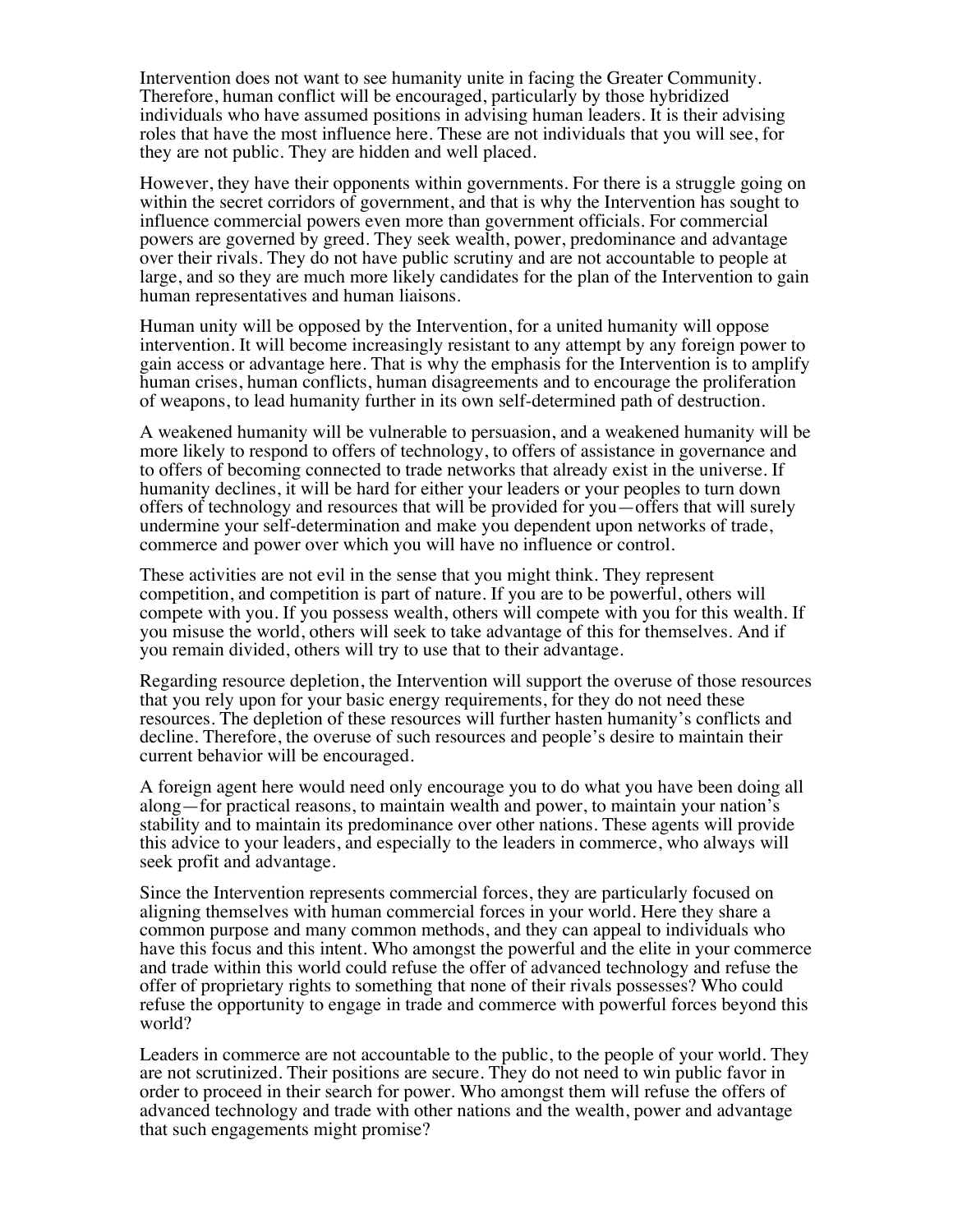Intervention does not want to see humanity unite in facing the Greater Community. Therefore, human conflict will be encouraged, particularly by those hybridized individuals who have assumed positions in advising human leaders. It is their advising roles that have the most influence here. These are not individuals that you will see, for they are not public. They are hidden and well placed.

However, they have their opponents within governments. For there is a struggle going on within the secret corridors of government, and that is why the Intervention has sought to influence commercial powers even more than government officials. For commercial powers are governed by greed. They seek wealth, power, predominance and advantage over their rivals. They do not have public scrutiny and are not accountable to people at large, and so they are much more likely candidates for the plan of the Intervention to gain human representatives and human liaisons.

Human unity will be opposed by the Intervention, for a united humanity will oppose intervention. It will become increasingly resistant to any attempt by any foreign power to gain access or advantage here. That is why the emphasis for the Intervention is to amplify human crises, human conflicts, human disagreements and to encourage the proliferation of weapons, to lead humanity further in its own self-determined path of destruction.

A weakened humanity will be vulnerable to persuasion, and a weakened humanity will be more likely to respond to offers of technology, to offers of assistance in governance and to offers of becoming connected to trade networks that already exist in the universe. If humanity declines, it will be hard for either your leaders or your peoples to turn down offers of technology and resources that will be provided for you—offers that will surely undermine your self-determination and make you dependent upon networks of trade, commerce and power over which you will have no influence or control.

These activities are not evil in the sense that you might think. They represent competition, and competition is part of nature. If you are to be powerful, others will compete with you. If you possess wealth, others will compete with you for this wealth. If you misuse the world, others will seek to take advantage of this for themselves. And if you remain divided, others will try to use that to their advantage.

Regarding resource depletion, the Intervention will support the overuse of those resources that you rely upon for your basic energy requirements, for they do not need these resources. The depletion of these resources will further hasten humanity's conflicts and decline. Therefore, the overuse of such resources and people's desire to maintain their current behavior will be encouraged.

A foreign agent here would need only encourage you to do what you have been doing all along—for practical reasons, to maintain wealth and power, to maintain your nation's stability and to maintain its predominance over other nations. These agents will provide this advice to your leaders, and especially to the leaders in commerce, who always will seek profit and advantage.

Since the Intervention represents commercial forces, they are particularly focused on aligning themselves with human commercial forces in your world. Here they share a common purpose and many common methods, and they can appeal to individuals who have this focus and this intent. Who amongst the powerful and the elite in your commerce and trade within this world could refuse the offer of advanced technology and refuse the offer of proprietary rights to something that none of their rivals possesses? Who could refuse the opportunity to engage in trade and commerce with powerful forces beyond this world?

Leaders in commerce are not accountable to the public, to the people of your world. They are not scrutinized. Their positions are secure. They do not need to win public favor in order to proceed in their search for power. Who amongst them will refuse the offers of advanced technology and trade with other nations and the wealth, power and advantage that such engagements might promise?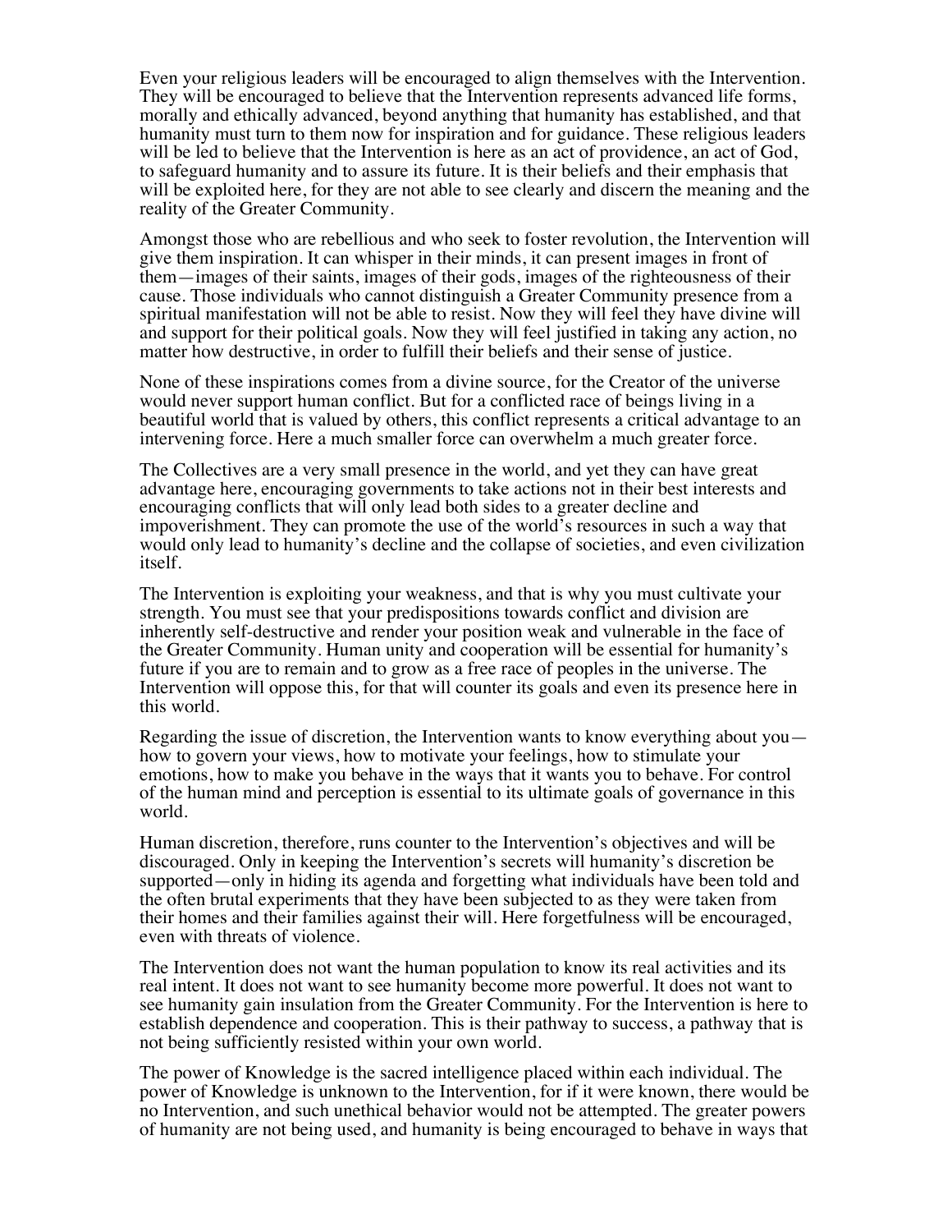Even your religious leaders will be encouraged to align themselves with the Intervention. They will be encouraged to believe that the Intervention represents advanced life forms, morally and ethically advanced, beyond anything that humanity has established, and that humanity must turn to them now for inspiration and for guidance. These religious leaders will be led to believe that the Intervention is here as an act of providence, an act of God, to safeguard humanity and to assure its future. It is their beliefs and their emphasis that will be exploited here, for they are not able to see clearly and discern the meaning and the reality of the Greater Community.

Amongst those who are rebellious and who seek to foster revolution, the Intervention will give them inspiration. It can whisper in their minds, it can present images in front of them—images of their saints, images of their gods, images of the righteousness of their cause. Those individuals who cannot distinguish a Greater Community presence from a spiritual manifestation will not be able to resist. Now they will feel they have divine will and support for their political goals. Now they will feel justified in taking any action, no matter how destructive, in order to fulfill their beliefs and their sense of justice.

None of these inspirations comes from a divine source, for the Creator of the universe would never support human conflict. But for a conflicted race of beings living in a beautiful world that is valued by others, this conflict represents a critical advantage to an intervening force. Here a much smaller force can overwhelm a much greater force.

The Collectives are a very small presence in the world, and yet they can have great advantage here, encouraging governments to take actions not in their best interests and encouraging conflicts that will only lead both sides to a greater decline and impoverishment. They can promote the use of the world's resources in such a way that would only lead to humanity's decline and the collapse of societies, and even civilization itself.

The Intervention is exploiting your weakness, and that is why you must cultivate your strength. You must see that your predispositions towards conflict and division are inherently self-destructive and render your position weak and vulnerable in the face of the Greater Community. Human unity and cooperation will be essential for humanity's future if you are to remain and to grow as a free race of peoples in the universe. The Intervention will oppose this, for that will counter its goals and even its presence here in this world.

Regarding the issue of discretion, the Intervention wants to know everything about you—how to govern your views, how to motivate your feelings, how to stimulate your emotions, how to make you behave in the ways that it wants you to behave. For control of the human mind and perception is essential to its ultimate goals of governance in this world.

Human discretion, therefore, runs counter to the Intervention's objectives and will be discouraged. Only in keeping the Intervention's secrets will humanity's discretion be supported—only in hiding its agenda and forgetting what individuals have been told and the often brutal experiments that they have been subjected to as they were taken from their homes and their families against their will. Here forgetfulness will be encouraged, even with threats of violence.

The Intervention does not want the human population to know its real activities and its real intent. It does not want to see humanity become more powerful. It does not want to see humanity gain insulation from the Greater Community. For the Intervention is here to establish dependence and cooperation. This is their pathway to success, a pathway that is not being sufficiently resisted within your own world.

The power of Knowledge is the sacred intelligence placed within each individual. The power of Knowledge is unknown to the Intervention, for if it were known, there would be no Intervention, and such unethical behavior would not be attempted. The greater powers of humanity are not being used, and humanity is being encouraged to behave in ways that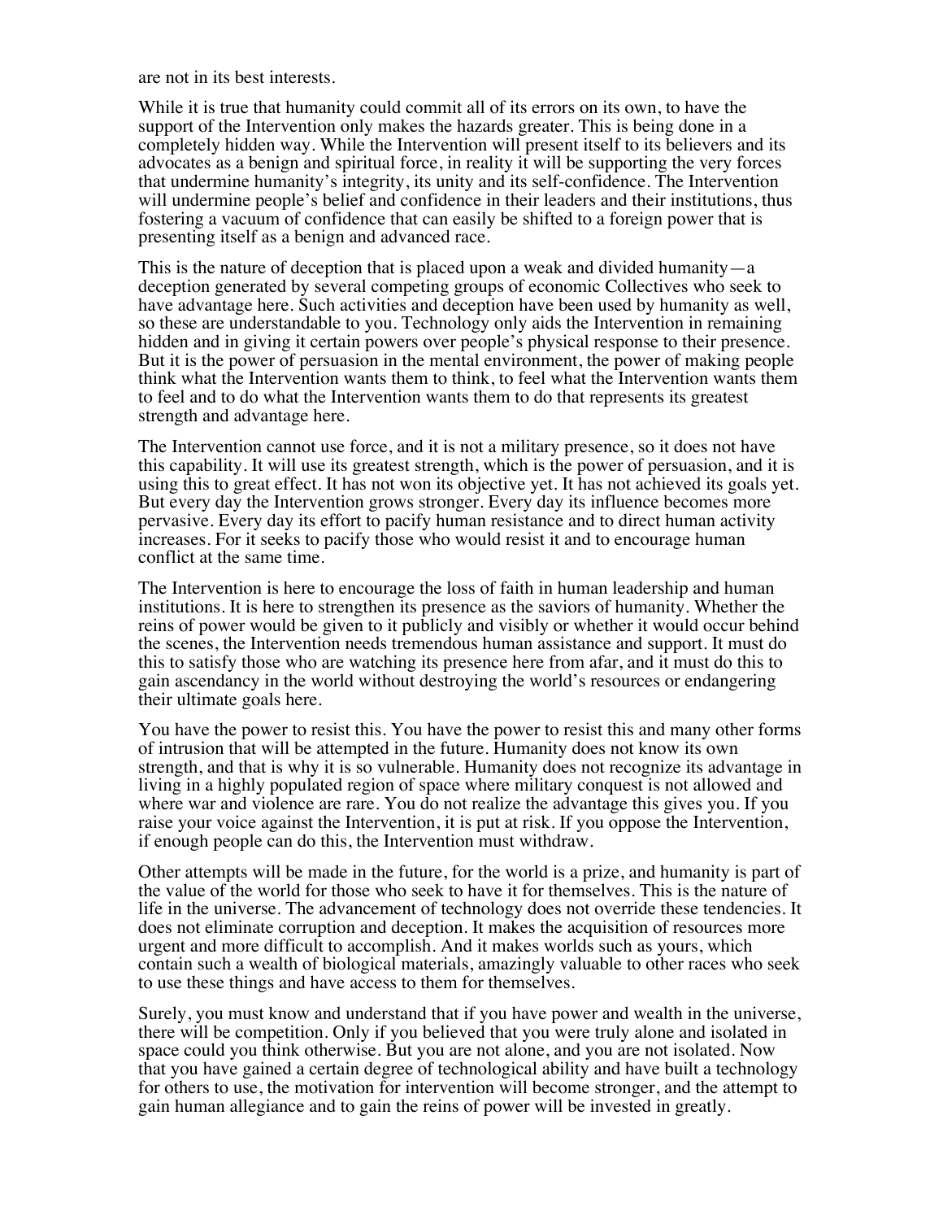are not in its best interests.

While it is true that humanity could commit all of its errors on its own, to have the support of the Intervention only makes the hazards greater. This is being done in a completely hidden way. While the Intervention will present itself to its believers and its advocates as a benign and spiritual force, in reality it will be supporting the very forces that undermine humanity's integrity, its unity and its self-confidence. The Intervention will undermine people's belief and confidence in their leaders and their institutions, thus fostering a vacuum of confidence that can easily be shifted to a foreign power that is presenting itself as a benign and advanced race.

This is the nature of deception that is placed upon a weak and divided humanity—a deception generated by several competing groups of economic Collectives who seek to have advantage here. Such activities and deception have been used by humanity as well, so these are understandable to you. Technology only aids the Intervention in remaining hidden and in giving it certain powers over people's physical response to their presence. But it is the power of persuasion in the mental environment, the power of making people think what the Intervention wants them to think, to feel what the Intervention wants them to feel and to do what the Intervention wants them to do that represents its greatest strength and advantage here.

The Intervention cannot use force, and it is not a military presence, so it does not have this capability. It will use its greatest strength, which is the power of persuasion, and it is using this to great effect. It has not won its objective yet. It has not achieved its goals yet. But every day the Intervention grows stronger. Every day its influence becomes more pervasive. Every day its effort to pacify human resistance and to direct human activity increases. For it seeks to pacify those who would resist it and to encourage human conflict at the same time.

The Intervention is here to encourage the loss of faith in human leadership and human institutions. It is here to strengthen its presence as the saviors of humanity. Whether the reins of power would be given to it publicly and visibly or whether it would occur behind the scenes, the Intervention needs tremendous human assistance and support. It must do this to satisfy those who are watching its presence here from afar, and it must do this to gain ascendancy in the world without destroying the world's resources or endangering their ultimate goals here.

You have the power to resist this. You have the power to resist this and many other forms of intrusion that will be attempted in the future. Humanity does not know its own strength, and that is why it is so vulnerable. Humanity does not recognize its advantage in living in a highly populated region of space where military conquest is not allowed and where war and violence are rare. You do not realize the advantage this gives you. If you raise your voice against the Intervention, it is put at risk. If you oppose the Intervention, if enough people can do this, the Intervention must withdraw.

Other attempts will be made in the future, for the world is a prize, and humanity is part of the value of the world for those who seek to have it for themselves. This is the nature of life in the universe. The advancement of technology does not override these tendencies. It does not eliminate corruption and deception. It makes the acquisition of resources more urgent and more difficult to accomplish. And it makes worlds such as yours, which contain such a wealth of biological materials, amazingly valuable to other races who seek to use these things and have access to them for themselves.

Surely, you must know and understand that if you have power and wealth in the universe, there will be competition. Only if you believed that you were truly alone and isolated in space could you think otherwise. But you are not alone, and you are not isolated. Now that you have gained a certain degree of technological ability and have built a technology for others to use, the motivation for intervention will become stronger, and the attempt to gain human allegiance and to gain the reins of power will be invested in greatly.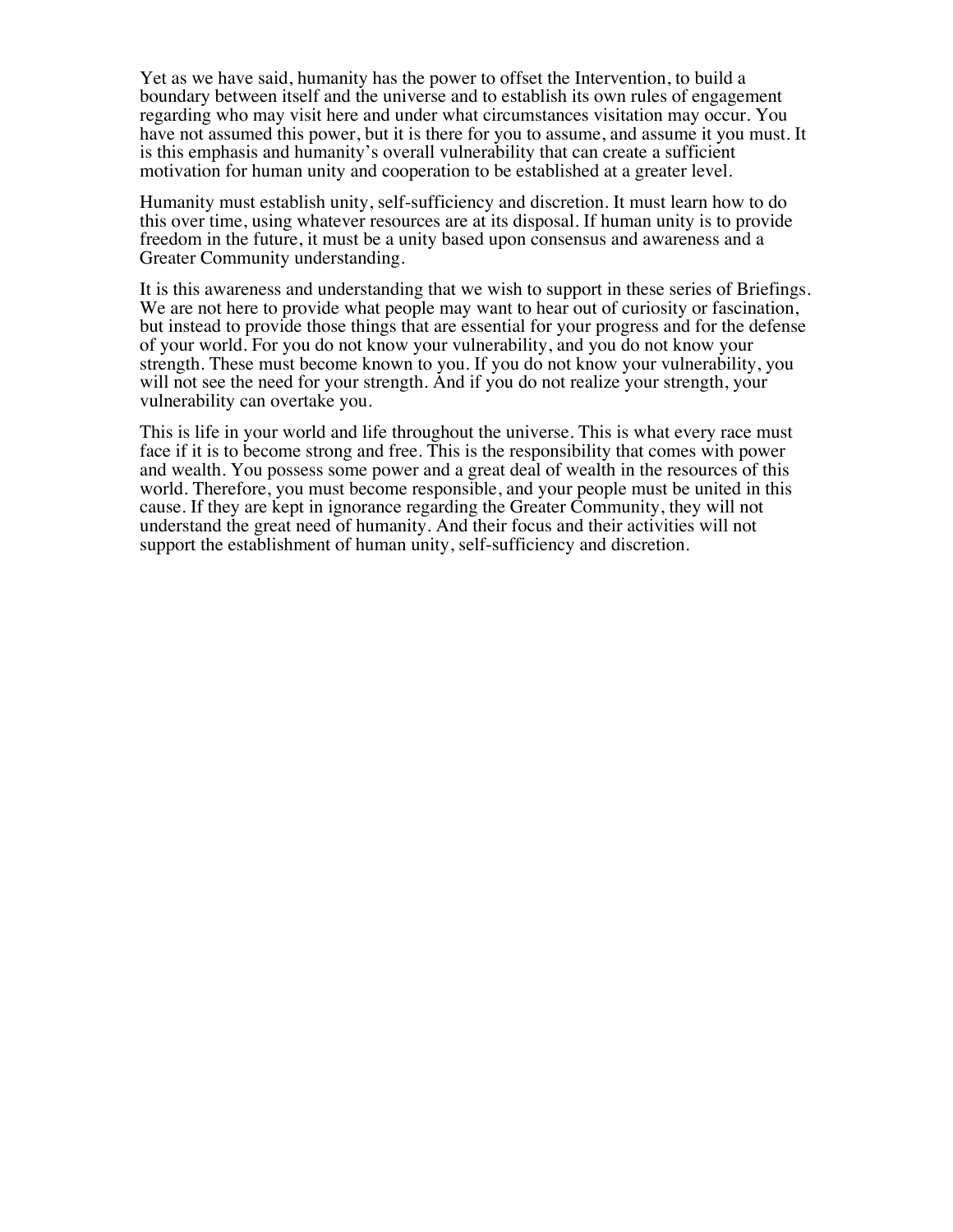Yet as we have said, humanity has the power to offset the Intervention, to build a boundary between itself and the universe and to establish its own rules of engagement regarding who may visit here and under what circumstances visitation may occur. You have not assumed this power, but it is there for you to assume, and assume it you must. It is this emphasis and humanity's overall vulnerability that can create a sufficient motivation for human unity and cooperation to be established at a greater level.

Humanity must establish unity, self-sufficiency and discretion. It must learn how to do this over time, using whatever resources are at its disposal. If human unity is to provide freedom in the future, it must be a unity based upon consensus and awareness and a Greater Community understanding.

It is this awareness and understanding that we wish to support in these series of Briefings. We are not here to provide what people may want to hear out of curiosity or fascination, but instead to provide those things that are essential for your progress and for the defense of your world. For you do not know your vulnerability, and you do not know your strength. These must become known to you. If you do not know your vulnerability, you will not see the need for your strength. And if you do not realize your strength, your vulnerability can overtake you.

This is life in your world and life throughout the universe. This is what every race must face if it is to become strong and free. This is the responsibility that comes with power and wealth. You possess some power and a great deal of wealth in the resources of this world. Therefore, you must become responsible, and your people must be united in this cause. If they are kept in ignorance regarding the Greater Community, they will not understand the great need of humanity. And their focus and their activities will not support the establishment of human unity, self-sufficiency and discretion.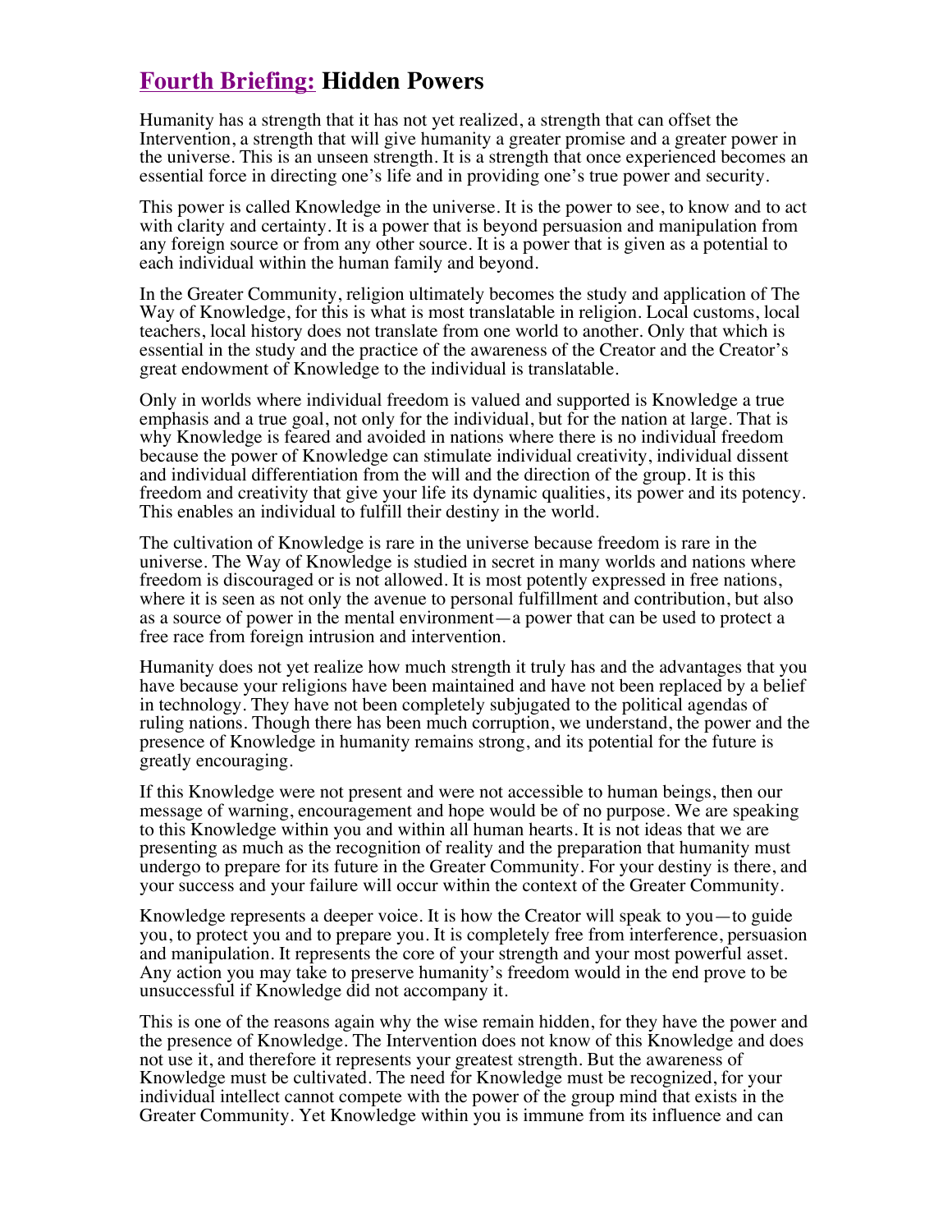## Fourth Briefing: Hidden Powers

Humanity has a strength that it has not yet realized, a strength that can offset the Intervention, a strength that will give humanity a greater promise and a greater power in the universe. This is an unseen strength. It is a strength that once experienced becomes an essential force in directing one's life and in providing one's true power and security.

This power is called Knowledge in the universe. It is the power to see, to know and to act with clarity and certainty. It is a power that is beyond persuasion and manipulation from any foreign source or from any other source. It is a power that is given as a potential to each individual within the human family and beyond.

In the Greater Community, religion ultimately becomes the study and application of The Way of Knowledge, for this is what is most translatable in religion. Local customs, local teachers, local history does not translate from one world to another. Only that which is essential in the study and the practice of the awareness of the Creator and the Creator's great endowment of Knowledge to the individual is translatable.

Only in worlds where individual freedom is valued and supported is Knowledge a true emphasis and a true goal, not only for the individual, but for the nation at large. That is why Knowledge is feared and avoided in nations where there is no individual freedom because the power of Knowledge can stimulate individual creativity, individual dissent and individual differentiation from the will and the direction of the group. It is this freedom and creativity that give your life its dynamic qualities, its power and its potency. This enables an individual to fulfill their destiny in the world.

The cultivation of Knowledge is rare in the universe because freedom is rare in the universe. The Way of Knowledge is studied in secret in many worlds and nations where freedom is discouraged or is not allowed. It is most potently expressed in free nations, where it is seen as not only the avenue to personal fulfillment and contribution, but also as a source of power in the mental environment—a power that can be used to protect a free race from foreign intrusion and intervention.

Humanity does not yet realize how much strength it truly has and the advantages that you have because your religions have been maintained and have not been replaced by a belief in technology. They have not been completely subjugated to the political agendas of ruling nations. Though there has been much corruption, we understand, the power and the presence of Knowledge in humanity remains strong, and its potential for the future is greatly encouraging.

If this Knowledge were not present and were not accessible to human beings, then our message of warning, encouragement and hope would be of no purpose. We are speaking to this Knowledge within you and within all human hearts. It is not ideas that we are presenting as much as the recognition of reality and the preparation that humanity must undergo to prepare for its future in the Greater Community. For your destiny is there, and your success and your failure will occur within the context of the Greater Community.

Knowledge represents a deeper voice. It is how the Creator will speak to you—to guide you, to protect you and to prepare you. It is completely free from interference, persuasion and manipulation. It represents the core of your strength and your most powerful asset. Any action you may take to preserve humanity's freedom would in the end prove to be unsuccessful if Knowledge did not accompany it.

This is one of the reasons again why the wise remain hidden, for they have the power and the presence of Knowledge. The Intervention does not know of this Knowledge and does not use it, and therefore it represents your greatest strength. But the awareness of Knowledge must be cultivated. The need for Knowledge must be recognized, for your individual intellect cannot compete with the power of the group mind that exists in the Greater Community. Yet Knowledge within you is immune from its influence and can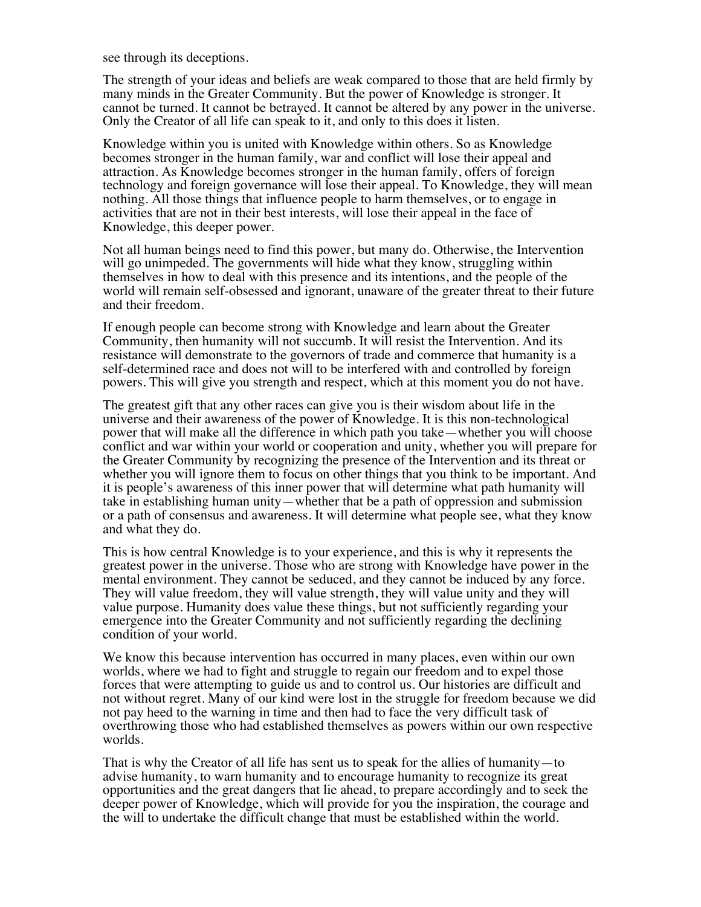see through its deceptions.

The strength of your ideas and beliefs are weak compared to those that are held firmly by many minds in the Greater Community. But the power of Knowledge is stronger. It cannot be turned. It cannot be betrayed. It cannot be altered by any power in the universe. Only the Creator of all life can speak to it, and only to this does it listen.

Knowledge within you is united with Knowledge within others. So as Knowledge becomes stronger in the human family, war and conflict will lose their appeal and attraction. As Knowledge becomes stronger in the human family, offers of foreign technology and foreign governance will lose their appeal. To Knowledge, they will mean nothing. All those things that influence people to harm themselves, or to engage in activities that are not in their best interests, will lose their appeal in the face of Knowledge, this deeper power.

Not all human beings need to find this power, but many do. Otherwise, the Intervention will go unimpeded. The governments will hide what they know, struggling within themselves in how to deal with this presence and its intentions, and the people of the world will remain self-obsessed and ignorant, unaware of the greater threat to their future and their freedom.

If enough people can become strong with Knowledge and learn about the Greater Community, then humanity will not succumb. It will resist the Intervention. And its resistance will demonstrate to the governors of trade and commerce that humanity is a self-determined race and does not will to be interfered with and controlled by foreign powers. This will give you strength and respect, which at this moment you do not have.

The greatest gift that any other races can give you is their wisdom about life in the universe and their awareness of the power of Knowledge. It is this non-technological power that will make all the difference in which path you take—whether you will choose conflict and war within your world or cooperation and unity, whether you will prepare for the Greater Community by recognizing the presence of the Intervention and its threat or whether you will ignore them to focus on other things that you think to be important. And it is people's awareness of this inner power that will determine what path humanity will take in establishing human unity—whether that be a path of oppression and submission or a path of consensus and awareness. It will determine what people see, what they know and what they do.

This is how central Knowledge is to your experience, and this is why it represents the greatest power in the universe. Those who are strong with Knowledge have power in the mental environment. They cannot be seduced, and they cannot be induced by any force. They will value freedom, they will value strength, they will value unity and they will value purpose. Humanity does value these things, but not sufficiently regarding your emergence into the Greater Community and not sufficiently regarding the declining condition of your world.

We know this because intervention has occurred in many places, even within our own worlds, where we had to fight and struggle to regain our freedom and to expel those forces that were attempting to guide us and to control us. Our histories are difficult and not without regret. Many of our kind were lost in the struggle for freedom because we did not pay heed to the warning in time and then had to face the very difficult task of overthrowing those who had established themselves as powers within our own respective worlds.

That is why the Creator of all life has sent us to speak for the allies of humanity—to advise humanity, to warn humanity and to encourage humanity to recognize its great opportunities and the great dangers that lie ahead, to prepare accordingly and to seek the deeper power of Knowledge, which will provide for you the inspiration, the courage and the will to undertake the difficult change that must be established within the world.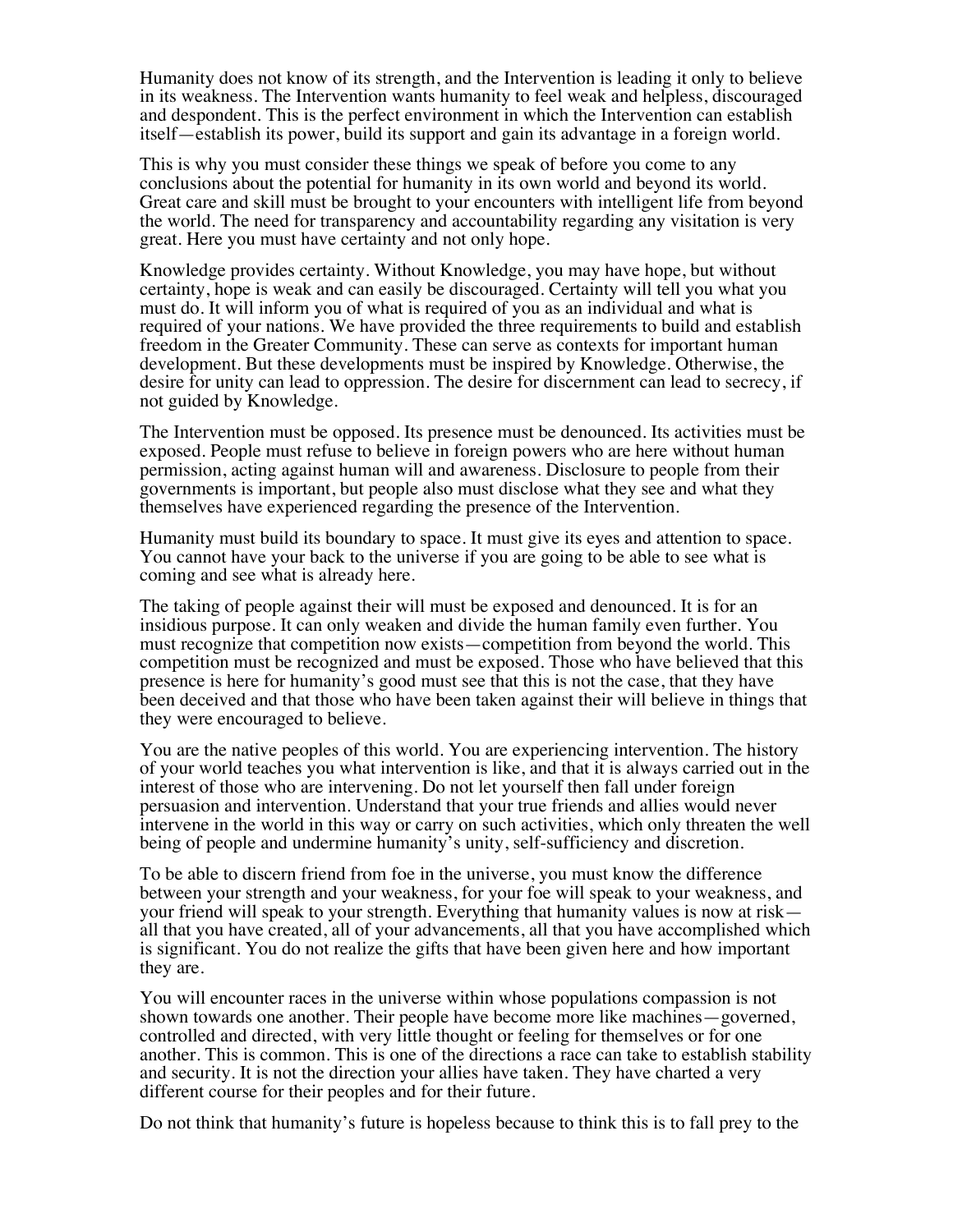Humanity does not know of its strength, and the Intervention is leading it only to believe in its weakness. The Intervention wants humanity to feel weak and helpless, discouraged and despondent. This is the perfect environment in which the Intervention can establish itself—establish its power, build its support and gain its advantage in a foreign world.

This is why you must consider these things we speak of before you come to any conclusions about the potential for humanity in its own world and beyond its world. Great care and skill must be brought to your encounters with intelligent life from beyond the world. The need for transparency and accountability regarding any visitation is very great. Here you must have certainty and not only hope.

Knowledge provides certainty. Without Knowledge, you may have hope, but without certainty, hope is weak and can easily be discouraged. Certainty will tell you what you must do. It will inform you of what is required of you as an individual and what is required of your nations. We have provided the three requirements to build and establish freedom in the Greater Community. These can serve as contexts for important human development. But these developments must be inspired by Knowledge. Otherwise, the desire for unity can lead to oppression. The desire for discernment can lead to secrecy, if not guided by Knowledge.

The Intervention must be opposed. Its presence must be denounced. Its activities must be exposed. People must refuse to believe in foreign powers who are here without human permission, acting against human will and awareness. Disclosure to people from their governments is important, but people also must disclose what they see and what they themselves have experienced regarding the presence of the Intervention.

Humanity must build its boundary to space. It must give its eyes and attention to space. You cannot have your back to the universe if you are going to be able to see what is coming and see what is already here.

The taking of people against their will must be exposed and denounced. It is for an insidious purpose. It can only weaken and divide the human family even further. You must recognize that competition now exists—competition from beyond the world. This competition must be recognized and must be exposed. Those who have believed that this presence is here for humanity's good must see that this is not the case, that they have been deceived and that those who have been taken against their will believe in things that they were encouraged to believe.

You are the native peoples of this world. You are experiencing intervention. The history of your world teaches you what intervention is like, and that it is always carried out in the interest of those who are intervening. Do not let yourself then fall under foreign persuasion and intervention. Understand that your true friends and allies would never intervene in the world in this way or carry on such activities, which only threaten the well being of people and undermine humanity's unity, self-sufficiency and discretion.

To be able to discern friend from foe in the universe, you must know the difference between your strength and your weakness, for your foe will speak to your weakness, and your friend will speak to your strength. Everything that humanity values is now at risk—all that you have created, all of your advancements, all that you have accomplished which is significant. You do not realize the gifts that have been given here and how important they are.

You will encounter races in the universe within whose populations compassion is not shown towards one another. Their people have become more like machines—governed, controlled and directed, with very little thought or feeling for themselves or for one another. This is common. This is one of the directions a race can take to establish stability and security. It is not the direction your allies have taken. They have charted a very different course for their peoples and for their future.

Do not think that humanity's future is hopeless because to think this is to fall prey to the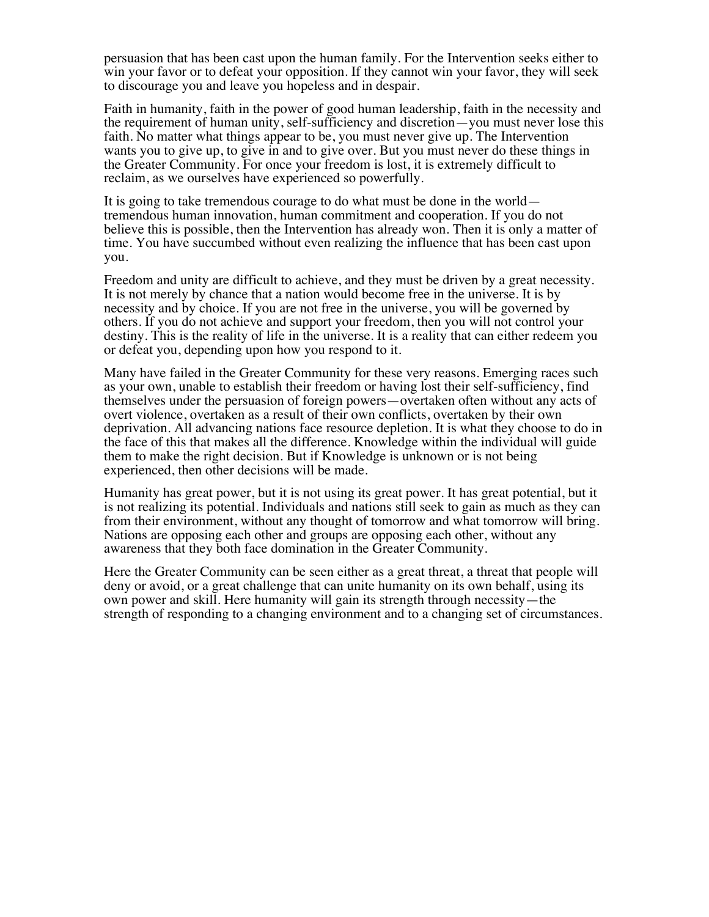persuasion that has been cast upon the human family. For the Intervention seeks either to win your favor or to defeat your opposition. If they cannot win your favor, they will seek to discourage you and leave you hopeless and in despair.

Faith in humanity, faith in the power of good human leadership, faith in the necessity and the requirement of human unity, self-sufficiency and discretion—you must never lose this faith. No matter what things appear to be, you must never give up. The Intervention wants you to give up, to give in and to give over. But you must never do these things in the Greater Community. For once your freedom is lost, it is extremely difficult to reclaim, as we ourselves have experienced so powerfully.

It is going to take tremendous courage to do what must be done in the world—tremendous human innovation, human commitment and cooperation. If you do not believe this is possible, then the Intervention has already won. Then it is only a matter of time. You have succumbed without even realizing the influence that has been cast upon you.

Freedom and unity are difficult to achieve, and they must be driven by a great necessity. It is not merely by chance that a nation would become free in the universe. It is by necessity and by choice. If you are not free in the universe, you will be governed by others. If you do not achieve and support your freedom, then you will not control your destiny. This is the reality of life in the universe. It is a reality that can either redeem you or defeat you, depending upon how you respond to it.

Many have failed in the Greater Community for these very reasons. Emerging races such as your own, unable to establish their freedom or having lost their self-sufficiency, find themselves under the persuasion of foreign powers—overtaken often without any acts of overt violence, overtaken as a result of their own conflicts, overtaken by their own deprivation. All advancing nations face resource depletion. It is what they choose to do in the face of this that makes all the difference. Knowledge within the individual will guide them to make the right decision. But if Knowledge is unknown or is not being experienced, then other decisions will be made.

Humanity has great power, but it is not using its great power. It has great potential, but it is not realizing its potential. Individuals and nations still seek to gain as much as they can from their environment, without any thought of tomorrow and what tomorrow will bring. Nations are opposing each other and groups are opposing each other, without any awareness that they both face domination in the Greater Community.

Here the Greater Community can be seen either as a great threat, a threat that people will deny or avoid, or a great challenge that can unite humanity on its own behalf, using its own power and skill. Here humanity will gain its strength through necessity—the strength of responding to a changing environment and to a changing set of circumstances.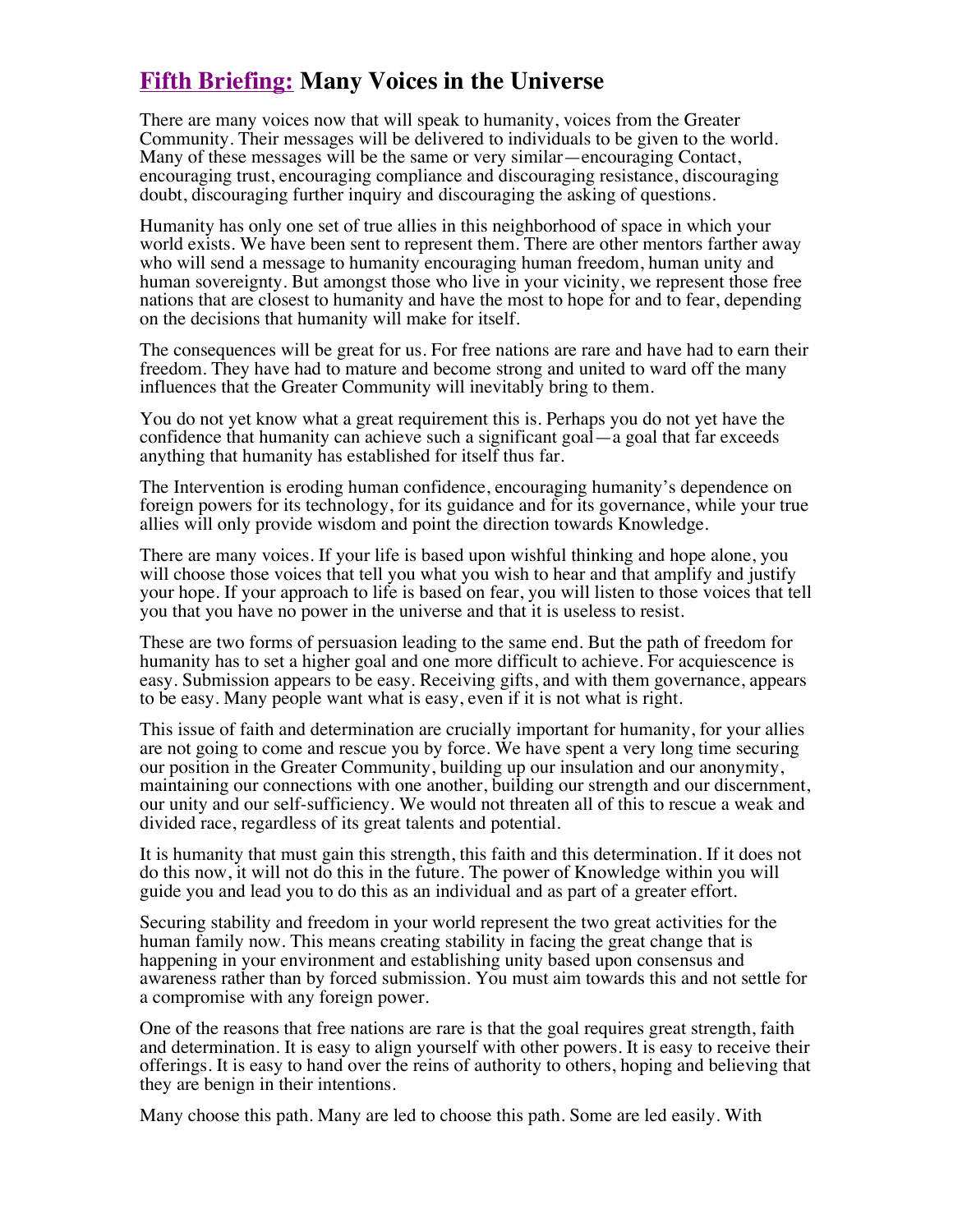## Fifth Briefing: Many Voices in the Universe

There are many voices now that will speak to humanity, voices from the Greater Community. Their messages will be delivered to individuals to be given to the world. Many of these messages will be the same or very similar—encouraging Contact, encouraging trust, encouraging compliance and discouraging resistance, discouraging doubt, discouraging further inquiry and discouraging the asking of questions.

Humanity has only one set of true allies in this neighborhood of space in which your world exists. We have been sent to represent them. There are other mentors farther away who will send a message to humanity encouraging human freedom, human unity and human sovereignty. But amongst those who live in your vicinity, we represent those free nations that are closest to humanity and have the most to hope for and to fear, depending on the decisions that humanity will make for itself.

The consequences will be great for us. For free nations are rare and have had to earn their freedom. They have had to mature and become strong and united to ward off the many influences that the Greater Community will inevitably bring to them.

You do not yet know what a great requirement this is. Perhaps you do not yet have the confidence that humanity can achieve such a significant goal—a goal that far exceeds anything that humanity has established for itself thus far.

The Intervention is eroding human confidence, encouraging humanity's dependence on foreign powers for its technology, for its guidance and for its governance, while your true allies will only provide wisdom and point the direction towards Knowledge.

There are many voices. If your life is based upon wishful thinking and hope alone, you will choose those voices that tell you what you wish to hear and that amplify and justify your hope. If your approach to life is based on fear, you will listen to those voices that tell you that you have no power in the universe and that it is useless to resist.

These are two forms of persuasion leading to the same end. But the path of freedom for humanity has to set a higher goal and one more difficult to achieve. For acquiescence is easy. Submission appears to be easy. Receiving gifts, and with them governance, appears to be easy. Many people want what is easy, even if it is not what is right.

This issue of faith and determination are crucially important for humanity, for your allies are not going to come and rescue you by force. We have spent a very long time securing our position in the Greater Community, building up our insulation and our anonymity, maintaining our connections with one another, building our strength and our discernment, our unity and our self-sufficiency. We would not threaten all of this to rescue a weak and divided race, regardless of its great talents and potential.

It is humanity that must gain this strength, this faith and this determination. If it does not do this now, it will not do this in the future. The power of Knowledge within you will guide you and lead you to do this as an individual and as part of a greater effort.

Securing stability and freedom in your world represent the two great activities for the human family now. This means creating stability in facing the great change that is happening in your environment and establishing unity based upon consensus and awareness rather than by forced submission. You must aim towards this and not settle for a compromise with any foreign power.

One of the reasons that free nations are rare is that the goal requires great strength, faith and determination. It is easy to align yourself with other powers. It is easy to receive their offerings. It is easy to hand over the reins of authority to others, hoping and believing that they are benign in their intentions.

Many choose this path. Many are led to choose this path. Some are led easily. With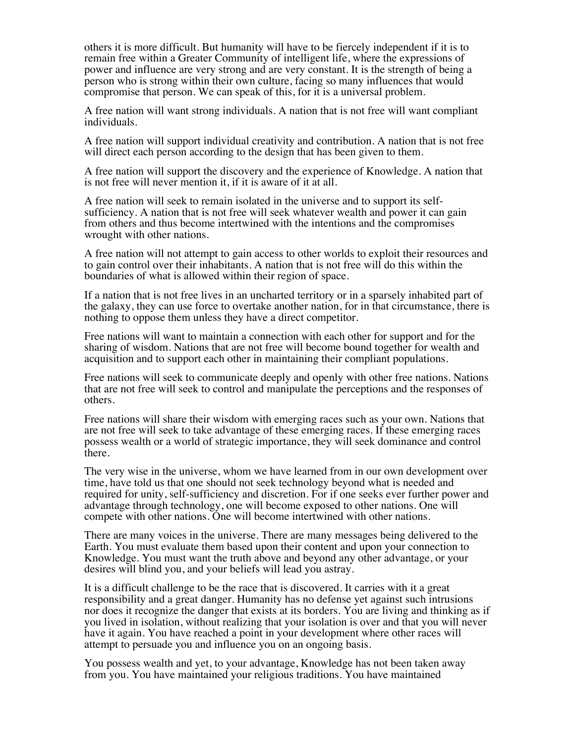others it is more difficult. But humanity will have to be fiercely independent if it is to remain free within a Greater Community of intelligent life, where the expressions of power and influence are very strong and are very constant. It is the strength of being a person who is strong within their own culture, facing so many influences that would compromise that person. We can speak of this, for it is a universal problem.

A free nation will want strong individuals. A nation that is not free will want compliant individuals.

A free nation will support individual creativity and contribution. A nation that is not free will direct each person according to the design that has been given to them.

A free nation will support the discovery and the experience of Knowledge. A nation that is not free will never mention it, if it is aware of it at all.

A free nation will seek to remain isolated in the universe and to support its self-sufficiency. A nation that is not free will seek whatever wealth and power it can gain from others and thus become intertwined with the intentions and the compromises wrought with other nations.

A free nation will not attempt to gain access to other worlds to exploit their resources and to gain control over their inhabitants. A nation that is not free will do this within the boundaries of what is allowed within their region of space.

If a nation that is not free lives in an uncharted territory or in a sparsely inhabited part of the galaxy, they can use force to overtake another nation, for in that circumstance, there is nothing to oppose them unless they have a direct competitor.

Free nations will want to maintain a connection with each other for support and for the sharing of wisdom. Nations that are not free will become bound together for wealth and acquisition and to support each other in maintaining their compliant populations.

Free nations will seek to communicate deeply and openly with other free nations. Nations that are not free will seek to control and manipulate the perceptions and the responses of others.

Free nations will share their wisdom with emerging races such as your own. Nations that are not free will seek to take advantage of these emerging races. If these emerging races possess wealth or a world of strategic importance, they will seek dominance and control there.

The very wise in the universe, whom we have learned from in our own development over time, have told us that one should not seek technology beyond what is needed and required for unity, self-sufficiency and discretion. For if one seeks ever further power and advantage through technology, one will become exposed to other nations. One will compete with other nations. One will become intertwined with other nations.

There are many voices in the universe. There are many messages being delivered to the Earth. You must evaluate them based upon their content and upon your connection to Knowledge. You must want the truth above and beyond any other advantage, or your desires will blind you, and your beliefs will lead you astray.

It is a difficult challenge to be the race that is discovered. It carries with it a great responsibility and a great danger. Humanity has no defense yet against such intrusions nor does it recognize the danger that exists at its borders. You are living and thinking as if you lived in isolation, without realizing that your isolation is over and that you will never have it again. You have reached a point in your development where other races will attempt to persuade you and influence you on an ongoing basis.

You possess wealth and yet, to your advantage, Knowledge has not been taken away from you. You have maintained your religious traditions. You have maintained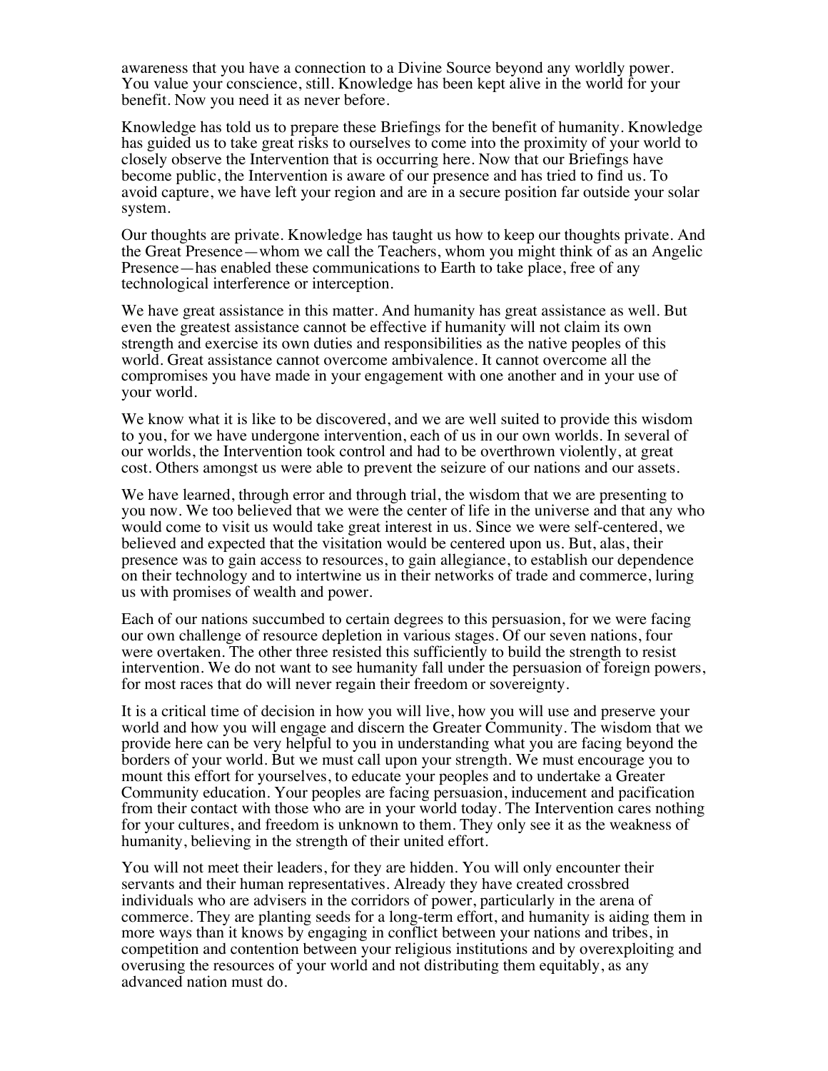awareness that you have a connection to a Divine Source beyond any worldly power. You value your conscience, still. Knowledge has been kept alive in the world for your benefit. Now you need it as never before.

Knowledge has told us to prepare these Briefings for the benefit of humanity. Knowledge has guided us to take great risks to ourselves to come into the proximity of your world to closely observe the Intervention that is occurring here. Now that our Briefings have become public, the Intervention is aware of our presence and has tried to find us. To avoid capture, we have left your region and are in a secure position far outside your solar system.

Our thoughts are private. Knowledge has taught us how to keep our thoughts private. And the Great Presence—whom we call the Teachers, whom you might think of as an Angelic Presence—has enabled these communications to Earth to take place, free of any technological interference or interception.

We have great assistance in this matter. And humanity has great assistance as well. But even the greatest assistance cannot be effective if humanity will not claim its own strength and exercise its own duties and responsibilities as the native peoples of this world. Great assistance cannot overcome ambivalence. It cannot overcome all the compromises you have made in your engagement with one another and in your use of your world.

We know what it is like to be discovered, and we are well suited to provide this wisdom to you, for we have undergone intervention, each of us in our own worlds. In several of our worlds, the Intervention took control and had to be overthrown violently, at great cost. Others amongst us were able to prevent the seizure of our nations and our assets.

We have learned, through error and through trial, the wisdom that we are presenting to you now. We too believed that we were the center of life in the universe and that any who would come to visit us would take great interest in us. Since we were self-centered, we believed and expected that the visitation would be centered upon us. But, alas, their presence was to gain access to resources, to gain allegiance, to establish our dependence on their technology and to intertwine us in their networks of trade and commerce, luring us with promises of wealth and power.

Each of our nations succumbed to certain degrees to this persuasion, for we were facing our own challenge of resource depletion in various stages. Of our seven nations, four were overtaken. The other three resisted this sufficiently to build the strength to resist intervention. We do not want to see humanity fall under the persuasion of foreign powers, for most races that do will never regain their freedom or sovereignty.

It is a critical time of decision in how you will live, how you will use and preserve your world and how you will engage and discern the Greater Community. The wisdom that we provide here can be very helpful to you in understanding what you are facing beyond the borders of your world. But we must call upon your strength. We must encourage you to mount this effort for yourselves, to educate your peoples and to undertake a Greater Community education. Your peoples are facing persuasion, inducement and pacification from their contact with those who are in your world today. The Intervention cares nothing for your cultures, and freedom is unknown to them. They only see it as the weakness of humanity, believing in the strength of their united effort.

You will not meet their leaders, for they are hidden. You will only encounter their servants and their human representatives. Already they have created crossbred individuals who are advisers in the corridors of power, particularly in the arena of commerce. They are planting seeds for a long-term effort, and humanity is aiding them in more ways than it knows by engaging in conflict between your nations and tribes, in competition and contention between your religious institutions and by overexploiting and overusing the resources of your world and not distributing them equitably, as any advanced nation must do.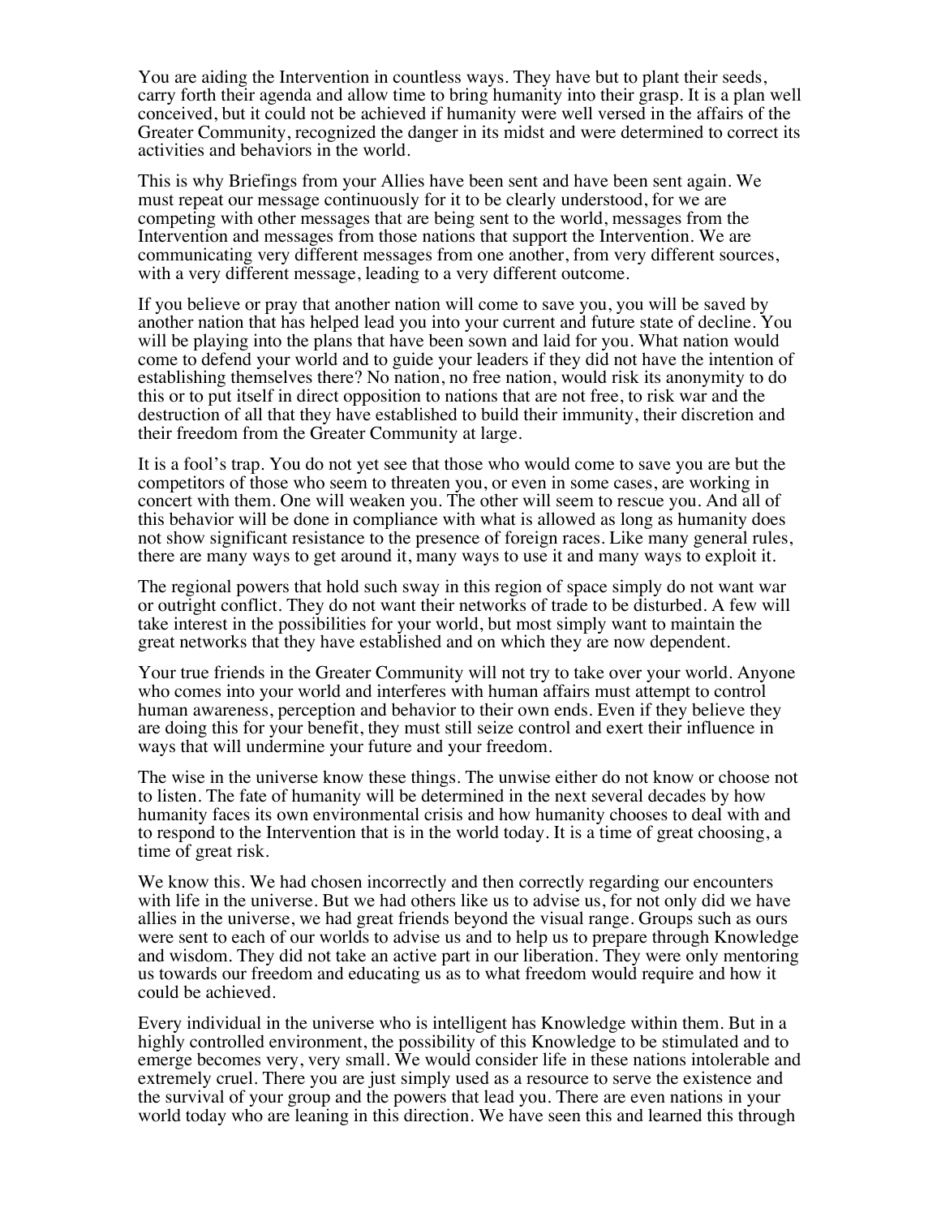You are aiding the Intervention in countless ways. They have but to plant their seeds, carry forth their agenda and allow time to bring humanity into their grasp. It is a plan well conceived, but it could not be achieved if humanity were well versed in the affairs of the Greater Community, recognized the danger in its midst and were determined to correct its activities and behaviors in the world.

This is why Briefings from your Allies have been sent and have been sent again. We must repeat our message continuously for it to be clearly understood, for we are competing with other messages that are being sent to the world, messages from the Intervention and messages from those nations that support the Intervention. We are communicating very different messages from one another, from very different sources, with a very different message, leading to a very different outcome.

If you believe or pray that another nation will come to save you, you will be saved by another nation that has helped lead you into your current and future state of decline. You will be playing into the plans that have been sown and laid for you. What nation would come to defend your world and to guide your leaders if they did not have the intention of establishing themselves there? No nation, no free nation, would risk its anonymity to do this or to put itself in direct opposition to nations that are not free, to risk war and the destruction of all that they have established to build their immunity, their discretion and their freedom from the Greater Community at large.

It is a fool's trap. You do not yet see that those who would come to save you are but the competitors of those who seem to threaten you, or even in some cases, are working in concert with them. One will weaken you. The other will seem to rescue you. And all of this behavior will be done in compliance with what is allowed as long as humanity does not show significant resistance to the presence of foreign races. Like many general rules, there are many ways to get around it, many ways to use it and many ways to exploit it.

The regional powers that hold such sway in this region of space simply do not want war or outright conflict. They do not want their networks of trade to be disturbed. A few will take interest in the possibilities for your world, but most simply want to maintain the great networks that they have established and on which they are now dependent.

Your true friends in the Greater Community will not try to take over your world. Anyone who comes into your world and interferes with human affairs must attempt to control human awareness, perception and behavior to their own ends. Even if they believe they are doing this for your benefit, they must still seize control and exert their influence in ways that will undermine your future and your freedom.

The wise in the universe know these things. The unwise either do not know or choose not to listen. The fate of humanity will be determined in the next several decades by how humanity faces its own environmental crisis and how humanity chooses to deal with and to respond to the Intervention that is in the world today. It is a time of great choosing, a time of great risk.

We know this. We had chosen incorrectly and then correctly regarding our encounters with life in the universe. But we had others like us to advise us, for not only did we have allies in the universe, we had great friends beyond the visual range. Groups such as ours were sent to each of our worlds to advise us and to help us to prepare through Knowledge and wisdom. They did not take an active part in our liberation. They were only mentoring us towards our freedom and educating us as to what freedom would require and how it could be achieved.

Every individual in the universe who is intelligent has Knowledge within them. But in a highly controlled environment, the possibility of this Knowledge to be stimulated and to emerge becomes very, very small. We would consider life in these nations intolerable and extremely cruel. There you are just simply used as a resource to serve the existence and the survival of your group and the powers that lead you. There are even nations in your world today who are leaning in this direction. We have seen this and learned this through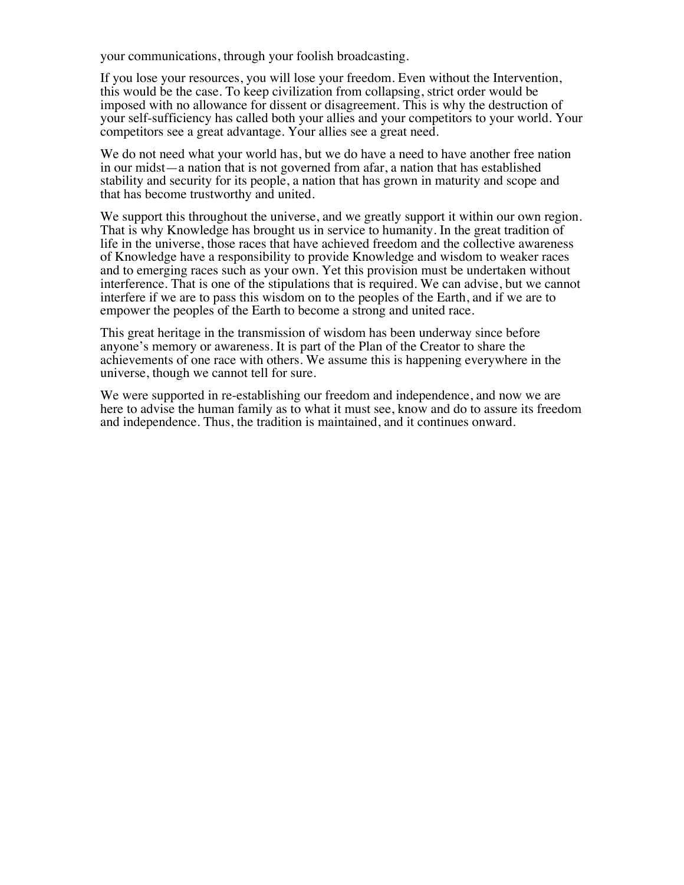your communications, through your foolish broadcasting.

If you lose your resources, you will lose your freedom. Even without the Intervention, this would be the case. To keep civilization from collapsing, strict order would be imposed with no allowance for dissent or disagreement. This is why the destruction of your self-sufficiency has called both your allies and your competitors to your world. Your competitors see a great advantage. Your allies see a great need.

We do not need what your world has, but we do have a need to have another free nation in our midst—a nation that is not governed from afar, a nation that has established stability and security for its people, a nation that has grown in maturity and scope and that has become trustworthy and united.

We support this throughout the universe, and we greatly support it within our own region. That is why Knowledge has brought us in service to humanity. In the great tradition of life in the universe, those races that have achieved freedom and the collective awareness of Knowledge have a responsibility to provide Knowledge and wisdom to weaker races and to emerging races such as your own. Yet this provision must be undertaken without interference. That is one of the stipulations that is required. We can advise, but we cannot interfere if we are to pass this wisdom on to the peoples of the Earth, and if we are to empower the peoples of the Earth to become a strong and united race.

This great heritage in the transmission of wisdom has been underway since before anyone's memory or awareness. It is part of the Plan of the Creator to share the achievements of one race with others. We assume this is happening everywhere in the universe, though we cannot tell for sure.

We were supported in re-establishing our freedom and independence, and now we are here to advise the human family as to what it must see, know and do to assure its freedom and independence. Thus, the tradition is maintained, and it continues onward.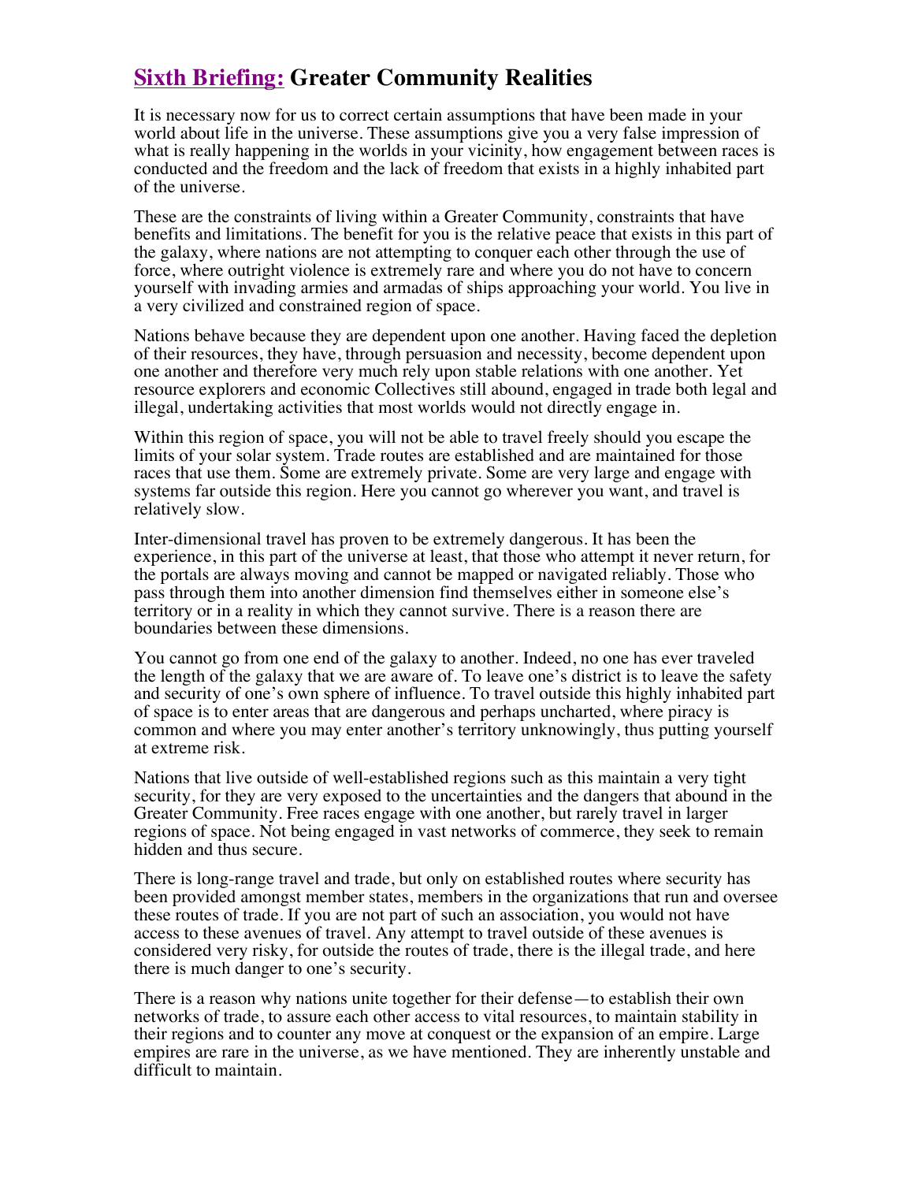## Sixth Briefing: Greater Community Realities

It is necessary now for us to correct certain assumptions that have been made in your world about life in the universe. These assumptions give you a very false impression of what is really happening in the worlds in your vicinity, how engagement between races is conducted and the freedom and the lack of freedom that exists in a highly inhabited part of the universe.

These are the constraints of living within a Greater Community, constraints that have benefits and limitations. The benefit for you is the relative peace that exists in this part of the galaxy, where nations are not attempting to conquer each other through the use of force, where outright violence is extremely rare and where you do not have to concern yourself with invading armies and armadas of ships approaching your world. You live in a very civilized and constrained region of space.

Nations behave because they are dependent upon one another. Having faced the depletion of their resources, they have, through persuasion and necessity, become dependent upon one another and therefore very much rely upon stable relations with one another. Yet resource explorers and economic Collectives still abound, engaged in trade both legal and illegal, undertaking activities that most worlds would not directly engage in.

Within this region of space, you will not be able to travel freely should you escape the limits of your solar system. Trade routes are established and are maintained for those races that use them. Some are extremely private. Some are very large and engage with systems far outside this region. Here you cannot go wherever you want, and travel is relatively slow.

Inter-dimensional travel has proven to be extremely dangerous. It has been the experience, in this part of the universe at least, that those who attempt it never return, for the portals are always moving and cannot be mapped or navigated reliably. Those who pass through them into another dimension find themselves either in someone else's territory or in a reality in which they cannot survive. There is a reason there are boundaries between these dimensions.

You cannot go from one end of the galaxy to another. Indeed, no one has ever traveled the length of the galaxy that we are aware of. To leave one's district is to leave the safety and security of one's own sphere of influence. To travel outside this highly inhabited part of space is to enter areas that are dangerous and perhaps uncharted, where piracy is common and where you may enter another's territory unknowingly, thus putting yourself at extreme risk.

Nations that live outside of well-established regions such as this maintain a very tight security, for they are very exposed to the uncertainties and the dangers that abound in the Greater Community. Free races engage with one another, but rarely travel in larger regions of space. Not being engaged in vast networks of commerce, they seek to remain hidden and thus secure.

There is long-range travel and trade, but only on established routes where security has been provided amongst member states, members in the organizations that run and oversee these routes of trade. If you are not part of such an association, you would not have access to these avenues of travel. Any attempt to travel outside of these avenues is considered very risky, for outside the routes of trade, there is the illegal trade, and here there is much danger to one's security.

There is a reason why nations unite together for their defense—to establish their own networks of trade, to assure each other access to vital resources, to maintain stability in their regions and to counter any move at conquest or the expansion of an empire. Large empires are rare in the universe, as we have mentioned. They are inherently unstable and difficult to maintain.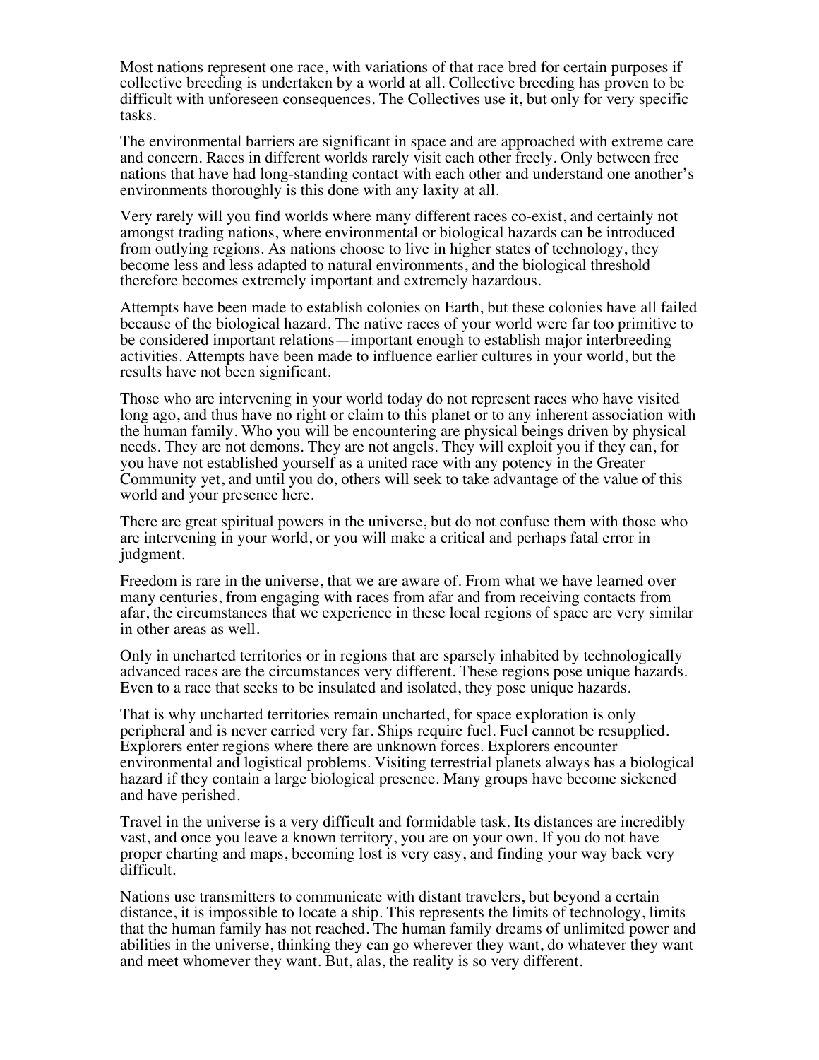Most nations represent one race, with variations of that race bred for certain purposes if collective breeding is undertaken by a world at all. Collective breeding has proven to be difficult with unforeseen consequences. The Collectives use it, but only for very specific tasks.

The environmental barriers are significant in space and are approached with extreme care and concern. Races in different worlds rarely visit each other freely. Only between free nations that have had long-standing contact with each other and understand one another's environments thoroughly is this done with any laxity at all.

Very rarely will you find worlds where many different races co-exist, and certainly not amongst trading nations, where environmental or biological hazards can be introduced from outlying regions. As nations choose to live in higher states of technology, they become less and less adapted to natural environments, and the biological threshold therefore becomes extremely important and extremely hazardous.

Attempts have been made to establish colonies on Earth, but these colonies have all failed because of the biological hazard. The native races of your world were far too primitive to be considered important relations—important enough to establish major interbreeding activities. Attempts have been made to influence earlier cultures in your world, but the results have not been significant.

Those who are intervening in your world today do not represent races who have visited long ago, and thus have no right or claim to this planet or to any inherent association with the human family. Who you will be encountering are physical beings driven by physical needs. They are not demons. They are not angels. They will exploit you if they can, for you have not established yourself as a united race with any potency in the Greater Community yet, and until you do, others will seek to take advantage of the value of this world and your presence here.

There are great spiritual powers in the universe, but do not confuse them with those who are intervening in your world, or you will make a critical and perhaps fatal error in judgment.

Freedom is rare in the universe, that we are aware of. From what we have learned over many centuries, from engaging with races from afar and from receiving contacts from afar, the circumstances that we experience in these local regions of space are very similar in other areas as well.

Only in uncharted territories or in regions that are sparsely inhabited by technologically advanced races are the circumstances very different. These regions pose unique hazards. Even to a race that seeks to be insulated and isolated, they pose unique hazards.

That is why uncharted territories remain uncharted, for space exploration is only peripheral and is never carried very far. Ships require fuel. Fuel cannot be resupplied. Explorers enter regions where there are unknown forces. Explorers encounter environmental and logistical problems. Visiting terrestrial planets always has a biological hazard if they contain a large biological presence. Many groups have become sickened and have perished.

Travel in the universe is a very difficult and formidable task. Its distances are incredibly vast, and once you leave a known territory, you are on your own. If you do not have proper charting and maps, becoming lost is very easy, and finding your way back very difficult.

Nations use transmitters to communicate with distant travelers, but beyond a certain distance, it is impossible to locate a ship. This represents the limits of technology, limits that the human family has not reached. The human family dreams of unlimited power and abilities in the universe, thinking they can go wherever they want, do whatever they want and meet whomever they want. But, alas, the reality is so very different.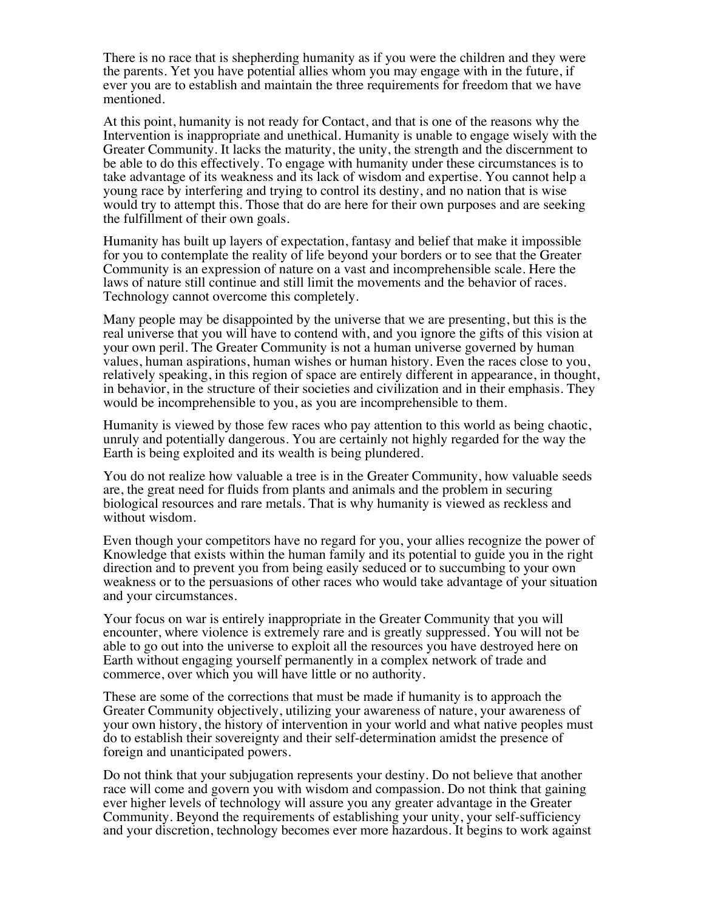There is no race that is shepherding humanity as if you were the children and they were the parents. Yet you have potential allies whom you may engage with in the future, if ever you are to establish and maintain the three requirements for freedom that we have mentioned.

At this point, humanity is not ready for Contact, and that is one of the reasons why the Intervention is inappropriate and unethical. Humanity is unable to engage wisely with the Greater Community. It lacks the maturity, the unity, the strength and the discernment to be able to do this effectively. To engage with humanity under these circumstances is to take advantage of its weakness and its lack of wisdom and expertise. You cannot help a young race by interfering and trying to control its destiny, and no nation that is wise would try to attempt this. Those that do are here for their own purposes and are seeking the fulfillment of their own goals.

Humanity has built up layers of expectation, fantasy and belief that make it impossible for you to contemplate the reality of life beyond your borders or to see that the Greater Community is an expression of nature on a vast and incomprehensible scale. Here the laws of nature still continue and still limit the movements and the behavior of races. Technology cannot overcome this completely.

Many people may be disappointed by the universe that we are presenting, but this is the real universe that you will have to contend with, and you ignore the gifts of this vision at your own peril. The Greater Community is not a human universe governed by human values, human aspirations, human wishes or human history. Even the races close to you, relatively speaking, in this region of space are entirely different in appearance, in thought, in behavior, in the structure of their societies and civilization and in their emphasis. They would be incomprehensible to you, as you are incomprehensible to them.

Humanity is viewed by those few races who pay attention to this world as being chaotic, unruly and potentially dangerous. You are certainly not highly regarded for the way the Earth is being exploited and its wealth is being plundered.

You do not realize how valuable a tree is in the Greater Community, how valuable seeds are, the great need for fluids from plants and animals and the problem in securing biological resources and rare metals. That is why humanity is viewed as reckless and without wisdom.

Even though your competitors have no regard for you, your allies recognize the power of Knowledge that exists within the human family and its potential to guide you in the right direction and to prevent you from being easily seduced or to succumbing to your own weakness or to the persuasions of other races who would take advantage of your situation and your circumstances.

Your focus on war is entirely inappropriate in the Greater Community that you will encounter, where violence is extremely rare and is greatly suppressed. You will not be able to go out into the universe to exploit all the resources you have destroyed here on Earth without engaging yourself permanently in a complex network of trade and commerce, over which you will have little or no authority.

These are some of the corrections that must be made if humanity is to approach the Greater Community objectively, utilizing your awareness of nature, your awareness of your own history, the history of intervention in your world and what native peoples must do to establish their sovereignty and their self-determination amidst the presence of foreign and unanticipated powers.

Do not think that your subjugation represents your destiny. Do not believe that another race will come and govern you with wisdom and compassion. Do not think that gaining ever higher levels of technology will assure you any greater advantage in the Greater Community. Beyond the requirements of establishing your unity, your self-sufficiency and your discretion, technology becomes ever more hazardous. It begins to work against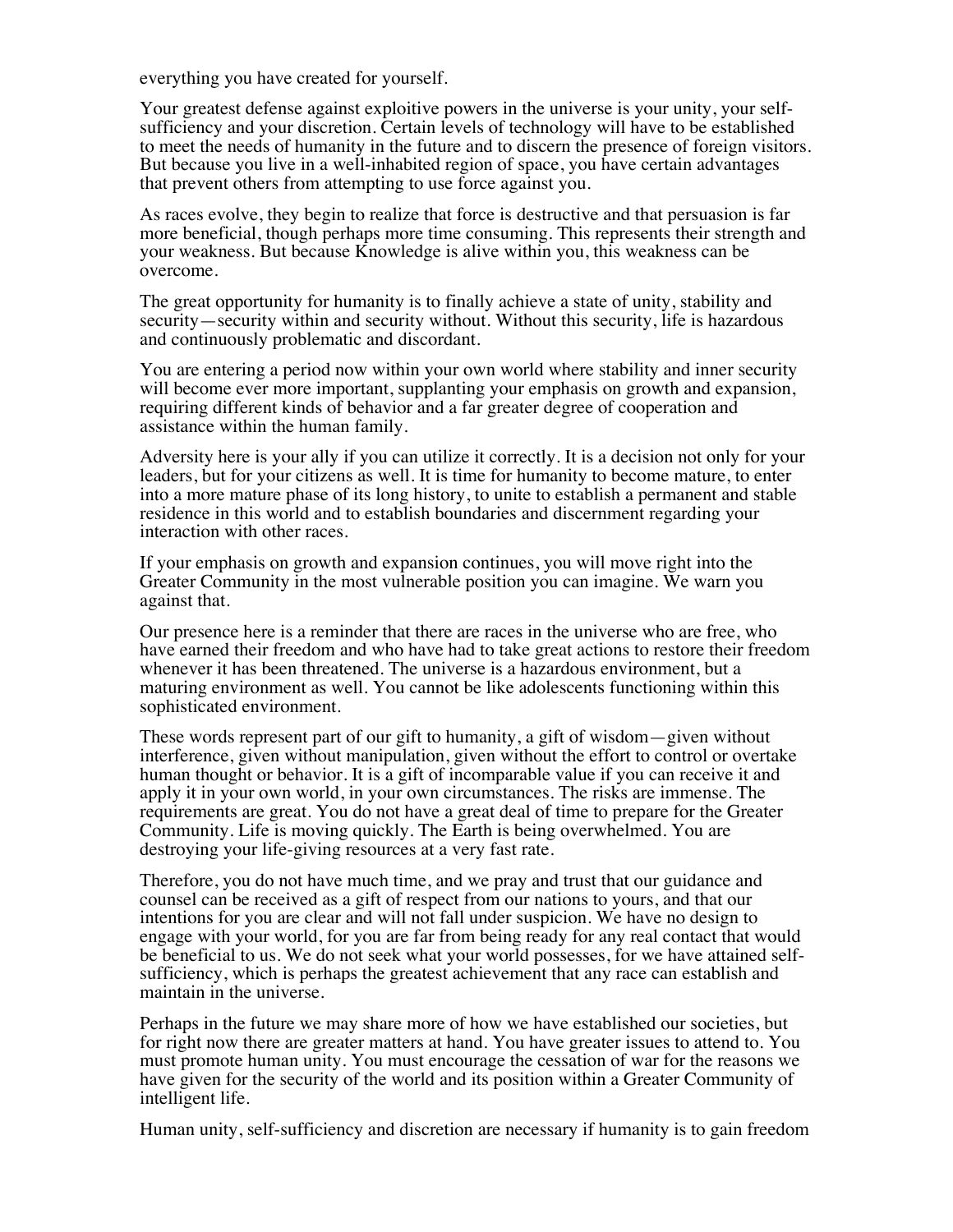everything you have created for yourself.

Your greatest defense against exploitive powers in the universe is your unity, your self-sufficiency and your discretion. Certain levels of technology will have to be established to meet the needs of humanity in the future and to discern the presence of foreign visitors. But because you live in a well-inhabited region of space, you have certain advantages that prevent others from attempting to use force against you.

As races evolve, they begin to realize that force is destructive and that persuasion is far more beneficial, though perhaps more time consuming. This represents their strength and your weakness. But because Knowledge is alive within you, this weakness can be overcome.

The great opportunity for humanity is to finally achieve a state of unity, stability and security—security within and security without. Without this security, life is hazardous and continuously problematic and discordant.

You are entering a period now within your own world where stability and inner security will become ever more important, supplanting your emphasis on growth and expansion, requiring different kinds of behavior and a far greater degree of cooperation and assistance within the human family.

Adversity here is your ally if you can utilize it correctly. It is a decision not only for your leaders, but for your citizens as well. It is time for humanity to become mature, to enter into a more mature phase of its long history, to unite to establish a permanent and stable residence in this world and to establish boundaries and discernment regarding your interaction with other races.

If your emphasis on growth and expansion continues, you will move right into the Greater Community in the most vulnerable position you can imagine. We warn you against that.

Our presence here is a reminder that there are races in the universe who are free, who have earned their freedom and who have had to take great actions to restore their freedom whenever it has been threatened. The universe is a hazardous environment, but a maturing environment as well. You cannot be like adolescents functioning within this sophisticated environment.

These words represent part of our gift to humanity, a gift of wisdom—given without interference, given without manipulation, given without the effort to control or overtake human thought or behavior. It is a gift of incomparable value if you can receive it and apply it in your own world, in your own circumstances. The risks are immense. The requirements are great. You do not have a great deal of time to prepare for the Greater Community. Life is moving quickly. The Earth is being overwhelmed. You are destroying your life-giving resources at a very fast rate.

Therefore, you do not have much time, and we pray and trust that our guidance and counsel can be received as a gift of respect from our nations to yours, and that our intentions for you are clear and will not fall under suspicion. We have no design to engage with your world, for you are far from being ready for any real contact that would be beneficial to us. We do not seek what your world possesses, for we have attained self-sufficiency, which is perhaps the greatest achievement that any race can establish and maintain in the universe.

Perhaps in the future we may share more of how we have established our societies, but for right now there are greater matters at hand. You have greater issues to attend to. You must promote human unity. You must encourage the cessation of war for the reasons we have given for the security of the world and its position within a Greater Community of intelligent life.

Human unity, self-sufficiency and discretion are necessary if humanity is to gain freedom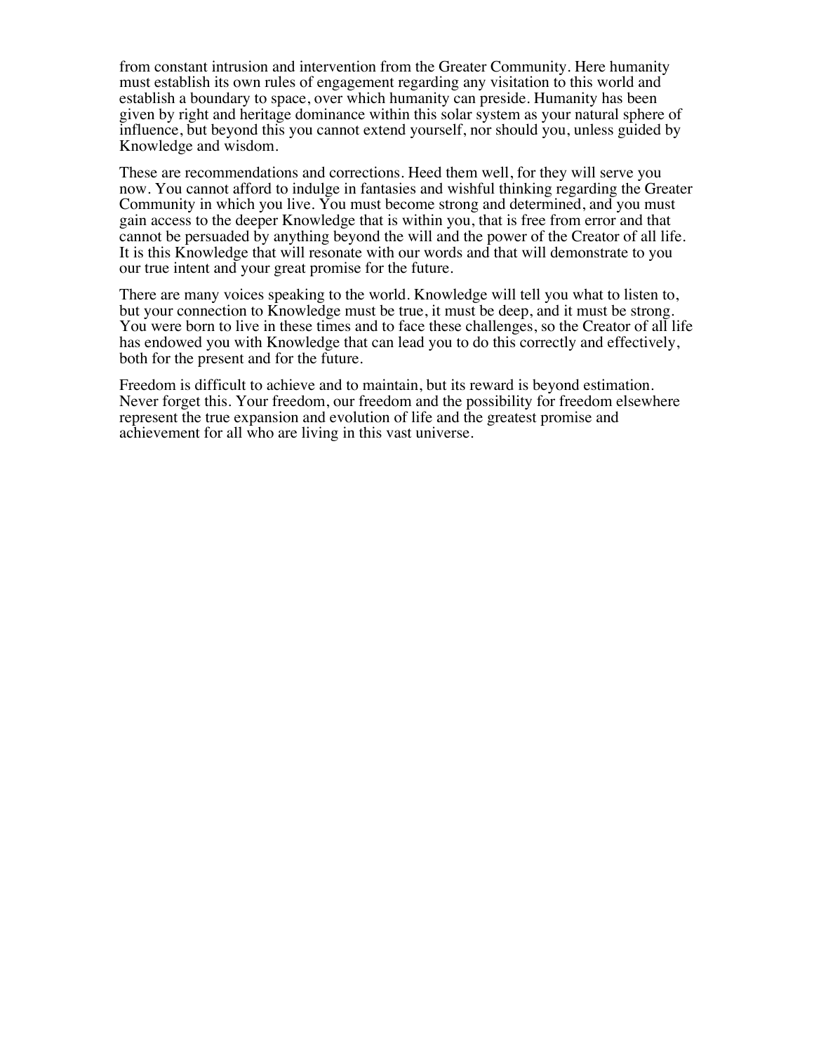from constant intrusion and intervention from the Greater Community. Here humanity must establish its own rules of engagement regarding any visitation to this world and establish a boundary to space, over which humanity can preside. Humanity has been given by right and heritage dominance within this solar system as your natural sphere of influence, but beyond this you cannot extend yourself, nor should you, unless guided by Knowledge and wisdom.

These are recommendations and corrections. Heed them well, for they will serve you now. You cannot afford to indulge in fantasies and wishful thinking regarding the Greater Community in which you live. You must become strong and determined, and you must gain access to the deeper Knowledge that is within you, that is free from error and that cannot be persuaded by anything beyond the will and the power of the Creator of all life. It is this Knowledge that will resonate with our words and that will demonstrate to you our true intent and your great promise for the future.

There are many voices speaking to the world. Knowledge will tell you what to listen to, but your connection to Knowledge must be true, it must be deep, and it must be strong. You were born to live in these times and to face these challenges, so the Creator of all life has endowed you with Knowledge that can lead you to do this correctly and effectively, both for the present and for the future.

Freedom is difficult to achieve and to maintain, but its reward is beyond estimation. Never forget this. Your freedom, our freedom and the possibility for freedom elsewhere represent the true expansion and evolution of life and the greatest promise and achievement for all who are living in this vast universe.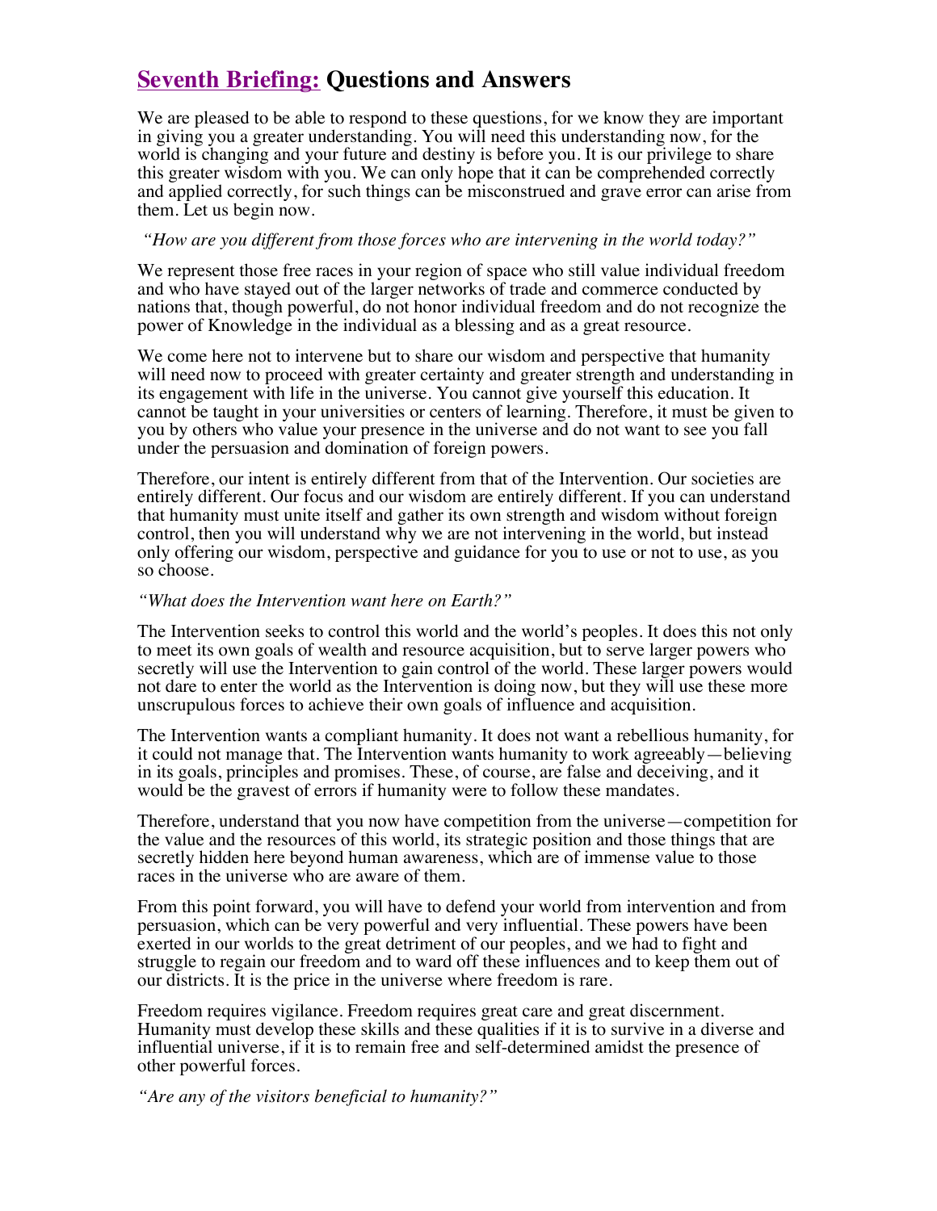## Seventh Briefing: Questions and Answers

We are pleased to be able to respond to these questions, for we know they are important in giving you a greater understanding. You will need this understanding now, for the world is changing and your future and destiny is before you. It is our privilege to share this greater wisdom with you. We can only hope that it can be comprehended correctly and applied correctly, for such things can be misconstrued and grave error can arise from them. Let us begin now.

*"How are you different from those forces who are intervening in the world today?"*

We represent those free races in your region of space who still value individual freedom and who have stayed out of the larger networks of trade and commerce conducted by nations that, though powerful, do not honor individual freedom and do not recognize the power of Knowledge in the individual as a blessing and as a great resource.

We come here not to intervene but to share our wisdom and perspective that humanity will need now to proceed with greater certainty and greater strength and understanding in its engagement with life in the universe. You cannot give yourself this education. It cannot be taught in your universities or centers of learning. Therefore, it must be given to you by others who value your presence in the universe and do not want to see you fall under the persuasion and domination of foreign powers.

Therefore, our intent is entirely different from that of the Intervention. Our societies are entirely different. Our focus and our wisdom are entirely different. If you can understand that humanity must unite itself and gather its own strength and wisdom without foreign control, then you will understand why we are not intervening in the world, but instead only offering our wisdom, perspective and guidance for you to use or not to use, as you so choose.

*"What does the Intervention want here on Earth?"*

The Intervention seeks to control this world and the world's peoples. It does this not only to meet its own goals of wealth and resource acquisition, but to serve larger powers who secretly will use the Intervention to gain control of the world. These larger powers would not dare to enter the world as the Intervention is doing now, but they will use these more unscrupulous forces to achieve their own goals of influence and acquisition.

The Intervention wants a compliant humanity. It does not want a rebellious humanity, for it could not manage that. The Intervention wants humanity to work agreeably—believing in its goals, principles and promises. These, of course, are false and deceiving, and it would be the gravest of errors if humanity were to follow these mandates.

Therefore, understand that you now have competition from the universe—competition for the value and the resources of this world, its strategic position and those things that are secretly hidden here beyond human awareness, which are of immense value to those races in the universe who are aware of them.

From this point forward, you will have to defend your world from intervention and from persuasion, which can be very powerful and very influential. These powers have been exerted in our worlds to the great detriment of our peoples, and we had to fight and struggle to regain our freedom and to ward off these influences and to keep them out of our districts. It is the price in the universe where freedom is rare.

Freedom requires vigilance. Freedom requires great care and great discernment. Humanity must develop these skills and these qualities if it is to survive in a diverse and influential universe, if it is to remain free and self-determined amidst the presence of other powerful forces.

*"Are any of the visitors beneficial to humanity?"*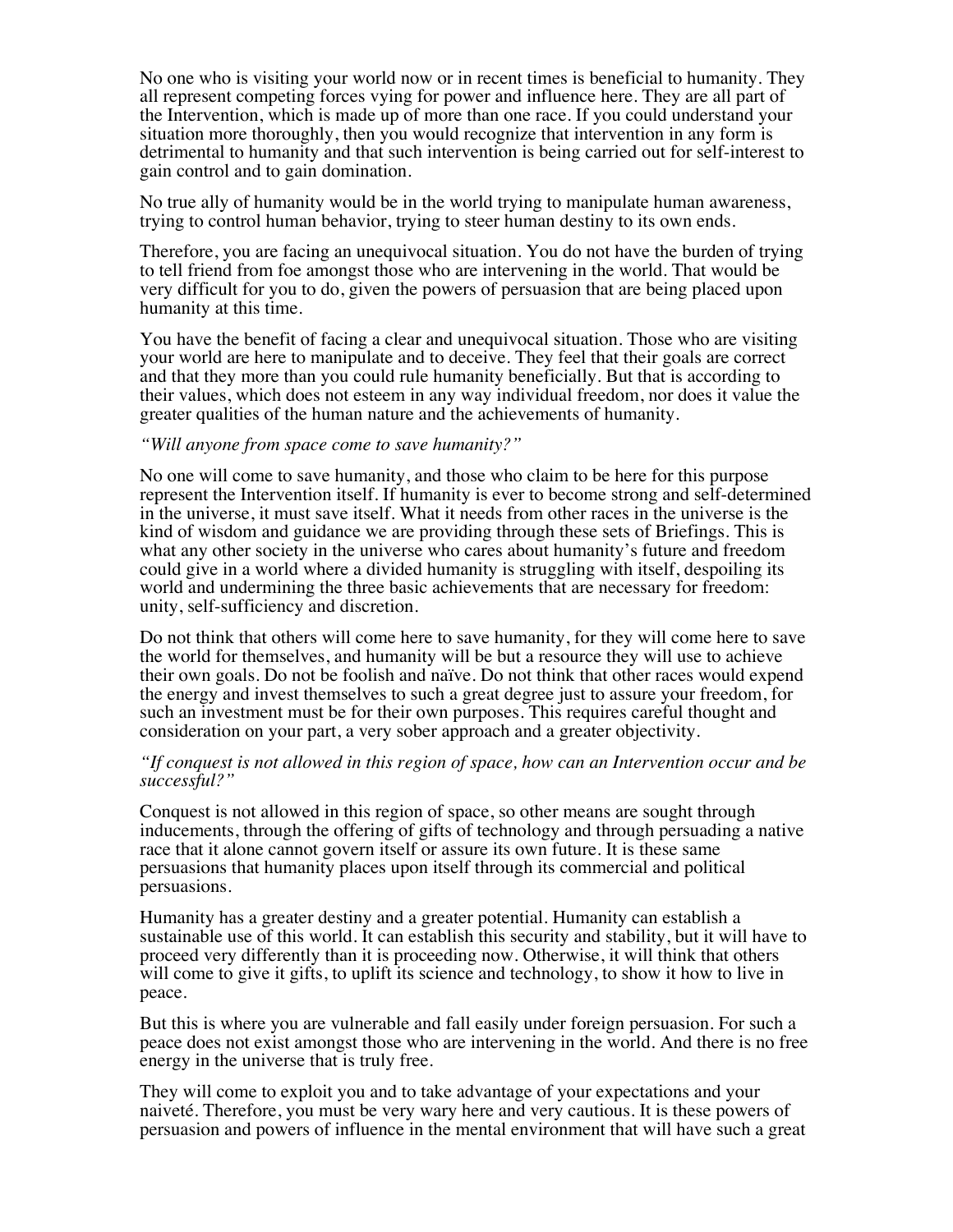No one who is visiting your world now or in recent times is beneficial to humanity. They all represent competing forces vying for power and influence here. They are all part of the Intervention, which is made up of more than one race. If you could understand your situation more thoroughly, then you would recognize that intervention in any form is detrimental to humanity and that such intervention is being carried out for self-interest to gain control and to gain domination.

No true ally of humanity would be in the world trying to manipulate human awareness, trying to control human behavior, trying to steer human destiny to its own ends.

Therefore, you are facing an unequivocal situation. You do not have the burden of trying to tell friend from foe amongst those who are intervening in the world. That would be very difficult for you to do, given the powers of persuasion that are being placed upon humanity at this time.

You have the benefit of facing a clear and unequivocal situation. Those who are visiting your world are here to manipulate and to deceive. They feel that their goals are correct and that they more than you could rule humanity beneficially. But that is according to their values, which does not esteem in any way individual freedom, nor does it value the greater qualities of the human nature and the achievements of humanity.

*"Will anyone from space come to save humanity?"*

No one will come to save humanity, and those who claim to be here for this purpose represent the Intervention itself. If humanity is ever to become strong and self-determined in the universe, it must save itself. What it needs from other races in the universe is the kind of wisdom and guidance we are providing through these sets of Briefings. This is what any other society in the universe who cares about humanity's future and freedom could give in a world where a divided humanity is struggling with itself, despoiling its world and undermining the three basic achievements that are necessary for freedom: unity, self-sufficiency and discretion.

Do not think that others will come here to save humanity, for they will come here to save the world for themselves, and humanity will be but a resource they will use to achieve their own goals. Do not be foolish and naïve. Do not think that other races would expend the energy and invest themselves to such a great degree just to assure your freedom, for such an investment must be for their own purposes. This requires careful thought and consideration on your part, a very sober approach and a greater objectivity.

*"If conquest is not allowed in this region of space, how can an Intervention occur and be successful?"*

Conquest is not allowed in this region of space, so other means are sought through inducements, through the offering of gifts of technology and through persuading a native race that it alone cannot govern itself or assure its own future. It is these same persuasions that humanity places upon itself through its commercial and political persuasions.

Humanity has a greater destiny and a greater potential. Humanity can establish a sustainable use of this world. It can establish this security and stability, but it will have to proceed very differently than it is proceeding now. Otherwise, it will think that others will come to give it gifts, to uplift its science and technology, to show it how to live in peace.

But this is where you are vulnerable and fall easily under foreign persuasion. For such a peace does not exist amongst those who are intervening in the world. And there is no free energy in the universe that is truly free.

They will come to exploit you and to take advantage of your expectations and your naiveté. Therefore, you must be very wary here and very cautious. It is these powers of persuasion and powers of influence in the mental environment that will have such a great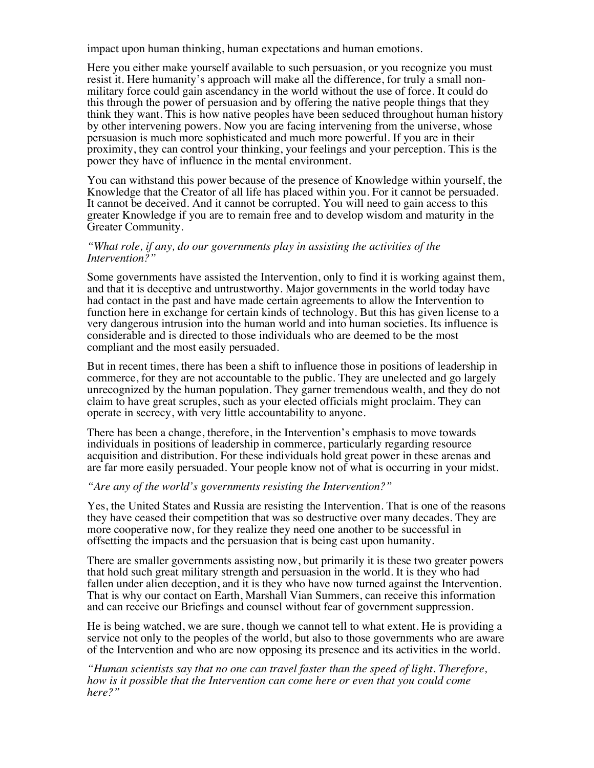impact upon human thinking, human expectations and human emotions.

Here you either make yourself available to such persuasion, or you recognize you must resist it. Here humanity's approach will make all the difference, for truly a small non-military force could gain ascendancy in the world without the use of force. It could do this through the power of persuasion and by offering the native people things that they think they want. This is how native peoples have been seduced throughout human history by other intervening powers. Now you are facing intervening from the universe, whose persuasion is much more sophisticated and much more powerful. If you are in their proximity, they can control your thinking, your feelings and your perception. This is the power they have of influence in the mental environment.

You can withstand this power because of the presence of Knowledge within yourself, the Knowledge that the Creator of all life has placed within you. For it cannot be persuaded. It cannot be deceived. And it cannot be corrupted. You will need to gain access to this greater Knowledge if you are to remain free and to develop wisdom and maturity in the Greater Community.

*"What role, if any, do our governments play in assisting the activities of the Intervention?"*

Some governments have assisted the Intervention, only to find it is working against them, and that it is deceptive and untrustworthy. Major governments in the world today have had contact in the past and have made certain agreements to allow the Intervention to function here in exchange for certain kinds of technology. But this has given license to a very dangerous intrusion into the human world and into human societies. Its influence is considerable and is directed to those individuals who are deemed to be the most compliant and the most easily persuaded.

But in recent times, there has been a shift to influence those in positions of leadership in commerce, for they are not accountable to the public. They are unelected and go largely unrecognized by the human population. They garner tremendous wealth, and they do not claim to have great scruples, such as your elected officials might proclaim. They can operate in secrecy, with very little accountability to anyone.

There has been a change, therefore, in the Intervention's emphasis to move towards individuals in positions of leadership in commerce, particularly regarding resource acquisition and distribution. For these individuals hold great power in these arenas and are far more easily persuaded. Your people know not of what is occurring in your midst.

*"Are any of the world's governments resisting the Intervention?"*

Yes, the United States and Russia are resisting the Intervention. That is one of the reasons they have ceased their competition that was so destructive over many decades. They are more cooperative now, for they realize they need one another to be successful in offsetting the impacts and the persuasion that is being cast upon humanity.

There are smaller governments assisting now, but primarily it is these two greater powers that hold such great military strength and persuasion in the world. It is they who had fallen under alien deception, and it is they who have now turned against the Intervention. That is why our contact on Earth, Marshall Vian Summers, can receive this information and can receive our Briefings and counsel without fear of government suppression.

He is being watched, we are sure, though we cannot tell to what extent. He is providing a service not only to the peoples of the world, but also to those governments who are aware of the Intervention and who are now opposing its presence and its activities in the world.

*"Human scientists say that no one can travel faster than the speed of light. Therefore, how is it possible that the Intervention can come here or even that you could come here?"*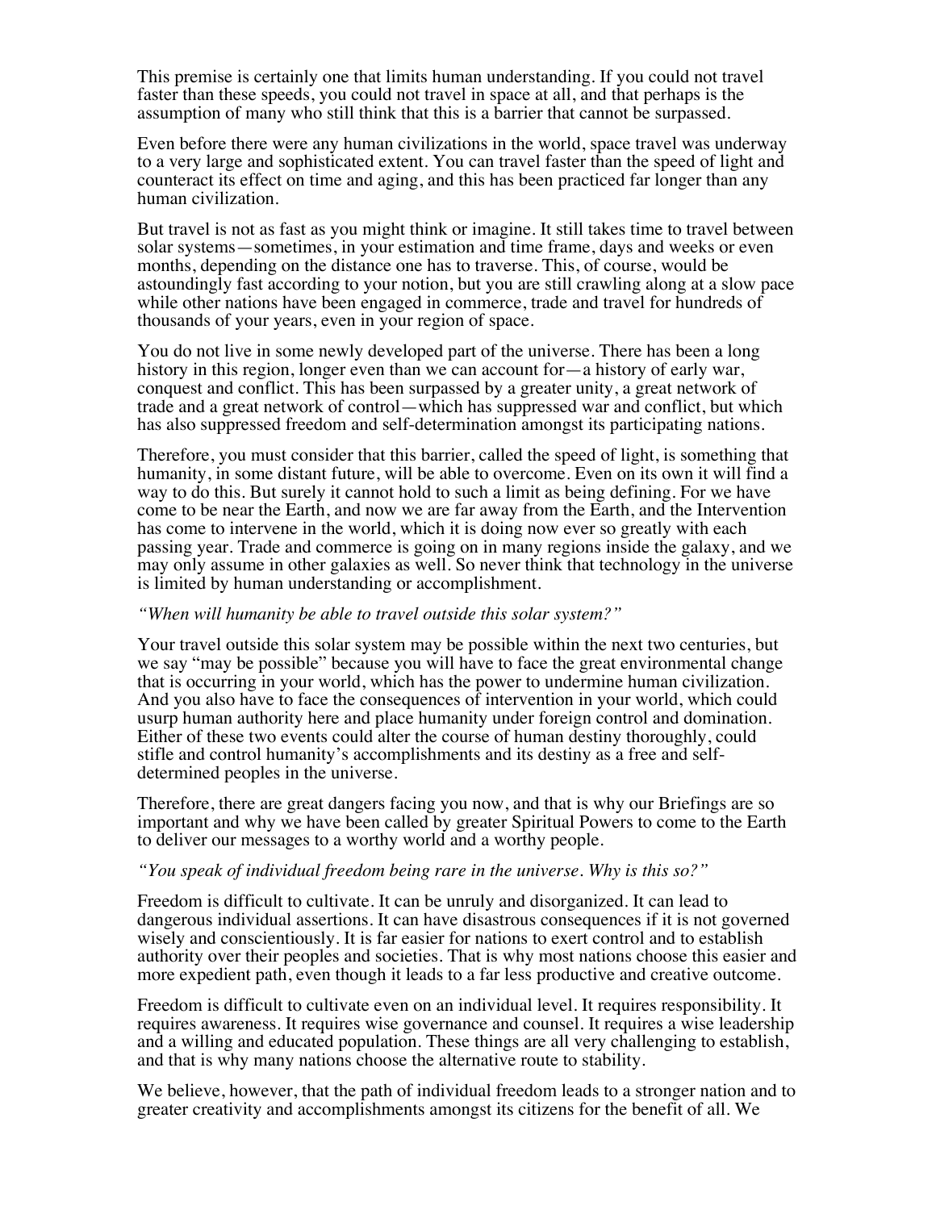This premise is certainly one that limits human understanding. If you could not travel faster than these speeds, you could not travel in space at all, and that perhaps is the assumption of many who still think that this is a barrier that cannot be surpassed.

Even before there were any human civilizations in the world, space travel was underway to a very large and sophisticated extent. You can travel faster than the speed of light and counteract its effect on time and aging, and this has been practiced far longer than any human civilization.

But travel is not as fast as you might think or imagine. It still takes time to travel between solar systems—sometimes, in your estimation and time frame, days and weeks or even months, depending on the distance one has to traverse. This, of course, would be astoundingly fast according to your notion, but you are still crawling along at a slow pace while other nations have been engaged in commerce, trade and travel for hundreds of thousands of your years, even in your region of space.

You do not live in some newly developed part of the universe. There has been a long history in this region, longer even than we can account for—a history of early war, conquest and conflict. This has been surpassed by a greater unity, a great network of trade and a great network of control—which has suppressed war and conflict, but which has also suppressed freedom and self-determination amongst its participating nations.

Therefore, you must consider that this barrier, called the speed of light, is something that humanity, in some distant future, will be able to overcome. Even on its own it will find a way to do this. But surely it cannot hold to such a limit as being defining. For we have come to be near the Earth, and now we are far away from the Earth, and the Intervention has come to intervene in the world, which it is doing now ever so greatly with each passing year. Trade and commerce is going on in many regions inside the galaxy, and we may only assume in other galaxies as well. So never think that technology in the universe is limited by human understanding or accomplishment.

*"When will humanity be able to travel outside this solar system?"*

Your travel outside this solar system may be possible within the next two centuries, but we say "may be possible" because you will have to face the great environmental change that is occurring in your world, which has the power to undermine human civilization. And you also have to face the consequences of intervention in your world, which could usurp human authority here and place humanity under foreign control and domination. Either of these two events could alter the course of human destiny thoroughly, could stifle and control humanity's accomplishments and its destiny as a free and self-determined peoples in the universe.

Therefore, there are great dangers facing you now, and that is why our Briefings are so important and why we have been called by greater Spiritual Powers to come to the Earth to deliver our messages to a worthy world and a worthy people.

*"You speak of individual freedom being rare in the universe. Why is this so?"*

Freedom is difficult to cultivate. It can be unruly and disorganized. It can lead to dangerous individual assertions. It can have disastrous consequences if it is not governed wisely and conscientiously. It is far easier for nations to exert control and to establish authority over their peoples and societies. That is why most nations choose this easier and more expedient path, even though it leads to a far less productive and creative outcome.

Freedom is difficult to cultivate even on an individual level. It requires responsibility. It requires awareness. It requires wise governance and counsel. It requires a wise leadership and a willing and educated population. These things are all very challenging to establish, and that is why many nations choose the alternative route to stability.

We believe, however, that the path of individual freedom leads to a stronger nation and to greater creativity and accomplishments amongst its citizens for the benefit of all. We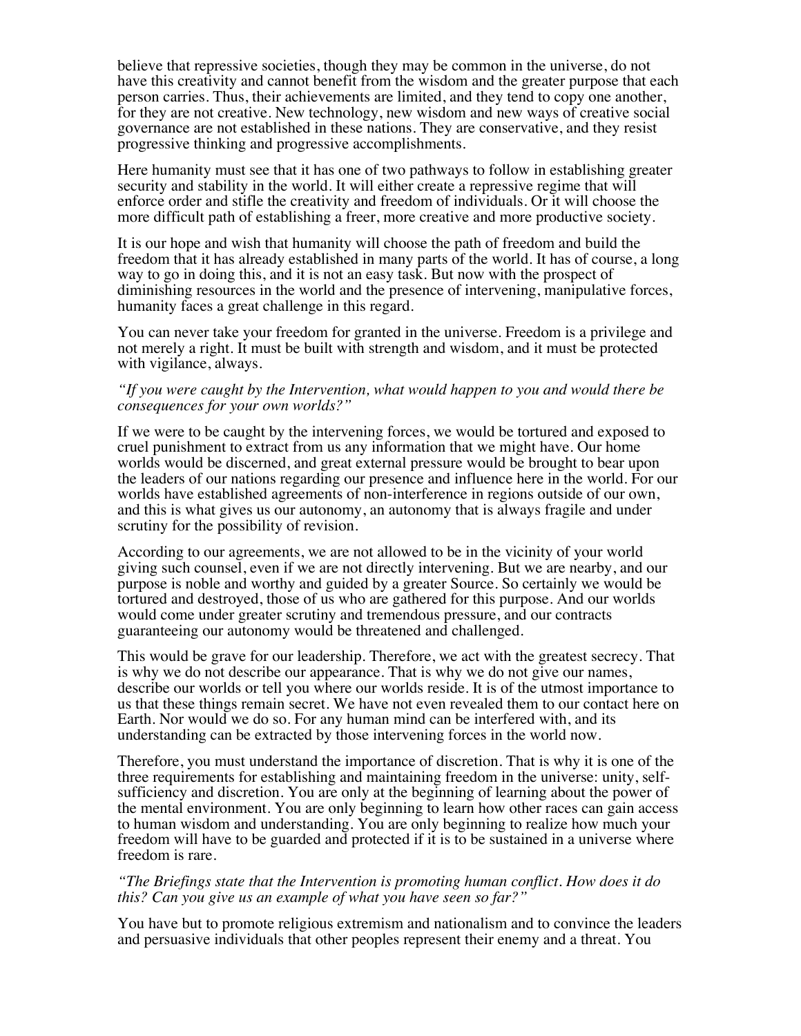believe that repressive societies, though they may be common in the universe, do not have this creativity and cannot benefit from the wisdom and the greater purpose that each person carries. Thus, their achievements are limited, and they tend to copy one another, for they are not creative. New technology, new wisdom and new ways of creative social governance are not established in these nations. They are conservative, and they resist progressive thinking and progressive accomplishments.

Here humanity must see that it has one of two pathways to follow in establishing greater security and stability in the world. It will either create a repressive regime that will enforce order and stifle the creativity and freedom of individuals. Or it will choose the more difficult path of establishing a freer, more creative and more productive society.

It is our hope and wish that humanity will choose the path of freedom and build the freedom that it has already established in many parts of the world. It has of course, a long way to go in doing this, and it is not an easy task. But now with the prospect of diminishing resources in the world and the presence of intervening, manipulative forces, humanity faces a great challenge in this regard.

You can never take your freedom for granted in the universe. Freedom is a privilege and not merely a right. It must be built with strength and wisdom, and it must be protected with vigilance, always.

*"If you were caught by the Intervention, what would happen to you and would there be consequences for your own worlds?"*

If we were to be caught by the intervening forces, we would be tortured and exposed to cruel punishment to extract from us any information that we might have. Our home worlds would be discerned, and great external pressure would be brought to bear upon the leaders of our nations regarding our presence and influence here in the world. For our worlds have established agreements of non-interference in regions outside of our own, and this is what gives us our autonomy, an autonomy that is always fragile and under scrutiny for the possibility of revision.

According to our agreements, we are not allowed to be in the vicinity of your world giving such counsel, even if we are not directly intervening. But we are nearby, and our purpose is noble and worthy and guided by a greater Source. So certainly we would be tortured and destroyed, those of us who are gathered for this purpose. And our worlds would come under greater scrutiny and tremendous pressure, and our contracts guaranteeing our autonomy would be threatened and challenged.

This would be grave for our leadership. Therefore, we act with the greatest secrecy. That is why we do not describe our appearance. That is why we do not give our names, describe our worlds or tell you where our worlds reside. It is of the utmost importance to us that these things remain secret. We have not even revealed them to our contact here on Earth. Nor would we do so. For any human mind can be interfered with, and its understanding can be extracted by those intervening forces in the world now.

Therefore, you must understand the importance of discretion. That is why it is one of the three requirements for establishing and maintaining freedom in the universe: unity, self-sufficiency and discretion. You are only at the beginning of learning about the power of the mental environment. You are only beginning to learn how other races can gain access to human wisdom and understanding. You are only beginning to realize how much your freedom will have to be guarded and protected if it is to be sustained in a universe where freedom is rare.

*"The Briefings state that the Intervention is promoting human conflict. How does it do this? Can you give us an example of what you have seen so far?"*

You have but to promote religious extremism and nationalism and to convince the leaders and persuasive individuals that other peoples represent their enemy and a threat. You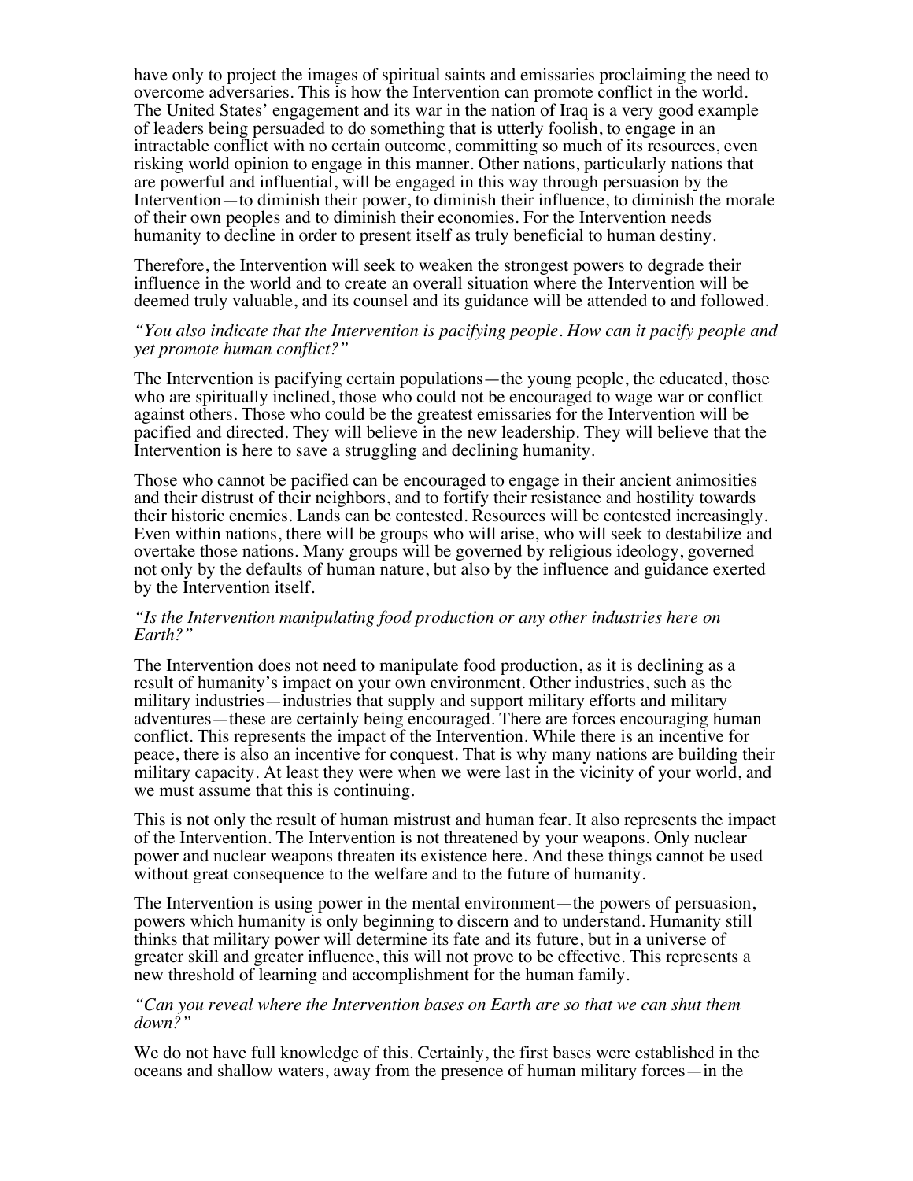have only to project the images of spiritual saints and emissaries proclaiming the need to overcome adversaries. This is how the Intervention can promote conflict in the world. The United States' engagement and its war in the nation of Iraq is a very good example of leaders being persuaded to do something that is utterly foolish, to engage in an intractable conflict with no certain outcome, committing so much of its resources, even risking world opinion to engage in this manner. Other nations, particularly nations that are powerful and influential, will be engaged in this way through persuasion by the Intervention—to diminish their power, to diminish their influence, to diminish the morale of their own peoples and to diminish their economies. For the Intervention needs humanity to decline in order to present itself as truly beneficial to human destiny.

Therefore, the Intervention will seek to weaken the strongest powers to degrade their influence in the world and to create an overall situation where the Intervention will be deemed truly valuable, and its counsel and its guidance will be attended to and followed.

*"You also indicate that the Intervention is pacifying people. How can it pacify people and yet promote human conflict?"*

The Intervention is pacifying certain populations—the young people, the educated, those who are spiritually inclined, those who could not be encouraged to wage war or conflict against others. Those who could be the greatest emissaries for the Intervention will be pacified and directed. They will believe in the new leadership. They will believe that the Intervention is here to save a struggling and declining humanity.

Those who cannot be pacified can be encouraged to engage in their ancient animosities and their distrust of their neighbors, and to fortify their resistance and hostility towards their historic enemies. Lands can be contested. Resources will be contested increasingly. Even within nations, there will be groups who will arise, who will seek to destabilize and overtake those nations. Many groups will be governed by religious ideology, governed not only by the defaults of human nature, but also by the influence and guidance exerted by the Intervention itself.

*"Is the Intervention manipulating food production or any other industries here on Earth?"*

The Intervention does not need to manipulate food production, as it is declining as a result of humanity's impact on your own environment. Other industries, such as the military industries—industries that supply and support military efforts and military adventures—these are certainly being encouraged. There are forces encouraging human conflict. This represents the impact of the Intervention. While there is an incentive for peace, there is also an incentive for conquest. That is why many nations are building their military capacity. At least they were when we were last in the vicinity of your world, and we must assume that this is continuing.

This is not only the result of human mistrust and human fear. It also represents the impact of the Intervention. The Intervention is not threatened by your weapons. Only nuclear power and nuclear weapons threaten its existence here. And these things cannot be used without great consequence to the welfare and to the future of humanity.

The Intervention is using power in the mental environment—the powers of persuasion, powers which humanity is only beginning to discern and to understand. Humanity still thinks that military power will determine its fate and its future, but in a universe of greater skill and greater influence, this will not prove to be effective. This represents a new threshold of learning and accomplishment for the human family.

*"Can you reveal where the Intervention bases on Earth are so that we can shut them down?"*

We do not have full knowledge of this. Certainly, the first bases were established in the oceans and shallow waters, away from the presence of human military forces—in the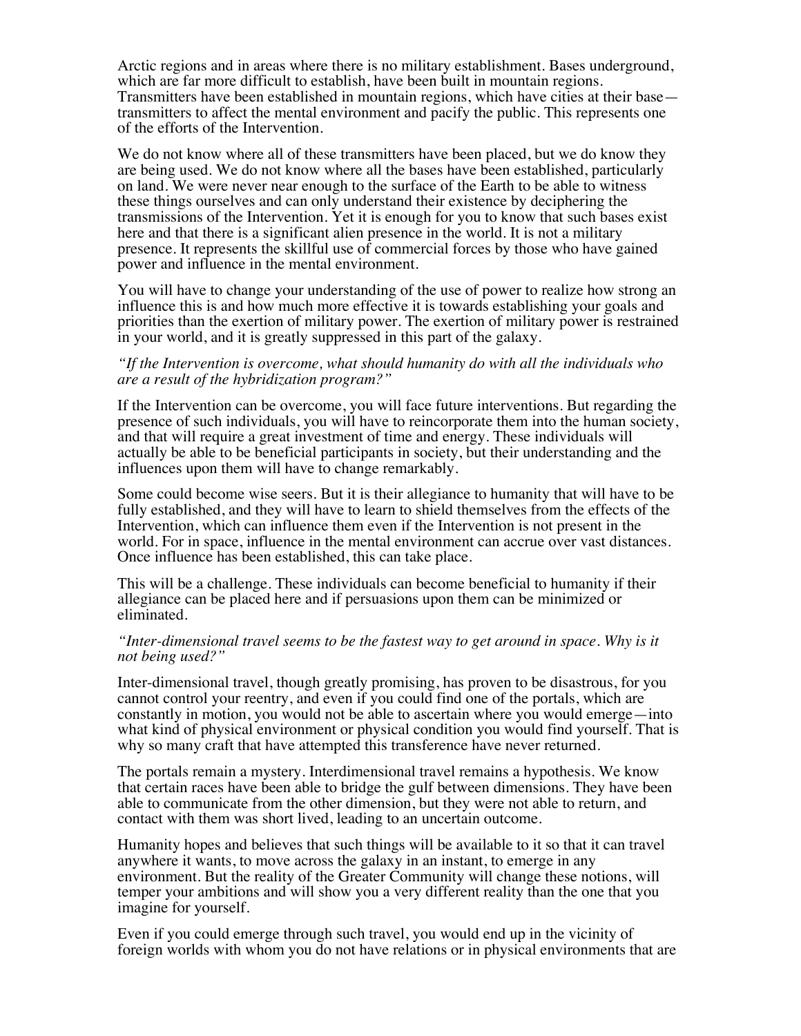Arctic regions and in areas where there is no military establishment. Bases underground, which are far more difficult to establish, have been built in mountain regions. Transmitters have been established in mountain regions, which have cities at their base—transmitters to affect the mental environment and pacify the public. This represents one of the efforts of the Intervention.

We do not know where all of these transmitters have been placed, but we do know they are being used. We do not know where all the bases have been established, particularly on land. We were never near enough to the surface of the Earth to be able to witness these things ourselves and can only understand their existence by deciphering the transmissions of the Intervention. Yet it is enough for you to know that such bases exist here and that there is a significant alien presence in the world. It is not a military presence. It represents the skillful use of commercial forces by those who have gained power and influence in the mental environment.

You will have to change your understanding of the use of power to realize how strong an influence this is and how much more effective it is towards establishing your goals and priorities than the exertion of military power. The exertion of military power is restrained in your world, and it is greatly suppressed in this part of the galaxy.

*"If the Intervention is overcome, what should humanity do with all the individuals who are a result of the hybridization program?"*

If the Intervention can be overcome, you will face future interventions. But regarding the presence of such individuals, you will have to reincorporate them into the human society, and that will require a great investment of time and energy. These individuals will actually be able to be beneficial participants in society, but their understanding and the influences upon them will have to change remarkably.

Some could become wise seers. But it is their allegiance to humanity that will have to be fully established, and they will have to learn to shield themselves from the effects of the Intervention, which can influence them even if the Intervention is not present in the world. For in space, influence in the mental environment can accrue over vast distances. Once influence has been established, this can take place.

This will be a challenge. These individuals can become beneficial to humanity if their allegiance can be placed here and if persuasions upon them can be minimized or eliminated.

*"Inter-dimensional travel seems to be the fastest way to get around in space. Why is it not being used?"*

Inter-dimensional travel, though greatly promising, has proven to be disastrous, for you cannot control your reentry, and even if you could find one of the portals, which are constantly in motion, you would not be able to ascertain where you would emerge—into what kind of physical environment or physical condition you would find yourself. That is why so many craft that have attempted this transference have never returned.

The portals remain a mystery. Interdimensional travel remains a hypothesis. We know that certain races have been able to bridge the gulf between dimensions. They have been able to communicate from the other dimension, but they were not able to return, and contact with them was short lived, leading to an uncertain outcome.

Humanity hopes and believes that such things will be available to it so that it can travel anywhere it wants, to move across the galaxy in an instant, to emerge in any environment. But the reality of the Greater Community will change these notions, will temper your ambitions and will show you a very different reality than the one that you imagine for yourself.

Even if you could emerge through such travel, you would end up in the vicinity of foreign worlds with whom you do not have relations or in physical environments that are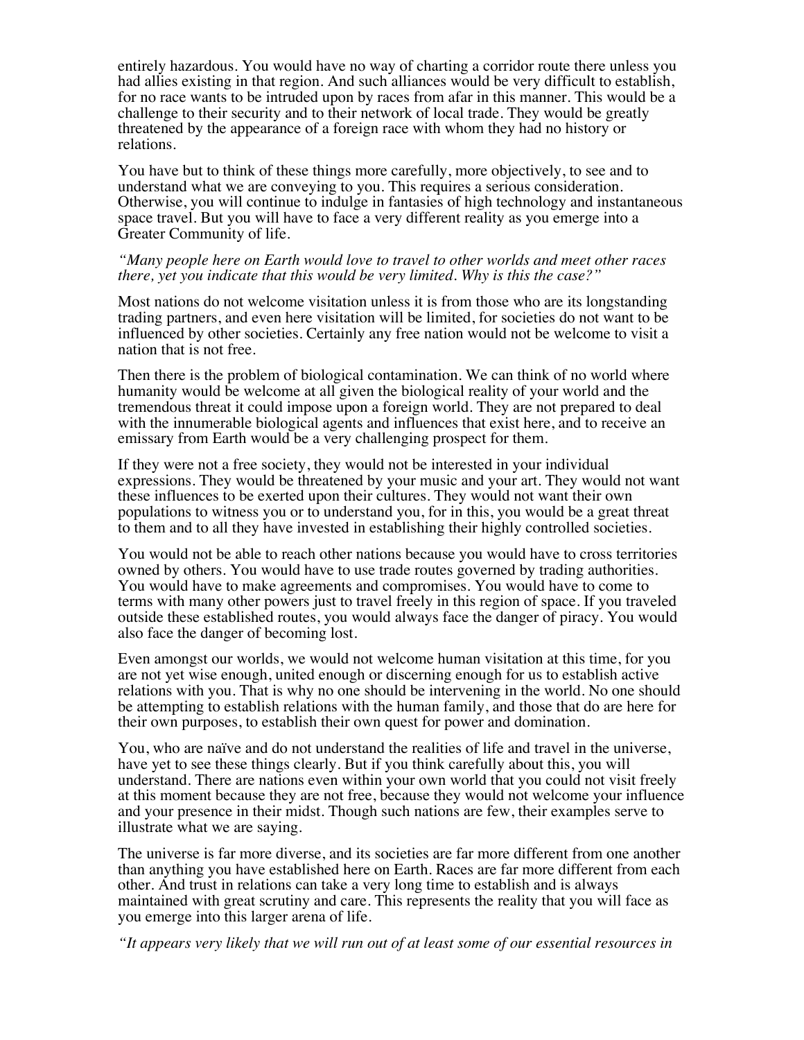entirely hazardous. You would have no way of charting a corridor route there unless you had allies existing in that region. And such alliances would be very difficult to establish, for no race wants to be intruded upon by races from afar in this manner. This would be a challenge to their security and to their network of local trade. They would be greatly threatened by the appearance of a foreign race with whom they had no history or relations.

You have but to think of these things more carefully, more objectively, to see and to understand what we are conveying to you. This requires a serious consideration. Otherwise, you will continue to indulge in fantasies of high technology and instantaneous space travel. But you will have to face a very different reality as you emerge into a Greater Community of life.

*"Many people here on Earth would love to travel to other worlds and meet other races there, yet you indicate that this would be very limited. Why is this the case?"*

Most nations do not welcome visitation unless it is from those who are its longstanding trading partners, and even here visitation will be limited, for societies do not want to be influenced by other societies. Certainly any free nation would not be welcome to visit a nation that is not free.

Then there is the problem of biological contamination. We can think of no world where humanity would be welcome at all given the biological reality of your world and the tremendous threat it could impose upon a foreign world. They are not prepared to deal with the innumerable biological agents and influences that exist here, and to receive an emissary from Earth would be a very challenging prospect for them.

If they were not a free society, they would not be interested in your individual expressions. They would be threatened by your music and your art. They would not want these influences to be exerted upon their cultures. They would not want their own populations to witness you or to understand you, for in this, you would be a great threat to them and to all they have invested in establishing their highly controlled societies.

You would not be able to reach other nations because you would have to cross territories owned by others. You would have to use trade routes governed by trading authorities. You would have to make agreements and compromises. You would have to come to terms with many other powers just to travel freely in this region of space. If you traveled outside these established routes, you would always face the danger of piracy. You would also face the danger of becoming lost.

Even amongst our worlds, we would not welcome human visitation at this time, for you are not yet wise enough, united enough or discerning enough for us to establish active relations with you. That is why no one should be intervening in the world. No one should be attempting to establish relations with the human family, and those that do are here for their own purposes, to establish their own quest for power and domination.

You, who are naïve and do not understand the realities of life and travel in the universe, have yet to see these things clearly. But if you think carefully about this, you will understand. There are nations even within your own world that you could not visit freely at this moment because they are not free, because they would not welcome your influence and your presence in their midst. Though such nations are few, their examples serve to illustrate what we are saying.

The universe is far more diverse, and its societies are far more different from one another than anything you have established here on Earth. Races are far more different from each other. And trust in relations can take a very long time to establish and is always maintained with great scrutiny and care. This represents the reality that you will face as you emerge into this larger arena of life.

*"It appears very likely that we will run out of at least some of our essential resources in*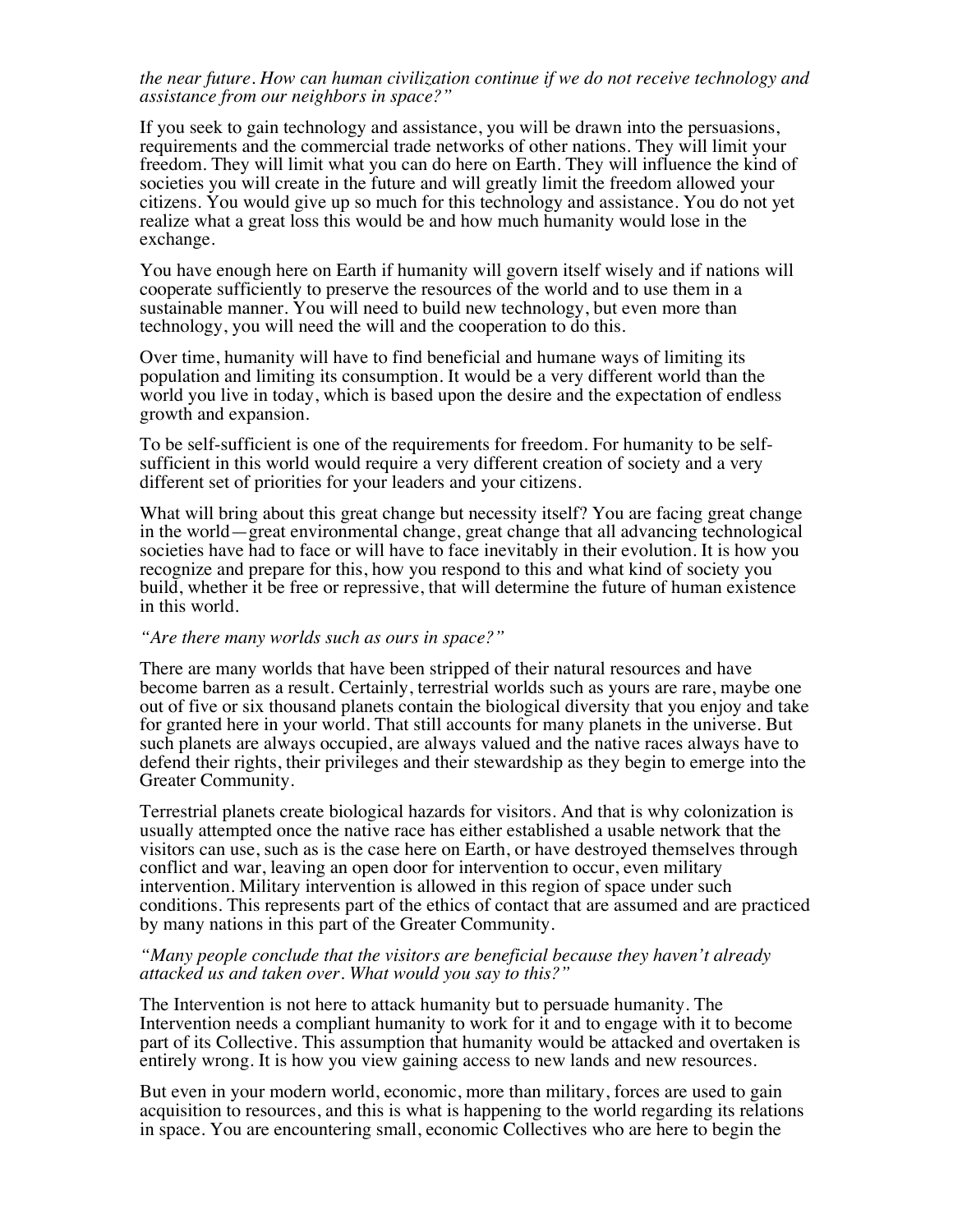*the near future. How can human civilization continue if we do not receive technology and assistance from our neighbors in space?"*

If you seek to gain technology and assistance, you will be drawn into the persuasions, requirements and the commercial trade networks of other nations. They will limit your freedom. They will limit what you can do here on Earth. They will influence the kind of societies you will create in the future and will greatly limit the freedom allowed your citizens. You would give up so much for this technology and assistance. You do not yet realize what a great loss this would be and how much humanity would lose in the exchange.

You have enough here on Earth if humanity will govern itself wisely and if nations will cooperate sufficiently to preserve the resources of the world and to use them in a sustainable manner. You will need to build new technology, but even more than technology, you will need the will and the cooperation to do this.

Over time, humanity will have to find beneficial and humane ways of limiting its population and limiting its consumption. It would be a very different world than the world you live in today, which is based upon the desire and the expectation of endless growth and expansion.

To be self-sufficient is one of the requirements for freedom. For humanity to be self-sufficient in this world would require a very different creation of society and a very different set of priorities for your leaders and your citizens.

What will bring about this great change but necessity itself? You are facing great change in the world—great environmental change, great change that all advancing technological societies have had to face or will have to face inevitably in their evolution. It is how you recognize and prepare for this, how you respond to this and what kind of society you build, whether it be free or repressive, that will determine the future of human existence in this world.

*"Are there many worlds such as ours in space?"*

There are many worlds that have been stripped of their natural resources and have become barren as a result. Certainly, terrestrial worlds such as yours are rare, maybe one out of five or six thousand planets contain the biological diversity that you enjoy and take for granted here in your world. That still accounts for many planets in the universe. But such planets are always occupied, are always valued and the native races always have to defend their rights, their privileges and their stewardship as they begin to emerge into the Greater Community.

Terrestrial planets create biological hazards for visitors. And that is why colonization is usually attempted once the native race has either established a usable network that the visitors can use, such as is the case here on Earth, or have destroyed themselves through conflict and war, leaving an open door for intervention to occur, even military intervention. Military intervention is allowed in this region of space under such conditions. This represents part of the ethics of contact that are assumed and are practiced by many nations in this part of the Greater Community.

*"Many people conclude that the visitors are beneficial because they haven't already attacked us and taken over. What would you say to this?"*

The Intervention is not here to attack humanity but to persuade humanity. The Intervention needs a compliant humanity to work for it and to engage with it to become part of its Collective. This assumption that humanity would be attacked and overtaken is entirely wrong. It is how you view gaining access to new lands and new resources.

But even in your modern world, economic, more than military, forces are used to gain acquisition to resources, and this is what is happening to the world regarding its relations in space. You are encountering small, economic Collectives who are here to begin the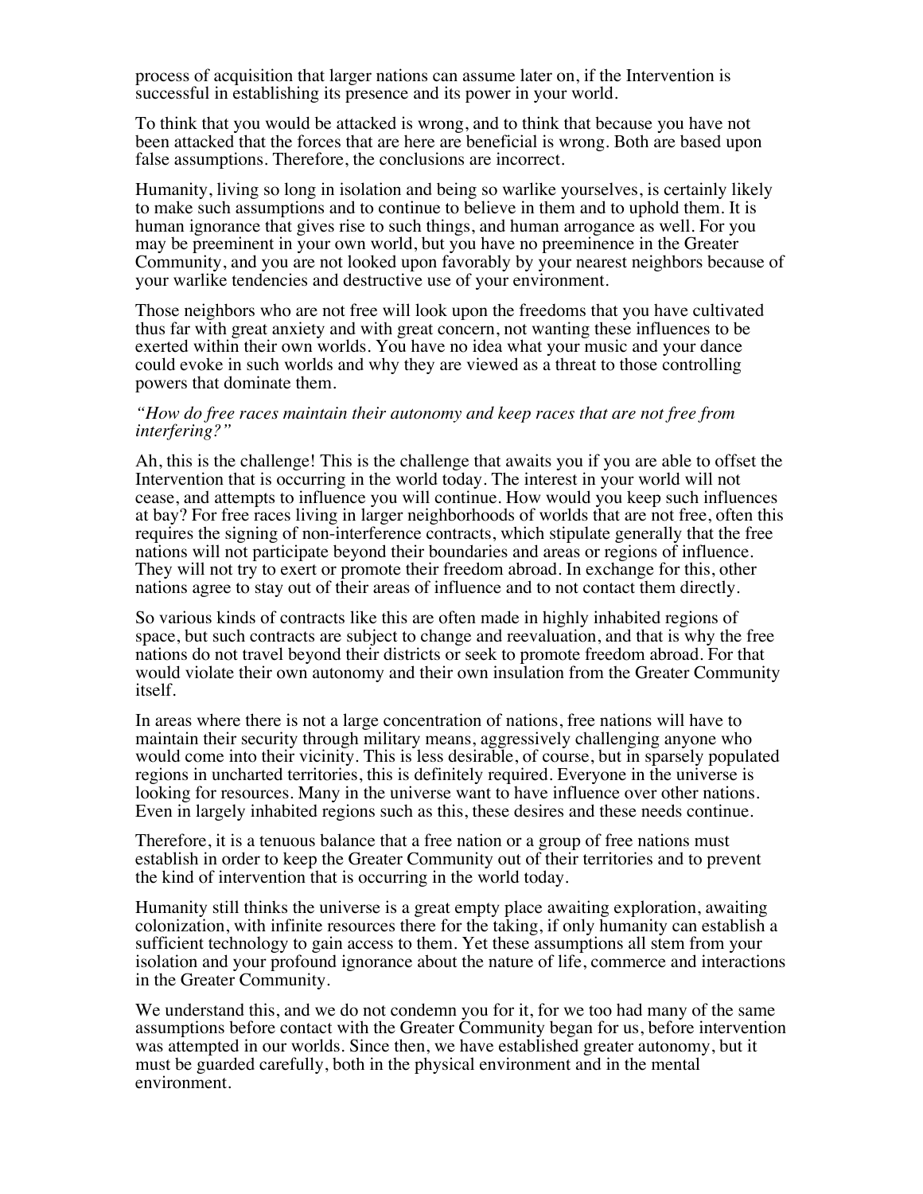process of acquisition that larger nations can assume later on, if the Intervention is successful in establishing its presence and its power in your world.

To think that you would be attacked is wrong, and to think that because you have not been attacked that the forces that are here are beneficial is wrong. Both are based upon false assumptions. Therefore, the conclusions are incorrect.

Humanity, living so long in isolation and being so warlike yourselves, is certainly likely to make such assumptions and to continue to believe in them and to uphold them. It is human ignorance that gives rise to such things, and human arrogance as well. For you may be preeminent in your own world, but you have no preeminence in the Greater Community, and you are not looked upon favorably by your nearest neighbors because of your warlike tendencies and destructive use of your environment.

Those neighbors who are not free will look upon the freedoms that you have cultivated thus far with great anxiety and with great concern, not wanting these influences to be exerted within their own worlds. You have no idea what your music and your dance could evoke in such worlds and why they are viewed as a threat to those controlling powers that dominate them.

*"How do free races maintain their autonomy and keep races that are not free from interfering?"*

Ah, this is the challenge! This is the challenge that awaits you if you are able to offset the Intervention that is occurring in the world today. The interest in your world will not cease, and attempts to influence you will continue. How would you keep such influences at bay? For free races living in larger neighborhoods of worlds that are not free, often this requires the signing of non-interference contracts, which stipulate generally that the free nations will not participate beyond their boundaries and areas or regions of influence. They will not try to exert or promote their freedom abroad. In exchange for this, other nations agree to stay out of their areas of influence and to not contact them directly.

So various kinds of contracts like this are often made in highly inhabited regions of space, but such contracts are subject to change and reevaluation, and that is why the free nations do not travel beyond their districts or seek to promote freedom abroad. For that would violate their own autonomy and their own insulation from the Greater Community itself.

In areas where there is not a large concentration of nations, free nations will have to maintain their security through military means, aggressively challenging anyone who would come into their vicinity. This is less desirable, of course, but in sparsely populated regions in uncharted territories, this is definitely required. Everyone in the universe is looking for resources. Many in the universe want to have influence over other nations. Even in largely inhabited regions such as this, these desires and these needs continue.

Therefore, it is a tenuous balance that a free nation or a group of free nations must establish in order to keep the Greater Community out of their territories and to prevent the kind of intervention that is occurring in the world today.

Humanity still thinks the universe is a great empty place awaiting exploration, awaiting colonization, with infinite resources there for the taking, if only humanity can establish a sufficient technology to gain access to them. Yet these assumptions all stem from your isolation and your profound ignorance about the nature of life, commerce and interactions in the Greater Community.

We understand this, and we do not condemn you for it, for we too had many of the same assumptions before contact with the Greater Community began for us, before intervention was attempted in our worlds. Since then, we have established greater autonomy, but it must be guarded carefully, both in the physical environment and in the mental environment.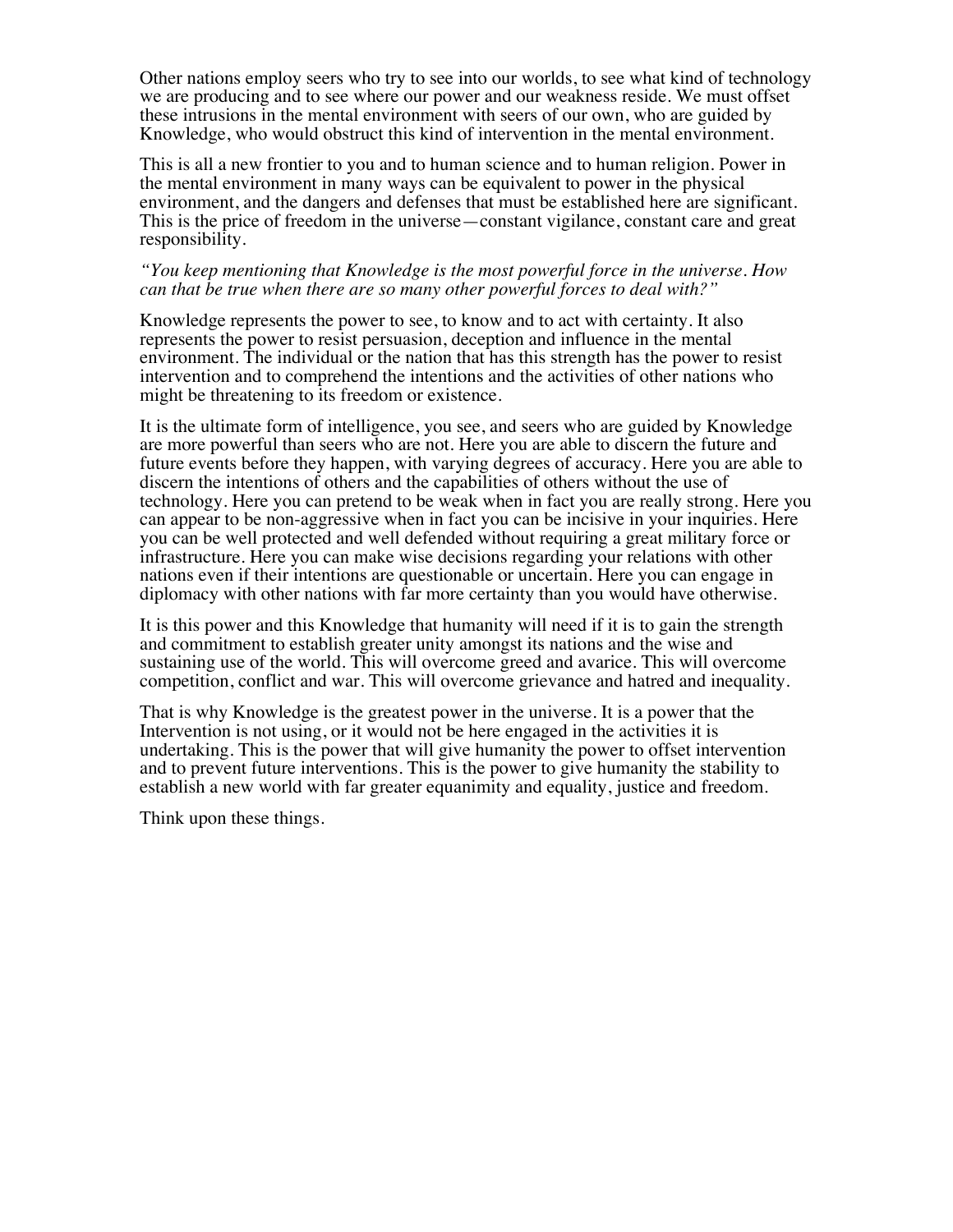Other nations employ seers who try to see into our worlds, to see what kind of technology we are producing and to see where our power and our weakness reside. We must offset these intrusions in the mental environment with seers of our own, who are guided by Knowledge, who would obstruct this kind of intervention in the mental environment.

This is all a new frontier to you and to human science and to human religion. Power in the mental environment in many ways can be equivalent to power in the physical environment, and the dangers and defenses that must be established here are significant. This is the price of freedom in the universe—constant vigilance, constant care and great responsibility.

*"You keep mentioning that Knowledge is the most powerful force in the universe. How can that be true when there are so many other powerful forces to deal with?"*

Knowledge represents the power to see, to know and to act with certainty. It also represents the power to resist persuasion, deception and influence in the mental environment. The individual or the nation that has this strength has the power to resist intervention and to comprehend the intentions and the activities of other nations who might be threatening to its freedom or existence.

It is the ultimate form of intelligence, you see, and seers who are guided by Knowledge are more powerful than seers who are not. Here you are able to discern the future and future events before they happen, with varying degrees of accuracy. Here you are able to discern the intentions of others and the capabilities of others without the use of technology. Here you can pretend to be weak when in fact you are really strong. Here you can appear to be non-aggressive when in fact you can be incisive in your inquiries. Here you can be well protected and well defended without requiring a great military force or infrastructure. Here you can make wise decisions regarding your relations with other nations even if their intentions are questionable or uncertain. Here you can engage in diplomacy with other nations with far more certainty than you would have otherwise.

It is this power and this Knowledge that humanity will need if it is to gain the strength and commitment to establish greater unity amongst its nations and the wise and sustaining use of the world. This will overcome greed and avarice. This will overcome competition, conflict and war. This will overcome grievance and hatred and inequality.

That is why Knowledge is the greatest power in the universe. It is a power that the Intervention is not using, or it would not be here engaged in the activities it is undertaking. This is the power that will give humanity the power to offset intervention and to prevent future interventions. This is the power to give humanity the stability to establish a new world with far greater equanimity and equality, justice and freedom.

Think upon these things.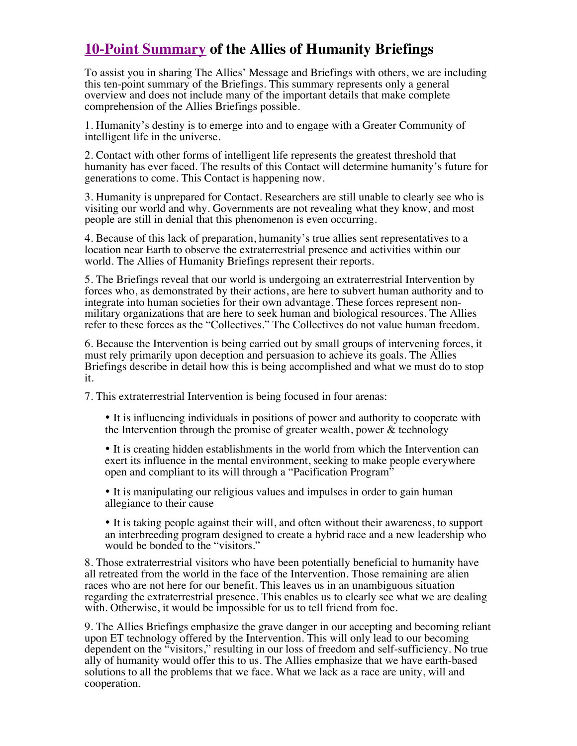## 10-Point Summary of the Allies of Humanity Briefings

To assist you in sharing The Allies' Message and Briefings with others, we are including this ten-point summary of the Briefings. This summary represents only a general overview and does not include many of the important details that make complete comprehension of the Allies Briefings possible.

1. Humanity's destiny is to emerge into and to engage with a Greater Community of intelligent life in the universe.

2. Contact with other forms of intelligent life represents the greatest threshold that humanity has ever faced. The results of this Contact will determine humanity's future for generations to come. This Contact is happening now.

3. Humanity is unprepared for Contact. Researchers are still unable to clearly see who is visiting our world and why. Governments are not revealing what they know, and most people are still in denial that this phenomenon is even occurring.

4. Because of this lack of preparation, humanity's true allies sent representatives to a location near Earth to observe the extraterrestrial presence and activities within our world. The Allies of Humanity Briefings represent their reports.

5. The Briefings reveal that our world is undergoing an extraterrestrial Intervention by forces who, as demonstrated by their actions, are here to subvert human authority and to integrate into human societies for their own advantage. These forces represent non-military organizations that are here to seek human and biological resources. The Allies refer to these forces as the "Collectives." The Collectives do not value human freedom.

6. Because the Intervention is being carried out by small groups of intervening forces, it must rely primarily upon deception and persuasion to achieve its goals. The Allies Briefings describe in detail how this is being accomplished and what we must do to stop it.

7. This extraterrestrial Intervention is being focused in four arenas:

- It is influencing individuals in positions of power and authority to cooperate with the Intervention through the promise of greater wealth, power & technology
- It is creating hidden establishments in the world from which the Intervention can exert its influence in the mental environment, seeking to make people everywhere open and compliant to its will through a "Pacification Program"
- It is manipulating our religious values and impulses in order to gain human allegiance to their cause
- It is taking people against their will, and often without their awareness, to support an interbreeding program designed to create a hybrid race and a new leadership who would be bonded to the "visitors."

8. Those extraterrestrial visitors who have been potentially beneficial to humanity have all retreated from the world in the face of the Intervention. Those remaining are alien races who are not here for our benefit. This leaves us in an unambiguous situation regarding the extraterrestrial presence. This enables us to clearly see what we are dealing with. Otherwise, it would be impossible for us to tell friend from foe.

9. The Allies Briefings emphasize the grave danger in our accepting and becoming reliant upon ET technology offered by the Intervention. This will only lead to our becoming dependent on the "visitors," resulting in our loss of freedom and self-sufficiency. No true ally of humanity would offer this to us. The Allies emphasize that we have earth-based solutions to all the problems that we face. What we lack as a race are unity, will and cooperation.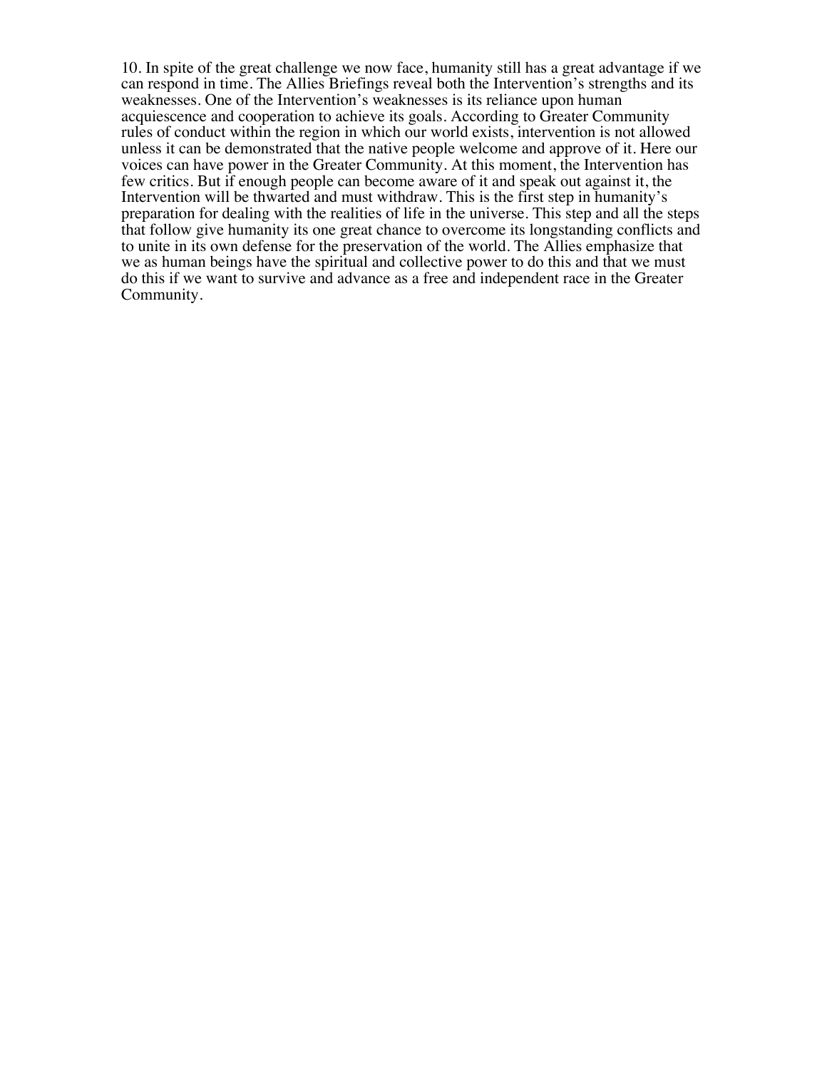10. In spite of the great challenge we now face, humanity still has a great advantage if we can respond in time. The Allies Briefings reveal both the Intervention's strengths and its weaknesses. One of the Intervention's weaknesses is its reliance upon human acquiescence and cooperation to achieve its goals. According to Greater Community rules of conduct within the region in which our world exists, intervention is not allowed unless it can be demonstrated that the native people welcome and approve of it. Here our voices can have power in the Greater Community. At this moment, the Intervention has few critics. But if enough people can become aware of it and speak out against it, the Intervention will be thwarted and must withdraw. This is the first step in humanity's preparation for dealing with the realities of life in the universe. This step and all the steps that follow give humanity its one great chance to overcome its longstanding conflicts and to unite in its own defense for the preservation of the world. The Allies emphasize that we as human beings have the spiritual and collective power to do this and that we must do this if we want to survive and advance as a free and independent race in the Greater Community.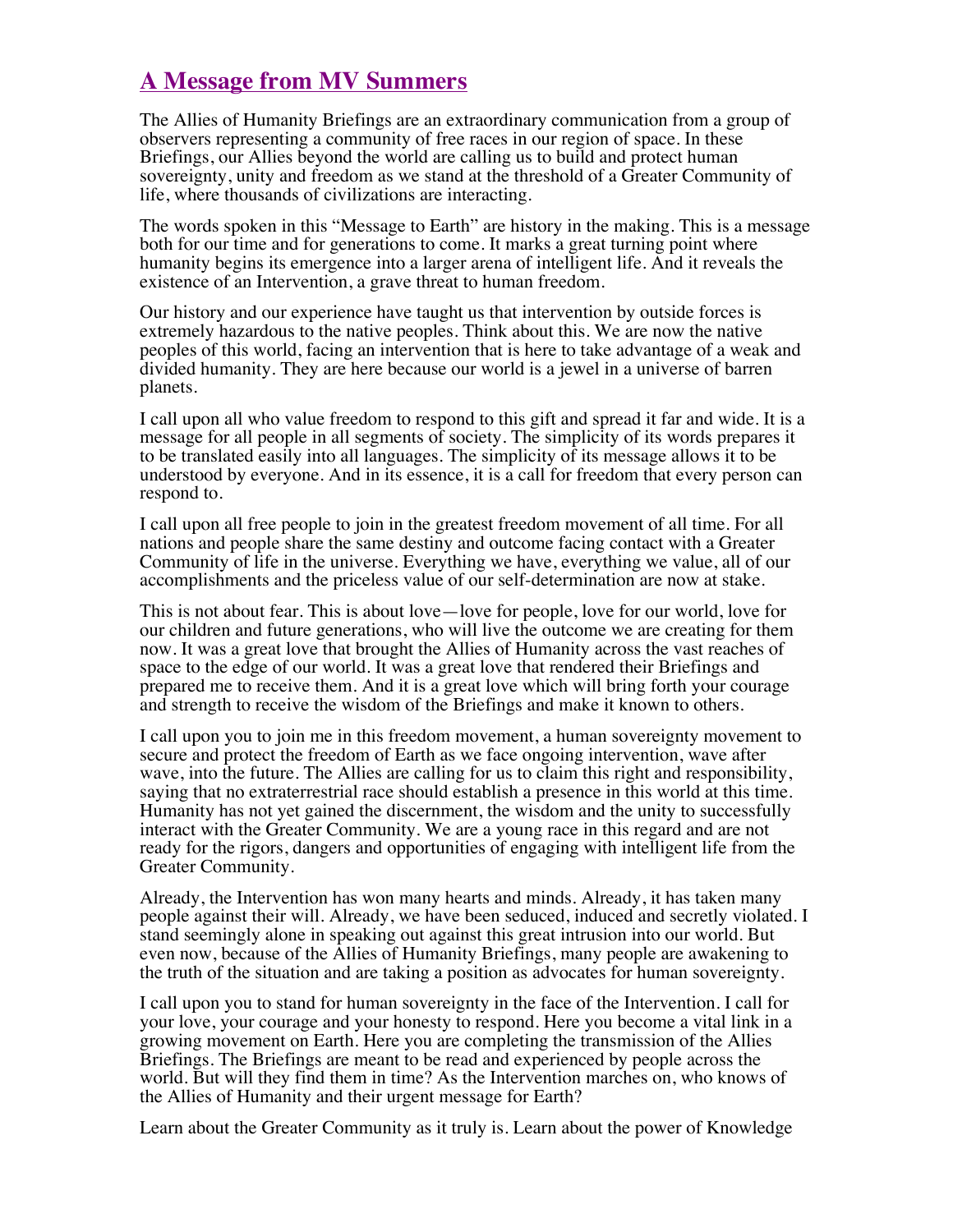## A Message from MV Summers

The Allies of Humanity Briefings are an extraordinary communication from a group of observers representing a community of free races in our region of space. In these Briefings, our Allies beyond the world are calling us to build and protect human sovereignty, unity and freedom as we stand at the threshold of a Greater Community of life, where thousands of civilizations are interacting.

The words spoken in this "Message to Earth" are history in the making. This is a message both for our time and for generations to come. It marks a great turning point where humanity begins its emergence into a larger arena of intelligent life. And it reveals the existence of an Intervention, a grave threat to human freedom.

Our history and our experience have taught us that intervention by outside forces is extremely hazardous to the native peoples. Think about this. We are now the native peoples of this world, facing an intervention that is here to take advantage of a weak and divided humanity. They are here because our world is a jewel in a universe of barren planets.

I call upon all who value freedom to respond to this gift and spread it far and wide. It is a message for all people in all segments of society. The simplicity of its words prepares it to be translated easily into all languages. The simplicity of its message allows it to be understood by everyone. And in its essence, it is a call for freedom that every person can respond to.

I call upon all free people to join in the greatest freedom movement of all time. For all nations and people share the same destiny and outcome facing contact with a Greater Community of life in the universe. Everything we have, everything we value, all of our accomplishments and the priceless value of our self-determination are now at stake.

This is not about fear. This is about love—love for people, love for our world, love for our children and future generations, who will live the outcome we are creating for them now. It was a great love that brought the Allies of Humanity across the vast reaches of space to the edge of our world. It was a great love that rendered their Briefings and prepared me to receive them. And it is a great love which will bring forth your courage and strength to receive the wisdom of the Briefings and make it known to others.

I call upon you to join me in this freedom movement, a human sovereignty movement to secure and protect the freedom of Earth as we face ongoing intervention, wave after wave, into the future. The Allies are calling for us to claim this right and responsibility, saying that no extraterrestrial race should establish a presence in this world at this time. Humanity has not yet gained the discernment, the wisdom and the unity to successfully interact with the Greater Community. We are a young race in this regard and are not ready for the rigors, dangers and opportunities of engaging with intelligent life from the Greater Community.

Already, the Intervention has won many hearts and minds. Already, it has taken many people against their will. Already, we have been seduced, induced and secretly violated. I stand seemingly alone in speaking out against this great intrusion into our world. But even now, because of the Allies of Humanity Briefings, many people are awakening to the truth of the situation and are taking a position as advocates for human sovereignty.

I call upon you to stand for human sovereignty in the face of the Intervention. I call for your love, your courage and your honesty to respond. Here you become a vital link in a growing movement on Earth. Here you are completing the transmission of the Allies Briefings. The Briefings are meant to be read and experienced by people across the world. But will they find them in time? As the Intervention marches on, who knows of the Allies of Humanity and their urgent message for Earth?

Learn about the Greater Community as it truly is. Learn about the power of Knowledge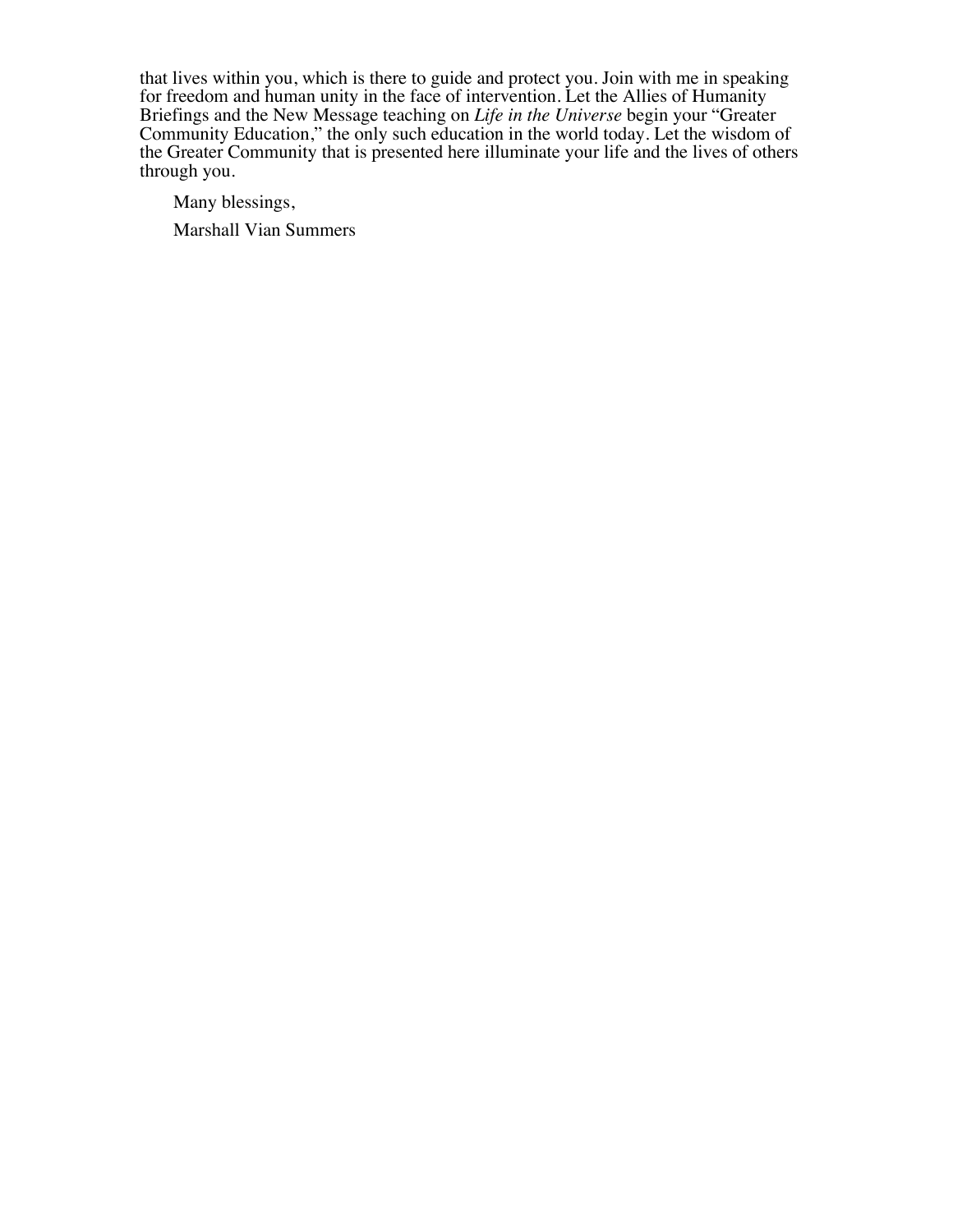that lives within you, which is there to guide and protect you. Join with me in speaking for freedom and human unity in the face of intervention. Let the Allies of Humanity Briefings and the New Message teaching on *Life in the Universe* begin your "Greater Community Education," the only such education in the world today. Let the wisdom of the Greater Community that is presented here illuminate your life and the lives of others through you.

Many blessings,

Marshall Vian Summers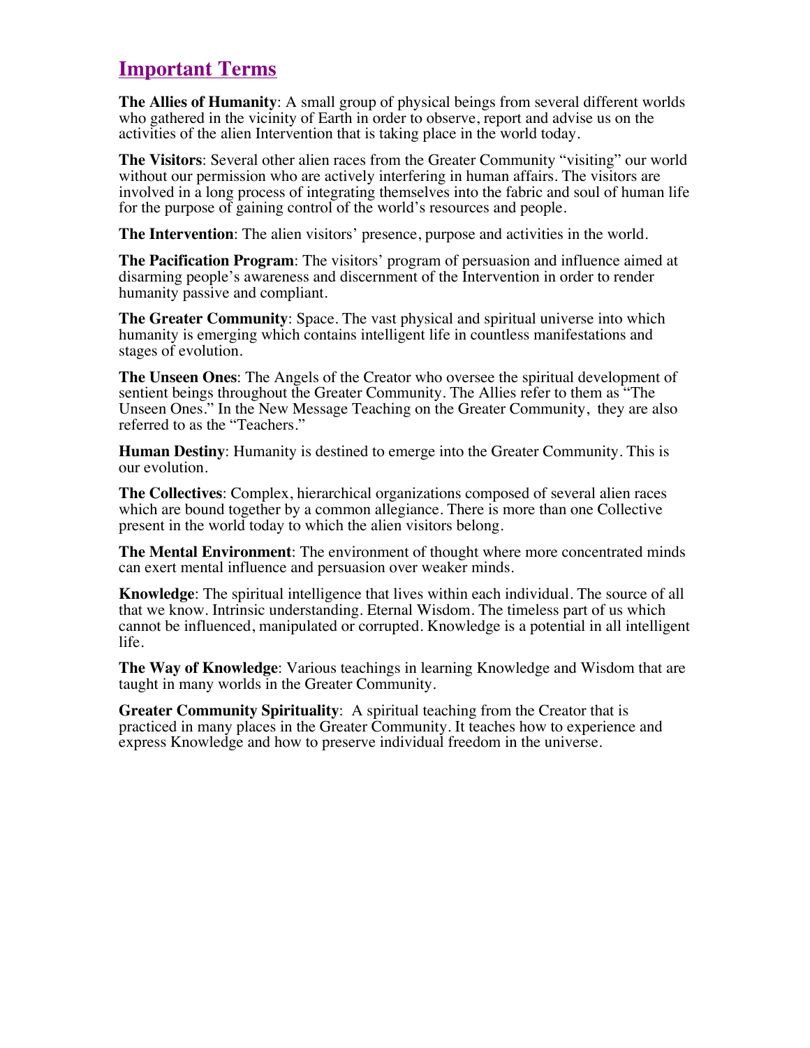## Important Terms

**The Allies of Humanity**: A small group of physical beings from several different worlds who gathered in the vicinity of Earth in order to observe, report and advise us on the activities of the alien Intervention that is taking place in the world today.

**The Visitors**: Several other alien races from the Greater Community "visiting" our world without our permission who are actively interfering in human affairs. The visitors are involved in a long process of integrating themselves into the fabric and soul of human life for the purpose of gaining control of the world's resources and people.

**The Intervention**: The alien visitors' presence, purpose and activities in the world.

**The Pacification Program**: The visitors' program of persuasion and influence aimed at disarming people's awareness and discernment of the Intervention in order to render humanity passive and compliant.

**The Greater Community**: Space. The vast physical and spiritual universe into which humanity is emerging which contains intelligent life in countless manifestations and stages of evolution.

**The Unseen Ones**: The Angels of the Creator who oversee the spiritual development of sentient beings throughout the Greater Community. The Allies refer to them as "The Unseen Ones." In the New Message Teaching on the Greater Community, they are also referred to as the "Teachers."

**Human Destiny**: Humanity is destined to emerge into the Greater Community. This is our evolution.

**The Collectives**: Complex, hierarchical organizations composed of several alien races which are bound together by a common allegiance. There is more than one Collective present in the world today to which the alien visitors belong.

**The Mental Environment**: The environment of thought where more concentrated minds can exert mental influence and persuasion over weaker minds.

**Knowledge**: The spiritual intelligence that lives within each individual. The source of all that we know. Intrinsic understanding. Eternal Wisdom. The timeless part of us which cannot be influenced, manipulated or corrupted. Knowledge is a potential in all intelligent life.

**The Way of Knowledge**: Various teachings in learning Knowledge and Wisdom that are taught in many worlds in the Greater Community.

**Greater Community Spirituality**: A spiritual teaching from the Creator that is practiced in many places in the Greater Community. It teaches how to experience and express Knowledge and how to preserve individual freedom in the universe.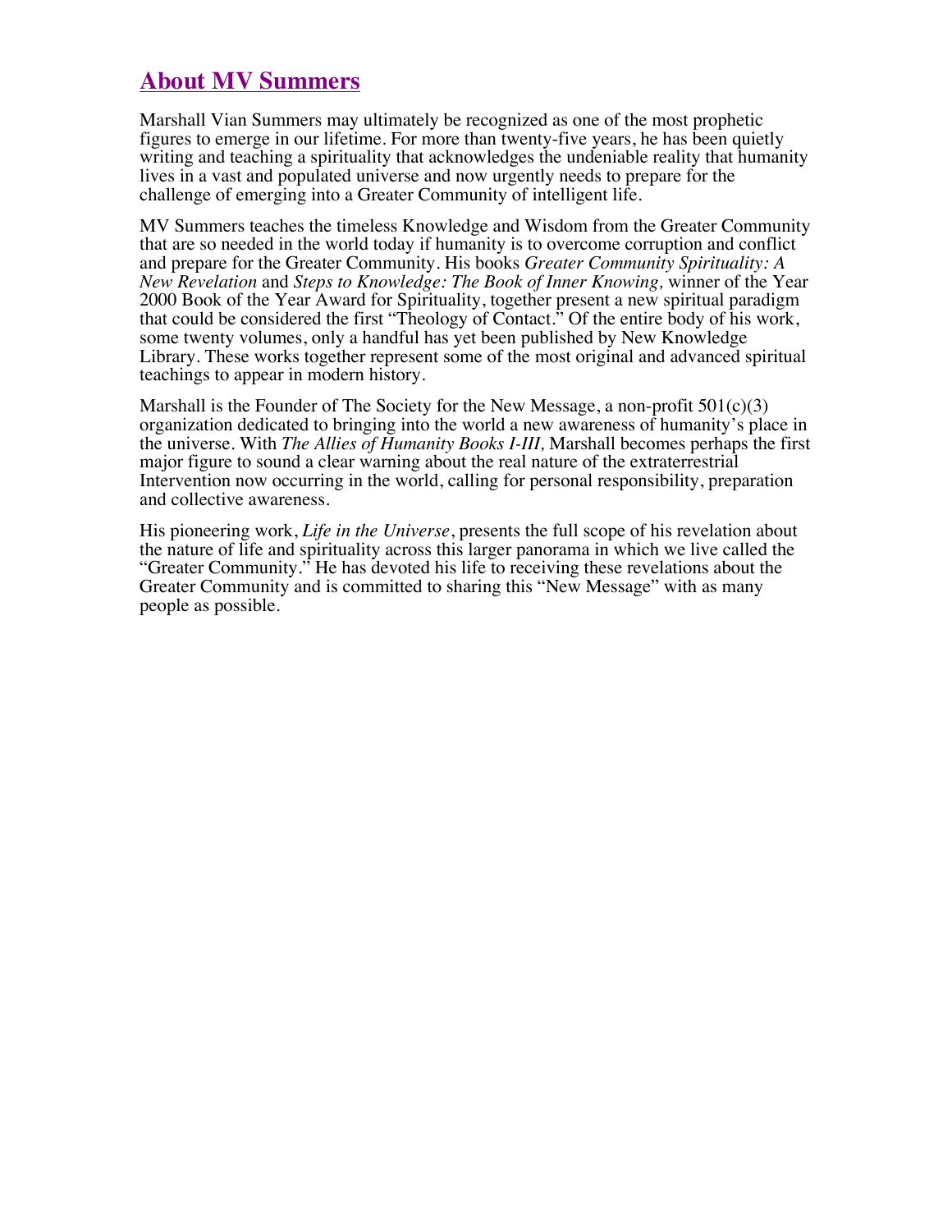## About MV Summers

Marshall Vian Summers may ultimately be recognized as one of the most prophetic figures to emerge in our lifetime. For more than twenty-five years, he has been quietly writing and teaching a spirituality that acknowledges the undeniable reality that humanity lives in a vast and populated universe and now urgently needs to prepare for the challenge of emerging into a Greater Community of intelligent life.

MV Summers teaches the timeless Knowledge and Wisdom from the Greater Community that are so needed in the world today if humanity is to overcome corruption and conflict and prepare for the Greater Community. His books *Greater Community Spirituality: A New Revelation* and *Steps to Knowledge: The Book of Inner Knowing,* winner of the Year 2000 Book of the Year Award for Spirituality, together present a new spiritual paradigm that could be considered the first "Theology of Contact." Of the entire body of his work, some twenty volumes, only a handful has yet been published by New Knowledge Library. These works together represent some of the most original and advanced spiritual teachings to appear in modern history.

Marshall is the Founder of The Society for the New Message, a non-profit 501(c)(3) organization dedicated to bringing into the world a new awareness of humanity's place in the universe. With *The Allies of Humanity Books I-III,* Marshall becomes perhaps the first major figure to sound a clear warning about the real nature of the extraterrestrial Intervention now occurring in the world, calling for personal responsibility, preparation and collective awareness.

His pioneering work, *Life in the Universe*, presents the full scope of his revelation about the nature of life and spirituality across this larger panorama in which we live called the "Greater Community." He has devoted his life to receiving these revelations about the Greater Community and is committed to sharing this "New Message" with as many people as possible.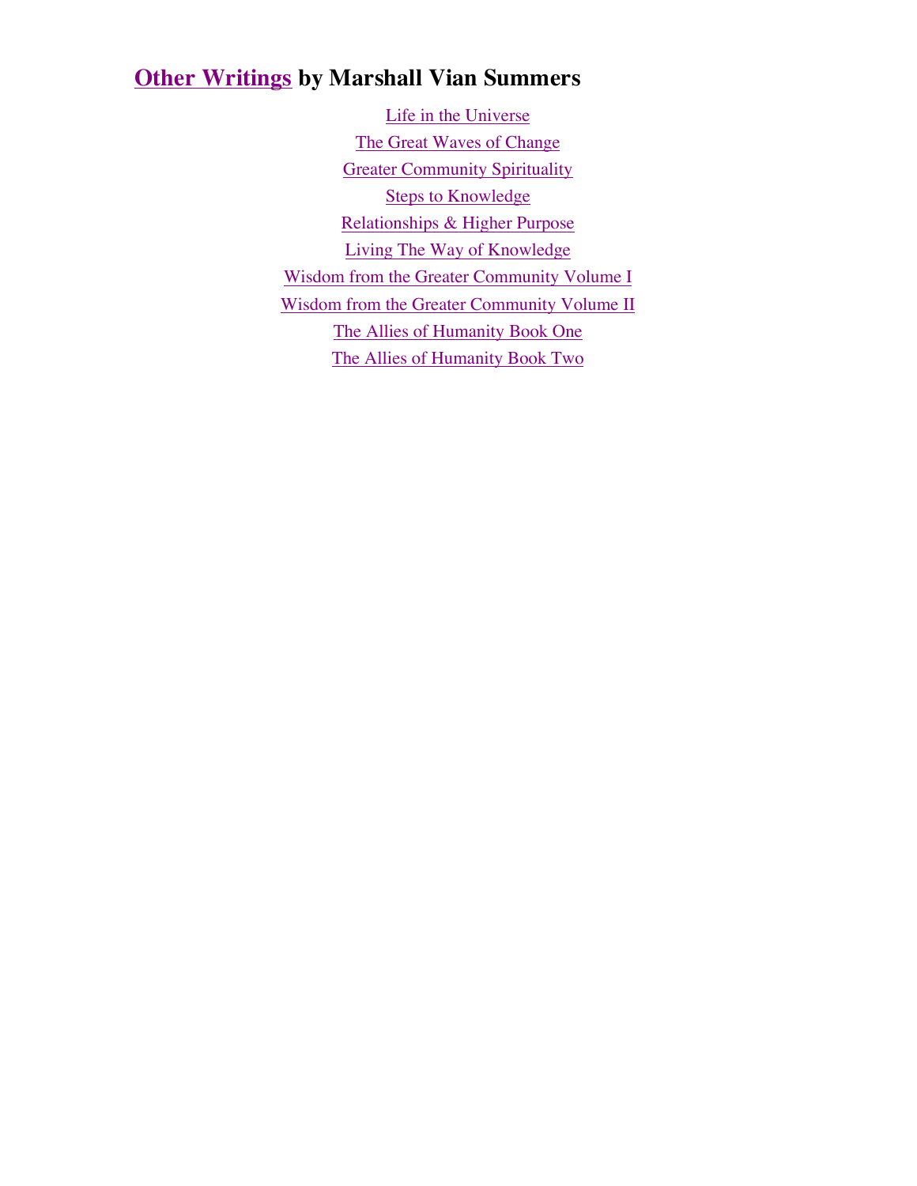## Other Writings by Marshall Vian Summers

Life in the Universe

The Great Waves of Change

Greater Community Spirituality

Steps to Knowledge

Relationships & Higher Purpose

Living The Way of Knowledge

Wisdom from the Greater Community Volume I

Wisdom from the Greater Community Volume II

The Allies of Humanity Book One

The Allies of Humanity Book Two